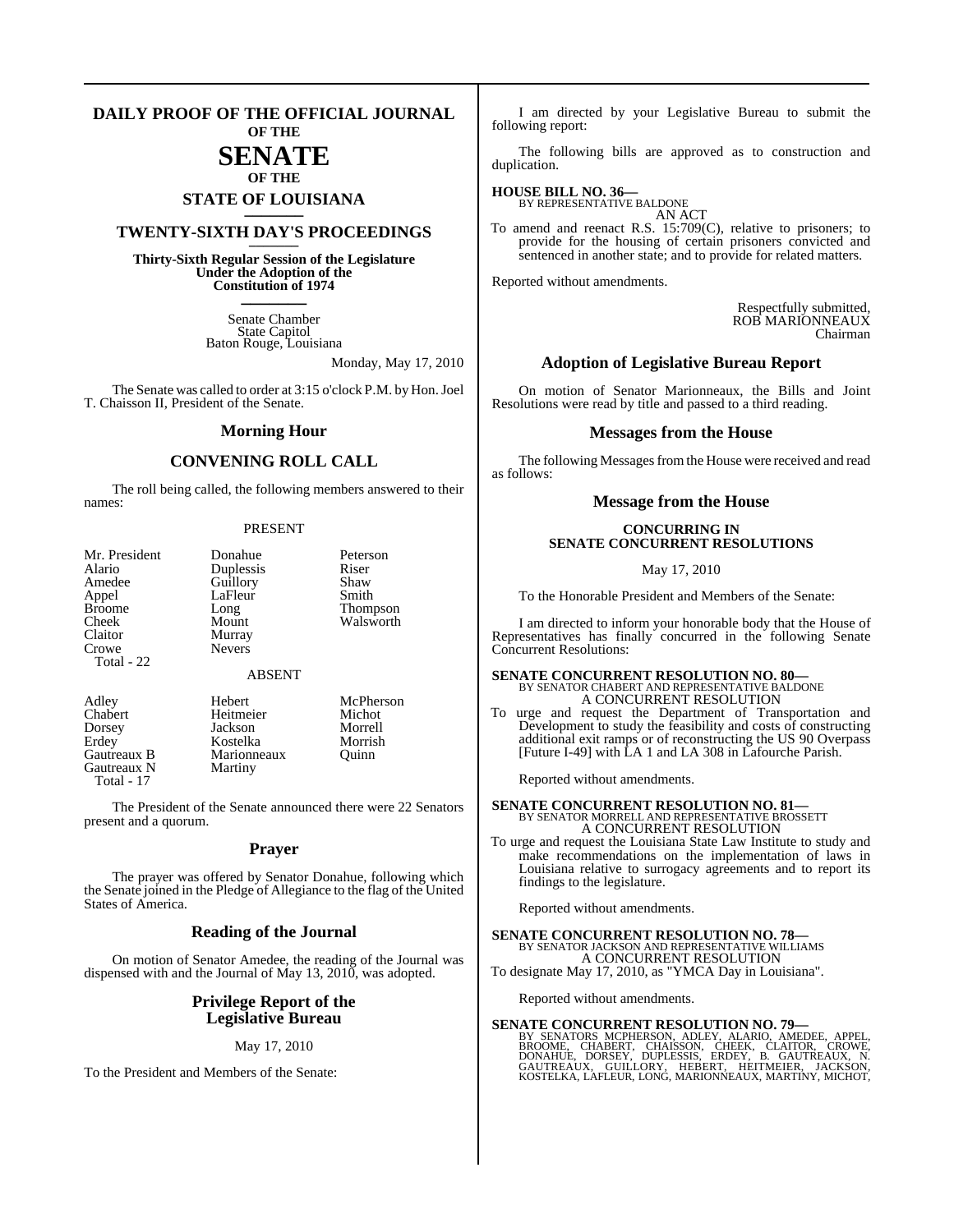# DAILY PROOF OF THE OFFICIAL JOURNAL OF THE SENATE OF THE STATE OF LOUISIANA

## TWENTY-SIXTH DAY'S PROCEEDINGS

**Thirty-Sixth Regular Session of the Legislature Under the Adoption of the Constitution of 1974**

Senate Chamber
State Capitol
Baton Rouge, Louisiana

Monday, May 17, 2010

The Senate was called to order at 3:15 o'clock P.M. by Hon. Joel T. Chaisson II, President of the Senate.

## Morning Hour

## CONVENING ROLL CALL

The roll being called, the following members answered to their names:

PRESENT

| | | |
|---|---|---|
| Mr. President | Donahue | Peterson |
| Alario | Duplessis | Riser |
| Amedee | Guillory | Shaw |
| Appel | LaFleur | Smith |
| Broome | Long | Thompson |
| Cheek | Mount | Walsworth |
| Claitor | Murray | |
| Crowe | Nevers | |
| Total - 22 | | |

ABSENT

| | | |
|---|---|---|
| Adley | Hebert | McPherson |
| Chabert | Heitmeier | Michot |
| Dorsey | Jackson | Morrell |
| Erdey | Kostelka | Morrish |
| Gautreaux B | Marionneaux | Quinn |
| Gautreaux N | Martiny | |
| Total - 17 | | |

The President of the Senate announced there were 22 Senators present and a quorum.

## Prayer

The prayer was offered by Senator Donahue, following which the Senate joined in the Pledge of Allegiance to the flag of the United States of America.

## Reading of the Journal

On motion of Senator Amedee, the reading of the Journal was dispensed with and the Journal of May 13, 2010, was adopted.

## Privilege Report of the Legislative Bureau

May 17, 2010

To the President and Members of the Senate:

I am directed by your Legislative Bureau to submit the following report:

The following bills are approved as to construction and duplication.

**HOUSE BILL NO. 36—**
BY REPRESENTATIVE BALDONE
AN ACT
To amend and reenact R.S. 15:709(C), relative to prisoners; to provide for the housing of certain prisoners convicted and sentenced in another state; and to provide for related matters.

Reported without amendments.

Respectfully submitted,
ROB MARIONNEAUX
Chairman

## Adoption of Legislative Bureau Report

On motion of Senator Marionneaux, the Bills and Joint Resolutions were read by title and passed to a third reading.

## Messages from the House

The following Messages from the House were received and read as follows:

## Message from the House

**CONCURRING IN SENATE CONCURRENT RESOLUTIONS**

May 17, 2010

To the Honorable President and Members of the Senate:

I am directed to inform your honorable body that the House of Representatives has finally concurred in the following Senate Concurrent Resolutions:

**SENATE CONCURRENT RESOLUTION NO. 80—**
BY SENATOR CHABERT AND REPRESENTATIVE BALDONE
A CONCURRENT RESOLUTION
To urge and request the Department of Transportation and Development to study the feasibility and costs of constructing additional exit ramps or of reconstructing the US 90 Overpass [Future I-49] with LA 1 and LA 308 in Lafourche Parish.

Reported without amendments.

**SENATE CONCURRENT RESOLUTION NO. 81—**
BY SENATOR MORRELL AND REPRESENTATIVE BROSSETT
A CONCURRENT RESOLUTION
To urge and request the Louisiana State Law Institute to study and make recommendations on the implementation of laws in Louisiana relative to surrogacy agreements and to report its findings to the legislature.

Reported without amendments.

**SENATE CONCURRENT RESOLUTION NO. 78—**
BY SENATOR JACKSON AND REPRESENTATIVE WILLIAMS
A CONCURRENT RESOLUTION
To designate May 17, 2010, as "YMCA Day in Louisiana".

Reported without amendments.

**SENATE CONCURRENT RESOLUTION NO. 79—**
BY SENATORS MCPHERSON, ADLEY, ALARIO, AMEDEE, APPEL, BROOME, CHABERT, CHAISSON, CHEEK, CLAITOR, CROWE, DONAHUE, DORSEY, DUPLESSIS, ERDEY, B. GAUTREAUX, N. GAUTREAUX, GUILLORY, HEBERT, HEITMEIER, JACKSON, KOSTELKA, LAFLEUR, LONG, MARIONNEAUX, MARTINY, MICHOT,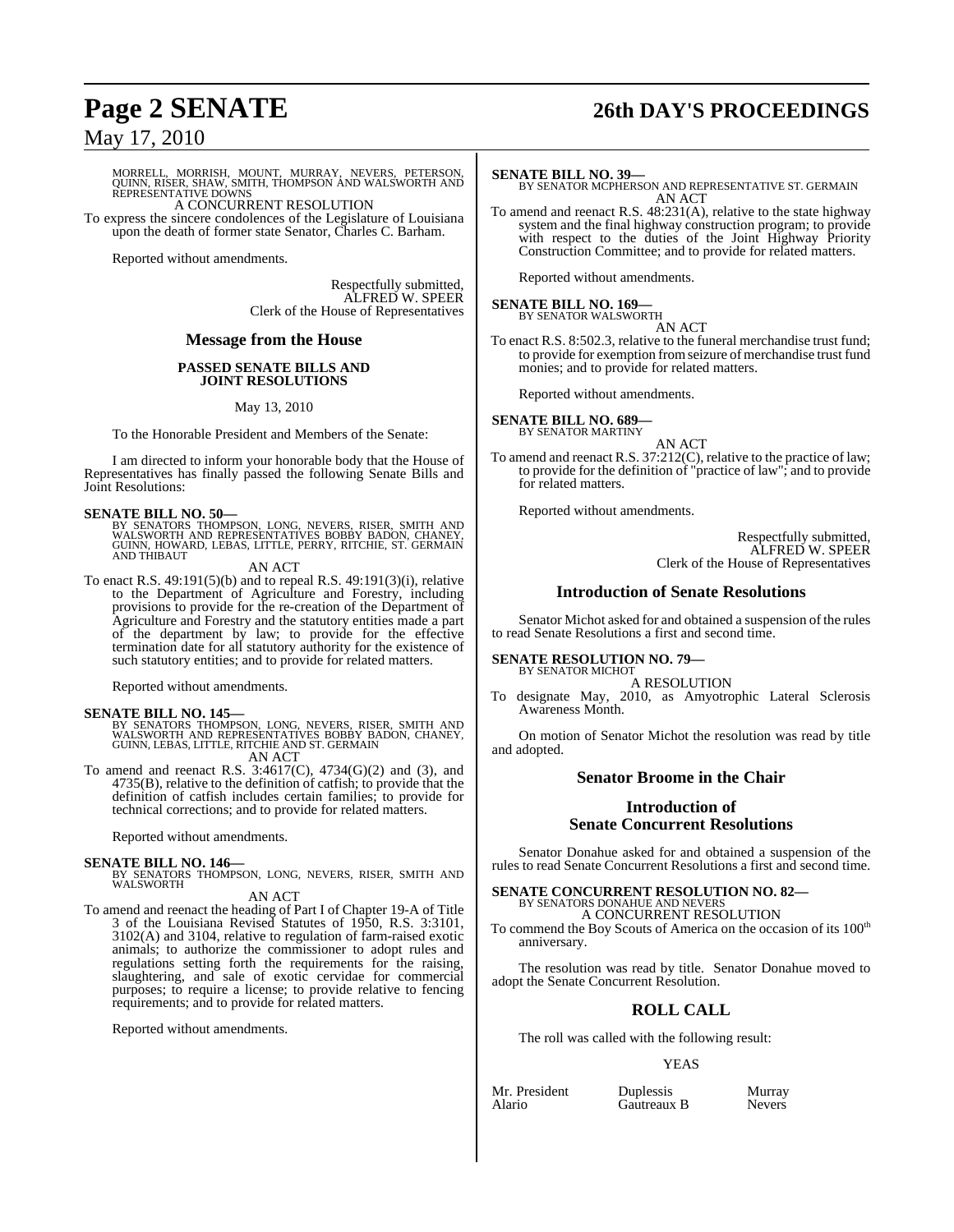MORRELL, MORRISH, MOUNT, MURRAY, NEVERS, PETERSON, QUINN, RISER, SHAW, SMITH, THOMPSON AND WALSWORTH AND REPRESENTATIVE DOWNS

A CONCURRENT RESOLUTION

To express the sincere condolences of the Legislature of Louisiana upon the death of former state Senator, Charles C. Barham.

Reported without amendments.

Respectfully submitted,
ALFRED W. SPEER
Clerk of the House of Representatives

## Message from the House

### PASSED SENATE BILLS AND JOINT RESOLUTIONS

May 13, 2010

To the Honorable President and Members of the Senate:

I am directed to inform your honorable body that the House of Representatives has finally passed the following Senate Bills and Joint Resolutions:

**SENATE BILL NO. 50—**
BY SENATORS THOMPSON, LONG, NEVERS, RISER, SMITH AND WALSWORTH AND REPRESENTATIVES BOBBY BADON, CHANEY, GUINN, HOWARD, LEBAS, LITTLE, PERRY, RITCHIE, ST. GERMAIN AND THIBAUT

AN ACT

To enact R.S. 49:191(5)(b) and to repeal R.S. 49:191(3)(i), relative to the Department of Agriculture and Forestry, including provisions to provide for the re-creation of the Department of Agriculture and Forestry and the statutory entities made a part of the department by law; to provide for the effective termination date for all statutory authority for the existence of such statutory entities; and to provide for related matters.

Reported without amendments.

**SENATE BILL NO. 145—**
BY SENATORS THOMPSON, LONG, NEVERS, RISER, SMITH AND WALSWORTH AND REPRESENTATIVES BOBBY BADON, CHANEY, GUINN, LEBAS, LITTLE, RITCHIE AND ST. GERMAIN

AN ACT

To amend and reenact R.S. 3:4617(C), 4734(G)(2) and (3), and 4735(B), relative to the definition of catfish; to provide that the definition of catfish includes certain families; to provide for technical corrections; and to provide for related matters.

Reported without amendments.

**SENATE BILL NO. 146—**
BY SENATORS THOMPSON, LONG, NEVERS, RISER, SMITH AND WALSWORTH

AN ACT

To amend and reenact the heading of Part I of Chapter 19-A of Title 3 of the Louisiana Revised Statutes of 1950, R.S. 3:3101, 3102(A) and 3104, relative to regulation of farm-raised exotic animals; to authorize the commissioner to adopt rules and regulations setting forth the requirements for the raising, slaughtering, and sale of exotic cervidae for commercial purposes; to require a license; to provide relative to fencing requirements; and to provide for related matters.

Reported without amendments.

**SENATE BILL NO. 39—**
BY SENATOR MCPHERSON AND REPRESENTATIVE ST. GERMAIN

AN ACT

To amend and reenact R.S. 48:231(A), relative to the state highway system and the final highway construction program; to provide with respect to the duties of the Joint Highway Priority Construction Committee; and to provide for related matters.

Reported without amendments.

**SENATE BILL NO. 169—**
BY SENATOR WALSWORTH

AN ACT

To enact R.S. 8:502.3, relative to the funeral merchandise trust fund; to provide for exemption from seizure of merchandise trust fund monies; and to provide for related matters.

Reported without amendments.

**SENATE BILL NO. 689—**
BY SENATOR MARTINY

AN ACT

To amend and reenact R.S. 37:212(C), relative to the practice of law; to provide for the definition of "practice of law"; and to provide for related matters.

Reported without amendments.

Respectfully submitted,
ALFRED W. SPEER
Clerk of the House of Representatives

## Introduction of Senate Resolutions

Senator Michot asked for and obtained a suspension of the rules to read Senate Resolutions a first and second time.

**SENATE RESOLUTION NO. 79—**
BY SENATOR MICHOT

A RESOLUTION

To designate May, 2010, as Amyotrophic Lateral Sclerosis Awareness Month.

On motion of Senator Michot the resolution was read by title and adopted.

## Senator Broome in the Chair

## Introduction of Senate Concurrent Resolutions

Senator Donahue asked for and obtained a suspension of the rules to read Senate Concurrent Resolutions a first and second time.

**SENATE CONCURRENT RESOLUTION NO. 82—**
BY SENATORS DONAHUE AND NEVERS

A CONCURRENT RESOLUTION

To commend the Boy Scouts of America on the occasion of its 100th anniversary.

The resolution was read by title. Senator Donahue moved to adopt the Senate Concurrent Resolution.

## ROLL CALL

The roll was called with the following result:

YEAS

| | | |
|---|---|---|
| Mr. President | Duplessis | Murray |
| Alario | Gautreaux B | Nevers |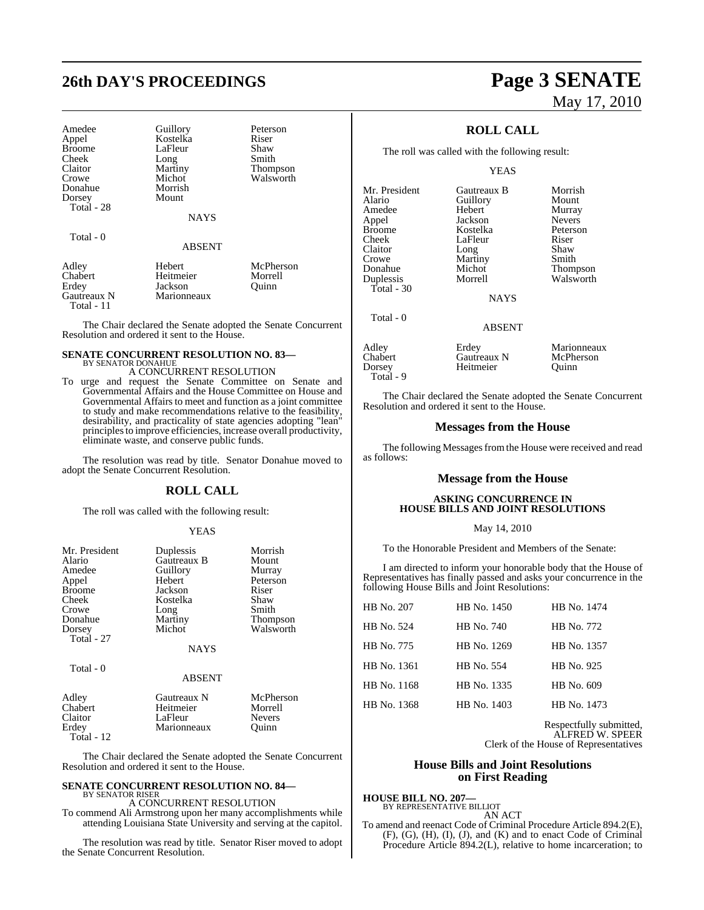| | | |
|---|---|---|
| Amedee | Guillory | Peterson |
| Appel | Kostelka | Riser |
| Broome | LaFleur | Shaw |
| Cheek | Long | Smith |
| Claitor | Martiny | Thompson |
| Crowe | Michot | Walsworth |
| Donahue | Morrish | |
| Dorsey | Mount | |
| Total - 28 | | |

NAYS

Total - 0

ABSENT

| | | |
|---|---|---|
| Adley | Hebert | McPherson |
| Chabert | Heitmeier | Morrell |
| Erdey | Jackson | Quinn |
| Gautreaux N | Marionneaux | |
| Total - 11 | | |

The Chair declared the Senate adopted the Senate Concurrent Resolution and ordered it sent to the House.

**SENATE CONCURRENT RESOLUTION NO. 83—**
BY SENATOR DONAHUE

A CONCURRENT RESOLUTION

To urge and request the Senate Committee on Senate and Governmental Affairs and the House Committee on House and Governmental Affairs to meet and function as a joint committee to study and make recommendations relative to the feasibility, desirability, and practicality of state agencies adopting "lean" principles to improve efficiencies, increase overall productivity, eliminate waste, and conserve public funds.

The resolution was read by title. Senator Donahue moved to adopt the Senate Concurrent Resolution.

## ROLL CALL

The roll was called with the following result:

YEAS

| | | |
|---|---|---|
| Mr. President | Duplessis | Morrish |
| Alario | Gautreaux B | Mount |
| Amedee | Guillory | Murray |
| Appel | Hebert | Peterson |
| Broome | Jackson | Riser |
| Cheek | Kostelka | Shaw |
| Crowe | Long | Smith |
| Donahue | Martiny | Thompson |
| Dorsey | Michot | Walsworth |
| Total - 27 | | |

NAYS

Total - 0

ABSENT

| | | |
|---|---|---|
| Adley | Gautreaux N | McPherson |
| Chabert | Heitmeier | Morrell |
| Claitor | LaFleur | Nevers |
| Erdey | Marionneaux | Quinn |
| Total - 12 | | |

The Chair declared the Senate adopted the Senate Concurrent Resolution and ordered it sent to the House.

**SENATE CONCURRENT RESOLUTION NO. 84—**
BY SENATOR RISER

A CONCURRENT RESOLUTION

To commend Ali Armstrong upon her many accomplishments while attending Louisiana State University and serving at the capitol.

The resolution was read by title. Senator Riser moved to adopt the Senate Concurrent Resolution.

## ROLL CALL

The roll was called with the following result:

YEAS

| | | |
|---|---|---|
| Mr. President | Gautreaux B | Morrish |
| Alario | Guillory | Mount |
| Amedee | Hebert | Murray |
| Appel | Jackson | Nevers |
| Broome | Kostelka | Peterson |
| Cheek | LaFleur | Riser |
| Claitor | Long | Shaw |
| Crowe | Martiny | Smith |
| Donahue | Michot | Thompson |
| Duplessis | Morrell | Walsworth |
| Total - 30 | | |

NAYS

Total - 0

ABSENT

| | | |
|---|---|---|
| Adley | Erdey | Marionneaux |
| Chabert | Gautreaux N | McPherson |
| Dorsey | Heitmeier | Quinn |
| Total - 9 | | |

The Chair declared the Senate adopted the Senate Concurrent Resolution and ordered it sent to the House.

## Messages from the House

The following Messages from the House were received and read as follows:

## Message from the House

**ASKING CONCURRENCE IN HOUSE BILLS AND JOINT RESOLUTIONS**

May 14, 2010

To the Honorable President and Members of the Senate:

I am directed to inform your honorable body that the House of Representatives has finally passed and asks your concurrence in the following House Bills and Joint Resolutions:

| | | |
|---|---|---|
| HB No. 207 | HB No. 1450 | HB No. 1474 |
| HB No. 524 | HB No. 740 | HB No. 772 |
| HB No. 775 | HB No. 1269 | HB No. 1357 |
| HB No. 1361 | HB No. 554 | HB No. 925 |
| HB No. 1168 | HB No. 1335 | HB No. 609 |
| HB No. 1368 | HB No. 1403 | HB No. 1473 |

Respectfully submitted,
ALFRED W. SPEER
Clerk of the House of Representatives

## House Bills and Joint Resolutions on First Reading

**HOUSE BILL NO. 207—**
BY REPRESENTATIVE BILLIOT

AN ACT

To amend and reenact Code of Criminal Procedure Article 894.2(E), (F), (G), (H), (I), (J), and (K) and to enact Code of Criminal Procedure Article 894.2(L), relative to home incarceration; to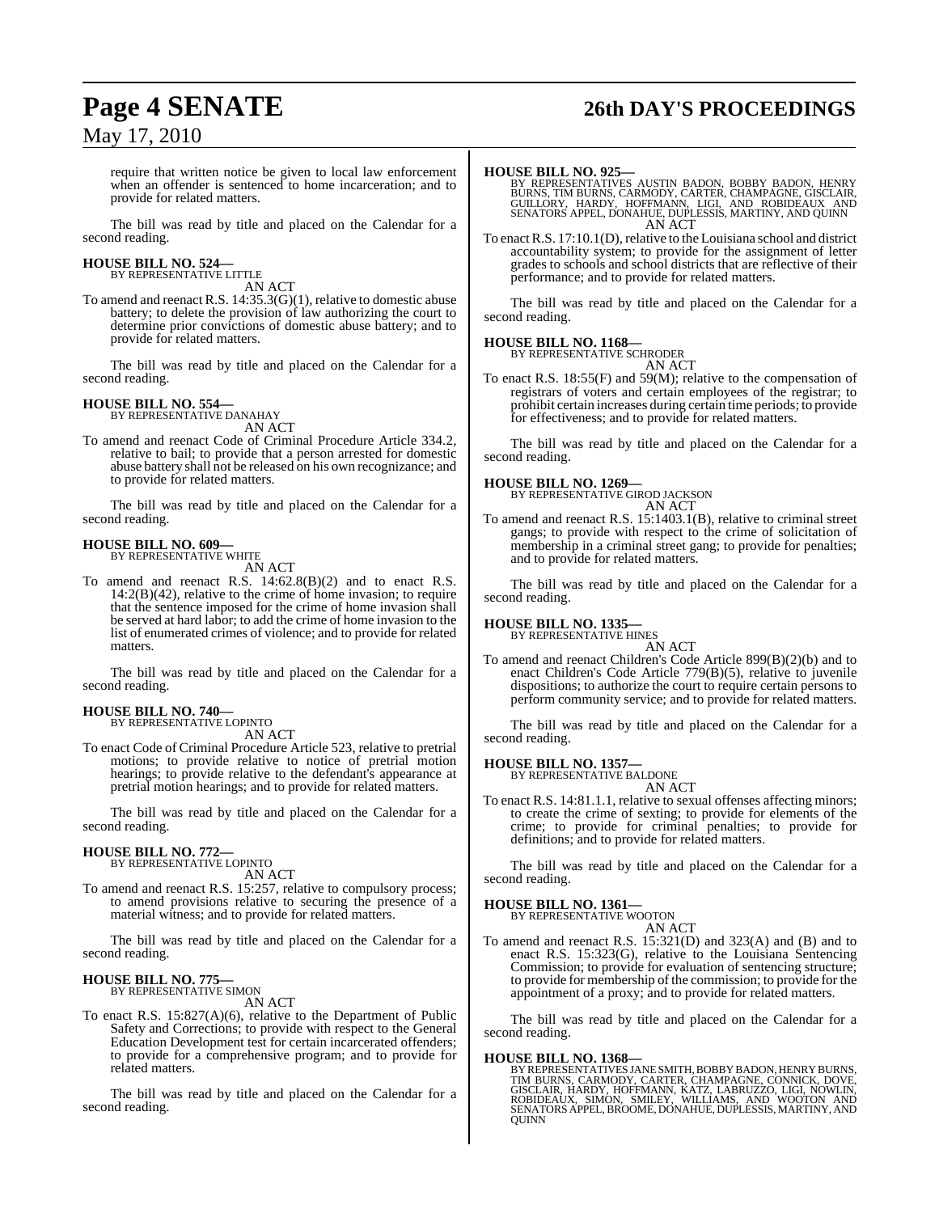require that written notice be given to local law enforcement when an offender is sentenced to home incarceration; and to provide for related matters.

The bill was read by title and placed on the Calendar for a second reading.

**HOUSE BILL NO. 524—**
BY REPRESENTATIVE LITTLE
AN ACT

To amend and reenact R.S. 14:35.3(G)(1), relative to domestic abuse battery; to delete the provision of law authorizing the court to determine prior convictions of domestic abuse battery; and to provide for related matters.

The bill was read by title and placed on the Calendar for a second reading.

**HOUSE BILL NO. 554—**
BY REPRESENTATIVE DANAHAY
AN ACT

To amend and reenact Code of Criminal Procedure Article 334.2, relative to bail; to provide that a person arrested for domestic abuse battery shall not be released on his own recognizance; and to provide for related matters.

The bill was read by title and placed on the Calendar for a second reading.

**HOUSE BILL NO. 609—**
BY REPRESENTATIVE WHITE
AN ACT

To amend and reenact R.S. 14:62.8(B)(2) and to enact R.S. 14:2(B)(42), relative to the crime of home invasion; to require that the sentence imposed for the crime of home invasion shall be served at hard labor; to add the crime of home invasion to the list of enumerated crimes of violence; and to provide for related matters.

The bill was read by title and placed on the Calendar for a second reading.

**HOUSE BILL NO. 740—**
BY REPRESENTATIVE LOPINTO
AN ACT

To enact Code of Criminal Procedure Article 523, relative to pretrial motions; to provide relative to notice of pretrial motion hearings; to provide relative to the defendant's appearance at pretrial motion hearings; and to provide for related matters.

The bill was read by title and placed on the Calendar for a second reading.

**HOUSE BILL NO. 772—**
BY REPRESENTATIVE LOPINTO
AN ACT

To amend and reenact R.S. 15:257, relative to compulsory process; to amend provisions relative to securing the presence of a material witness; and to provide for related matters.

The bill was read by title and placed on the Calendar for a second reading.

**HOUSE BILL NO. 775—**
BY REPRESENTATIVE SIMON
AN ACT

To enact R.S. 15:827(A)(6), relative to the Department of Public Safety and Corrections; to provide with respect to the General Education Development test for certain incarcerated offenders; to provide for a comprehensive program; and to provide for related matters.

The bill was read by title and placed on the Calendar for a second reading.

**HOUSE BILL NO. 925—**
BY REPRESENTATIVES AUSTIN BADON, BOBBY BADON, HENRY BURNS, TIM BURNS, CARMODY, CARTER, CHAMPAGNE, GISCLAIR, GUILLORY, HARDY, HOFFMANN, LIGI, AND ROBIDEAUX AND SENATORS APPEL, DONAHUE, DUPLESSIS, MARTINY, AND QUINN
AN ACT

To enact R.S. 17:10.1(D), relative to the Louisiana school and district accountability system; to provide for the assignment of letter grades to schools and school districts that are reflective of their performance; and to provide for related matters.

The bill was read by title and placed on the Calendar for a second reading.

**HOUSE BILL NO. 1168—**
BY REPRESENTATIVE SCHRODER
AN ACT

To enact R.S. 18:55(F) and 59(M); relative to the compensation of registrars of voters and certain employees of the registrar; to prohibit certain increases during certain time periods; to provide for effectiveness; and to provide for related matters.

The bill was read by title and placed on the Calendar for a second reading.

**HOUSE BILL NO. 1269—**
BY REPRESENTATIVE GIROD JACKSON
AN ACT

To amend and reenact R.S. 15:1403.1(B), relative to criminal street gangs; to provide with respect to the crime of solicitation of membership in a criminal street gang; to provide for penalties; and to provide for related matters.

The bill was read by title and placed on the Calendar for a second reading.

**HOUSE BILL NO. 1335—**
BY REPRESENTATIVE HINES
AN ACT

To amend and reenact Children's Code Article 899(B)(2)(b) and to enact Children's Code Article 779(B)(5), relative to juvenile dispositions; to authorize the court to require certain persons to perform community service; and to provide for related matters.

The bill was read by title and placed on the Calendar for a second reading.

**HOUSE BILL NO. 1357—**
BY REPRESENTATIVE BALDONE
AN ACT

To enact R.S. 14:81.1.1, relative to sexual offenses affecting minors; to create the crime of sexting; to provide for elements of the crime; to provide for criminal penalties; to provide for definitions; and to provide for related matters.

The bill was read by title and placed on the Calendar for a second reading.

**HOUSE BILL NO. 1361—**
BY REPRESENTATIVE WOOTON
AN ACT

To amend and reenact R.S. 15:321(D) and 323(A) and (B) and to enact R.S. 15:323(G), relative to the Louisiana Sentencing Commission; to provide for evaluation of sentencing structure; to provide for membership of the commission; to provide for the appointment of a proxy; and to provide for related matters.

The bill was read by title and placed on the Calendar for a second reading.

**HOUSE BILL NO. 1368—**
BY REPRESENTATIVES JANE SMITH, BOBBY BADON, HENRY BURNS, TIM BURNS, CARMODY, CARTER, CHAMPAGNE, CONNICK, DOVE, GISCLAIR, HARDY, HOFFMANN, KATZ, LABRUZZO, LIGI, NOWLIN, ROBIDEAUX, SIMON, SMILEY, WILLIAMS, AND WOOTON AND SENATORS APPEL, BROOME, DONAHUE, DUPLESSIS, MARTINY, AND QUINN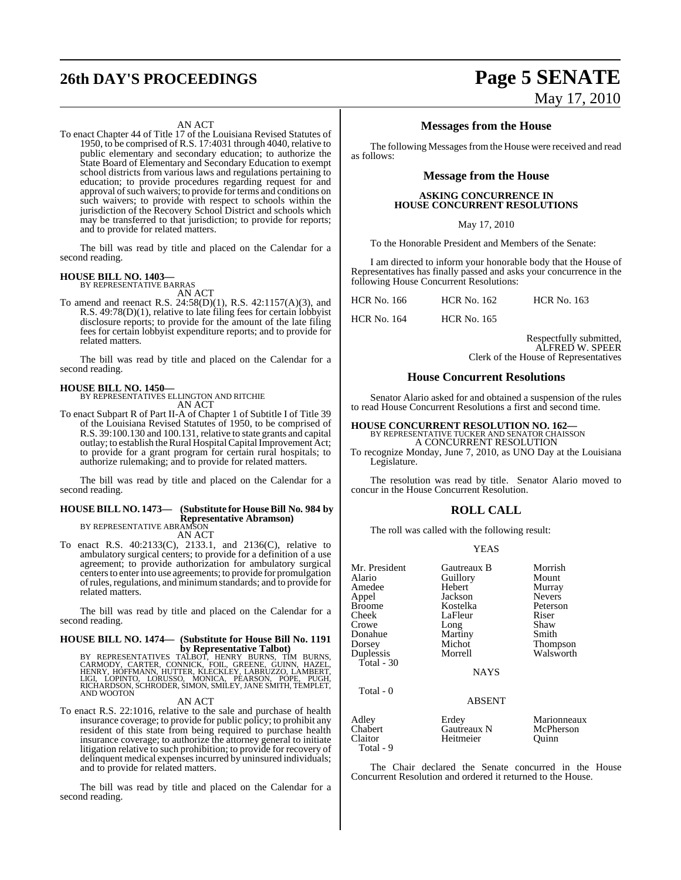AN ACT

To enact Chapter 44 of Title 17 of the Louisiana Revised Statutes of 1950, to be comprised of R.S. 17:4031 through 4040, relative to public elementary and secondary education; to authorize the State Board of Elementary and Secondary Education to exempt school districts from various laws and regulations pertaining to education; to provide procedures regarding request for and approval of such waivers; to provide for terms and conditions on such waivers; to provide with respect to schools within the jurisdiction of the Recovery School District and schools which may be transferred to that jurisdiction; to provide for reports; and to provide for related matters.

The bill was read by title and placed on the Calendar for a second reading.

**HOUSE BILL NO. 1403—**
BY REPRESENTATIVE BARRAS
AN ACT

To amend and reenact R.S. 24:58(D)(1), R.S. 42:1157(A)(3), and R.S. 49:78(D)(1), relative to late filing fees for certain lobbyist disclosure reports; to provide for the amount of the late filing fees for certain lobbyist expenditure reports; and to provide for related matters.

The bill was read by title and placed on the Calendar for a second reading.

**HOUSE BILL NO. 1450—**
BY REPRESENTATIVES ELLINGTON AND RITCHIE
AN ACT

To enact Subpart R of Part II-A of Chapter 1 of Subtitle I of Title 39 of the Louisiana Revised Statutes of 1950, to be comprised of R.S. 39:100.130 and 100.131, relative to state grants and capital outlay; to establish the Rural Hospital Capital Improvement Act; to provide for a grant program for certain rural hospitals; to authorize rulemaking; and to provide for related matters.

The bill was read by title and placed on the Calendar for a second reading.

**HOUSE BILL NO. 1473— (Substitute for House Bill No. 984 by Representative Abramson)**
BY REPRESENTATIVE ABRAMSON
AN ACT

To enact R.S. 40:2133(C), 2133.1, and 2136(C), relative to ambulatory surgical centers; to provide for a definition of a use agreement; to provide authorization for ambulatory surgical centers to enter into use agreements; to provide for promulgation of rules, regulations, and minimum standards; and to provide for related matters.

The bill was read by title and placed on the Calendar for a second reading.

**HOUSE BILL NO. 1474— (Substitute for House Bill No. 1191 by Representative Talbot)**
BY REPRESENTATIVES TALBOT, HENRY BURNS, TIM BURNS, CARMODY, CARTER, CONNICK, FOIL, GREENE, GUINN, HAZEL, HENRY, HOFFMANN, HUTTER, KLECKLEY, LABRUZZO, LAMBERT, LIGI, LOPINTO, LORUSSO, MONICA, PEARSON, POPE, PUGH, RICHARDSON, SCHRODER, SIMON, SMILEY, JANE SMITH, TEMPLET, AND WOOTON
AN ACT

To enact R.S. 22:1016, relative to the sale and purchase of health insurance coverage; to provide for public policy; to prohibit any resident of this state from being required to purchase health insurance coverage; to authorize the attorney general to initiate litigation relative to such prohibition; to provide for recovery of delinquent medical expenses incurred by uninsured individuals; and to provide for related matters.

The bill was read by title and placed on the Calendar for a second reading.

## Messages from the House

The following Messages from the House were received and read as follows:

## Message from the House

**ASKING CONCURRENCE IN HOUSE CONCURRENT RESOLUTIONS**

May 17, 2010

To the Honorable President and Members of the Senate:

I am directed to inform your honorable body that the House of Representatives has finally passed and asks your concurrence in the following House Concurrent Resolutions:

| HCR No. 166 | HCR No. 162 | HCR No. 163 |
|---|---|---|
| HCR No. 164 | HCR No. 165 | |

Respectfully submitted,
ALFRED W. SPEER
Clerk of the House of Representatives

## House Concurrent Resolutions

Senator Alario asked for and obtained a suspension of the rules to read House Concurrent Resolutions a first and second time.

**HOUSE CONCURRENT RESOLUTION NO. 162—**
BY REPRESENTATIVE TUCKER AND SENATOR CHAISSON
A CONCURRENT RESOLUTION

To recognize Monday, June 7, 2010, as UNO Day at the Louisiana Legislature.

The resolution was read by title. Senator Alario moved to concur in the House Concurrent Resolution.

## ROLL CALL

The roll was called with the following result:

YEAS

| | | |
|---|---|---|
| Mr. President | Gautreaux B | Morrish |
| Alario | Guillory | Mount |
| Amedee | Hebert | Murray |
| Appel | Jackson | Nevers |
| Broome | Kostelka | Peterson |
| Cheek | LaFleur | Riser |
| Crowe | Long | Shaw |
| Donahue | Martiny | Smith |
| Dorsey | Michot | Thompson |
| Duplessis | Morrell | Walsworth |
| Total - 30 | | |

NAYS

Total - 0

ABSENT

| | | |
|---|---|---|
| Adley | Erdey | Marionneaux |
| Chabert | Gautreaux N | McPherson |
| Claitor | Heitmeier | Quinn |
| Total - 9 | | |

The Chair declared the Senate concurred in the House Concurrent Resolution and ordered it returned to the House.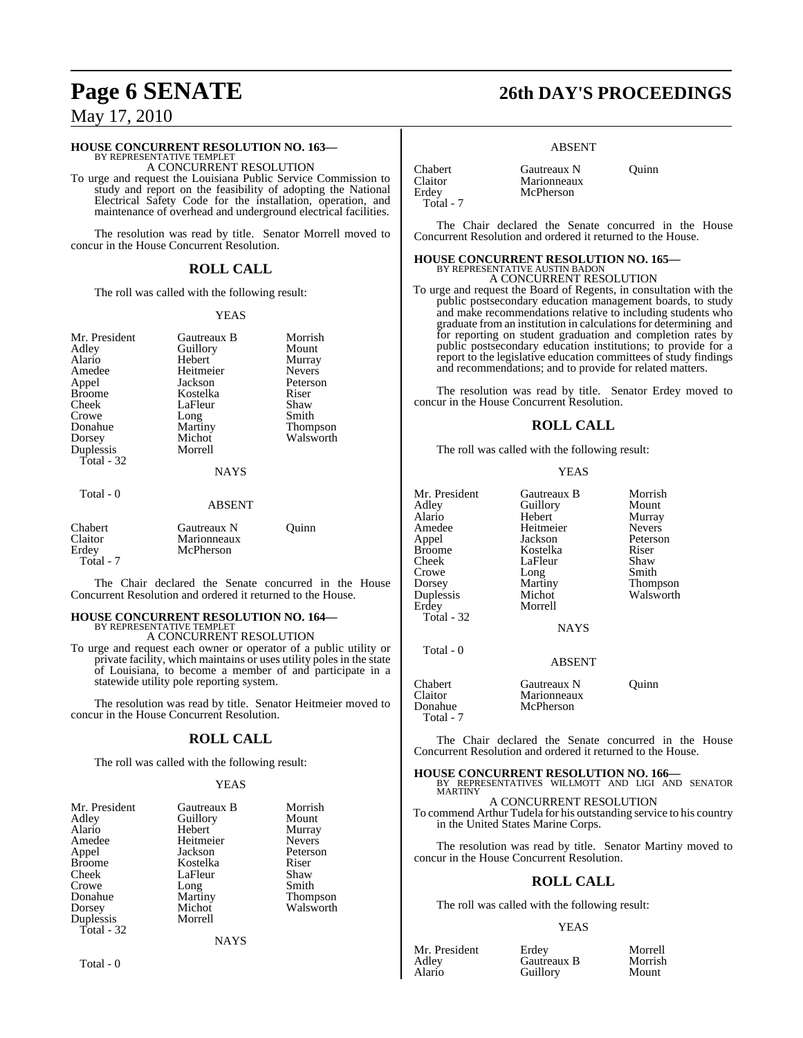**HOUSE CONCURRENT RESOLUTION NO. 163—**
BY REPRESENTATIVE TEMPLET
A CONCURRENT RESOLUTION

To urge and request the Louisiana Public Service Commission to study and report on the feasibility of adopting the National Electrical Safety Code for the installation, operation, and maintenance of overhead and underground electrical facilities.

The resolution was read by title. Senator Morrell moved to concur in the House Concurrent Resolution.

## ROLL CALL

The roll was called with the following result:

YEAS

| | | |
|---|---|---|
| Mr. President | Gautreaux B | Morrish |
| Adley | Guillory | Mount |
| Alario | Hebert | Murray |
| Amedee | Heitmeier | Nevers |
| Appel | Jackson | Peterson |
| Broome | Kostelka | Riser |
| Cheek | LaFleur | Shaw |
| Crowe | Long | Smith |
| Donahue | Martiny | Thompson |
| Dorsey | Michot | Walsworth |
| Duplessis | Morrell | |

Total - 32

NAYS

Total - 0

ABSENT

| | | |
|---|---|---|
| Chabert | Gautreaux N | Quinn |
| Claitor | Marionneaux | |
| Erdey | McPherson | |

Total - 7

The Chair declared the Senate concurred in the House Concurrent Resolution and ordered it returned to the House.

**HOUSE CONCURRENT RESOLUTION NO. 164—**
BY REPRESENTATIVE TEMPLET
A CONCURRENT RESOLUTION

To urge and request each owner or operator of a public utility or private facility, which maintains or uses utility poles in the state of Louisiana, to become a member of and participate in a statewide utility pole reporting system.

The resolution was read by title. Senator Heitmeier moved to concur in the House Concurrent Resolution.

## ROLL CALL

The roll was called with the following result:

YEAS

| | | |
|---|---|---|
| Mr. President | Gautreaux B | Morrish |
| Adley | Guillory | Mount |
| Alario | Hebert | Murray |
| Amedee | Heitmeier | Nevers |
| Appel | Jackson | Peterson |
| Broome | Kostelka | Riser |
| Cheek | LaFleur | Shaw |
| Crowe | Long | Smith |
| Donahue | Martiny | Thompson |
| Dorsey | Michot | Walsworth |
| Duplessis | Morrell | |

Total - 32

NAYS

Total - 0

ABSENT

| | | |
|---|---|---|
| Chabert | Gautreaux N | Quinn |
| Claitor | Marionneaux | |
| Erdey | McPherson | |

Total - 7

The Chair declared the Senate concurred in the House Concurrent Resolution and ordered it returned to the House.

**HOUSE CONCURRENT RESOLUTION NO. 165—**
BY REPRESENTATIVE AUSTIN BADON
A CONCURRENT RESOLUTION

To urge and request the Board of Regents, in consultation with the public postsecondary education management boards, to study and make recommendations relative to including students who graduate from an institution in calculations for determining and for reporting on student graduation and completion rates by public postsecondary education institutions; to provide for a report to the legislative education committees of study findings and recommendations; and to provide for related matters.

The resolution was read by title. Senator Erdey moved to concur in the House Concurrent Resolution.

## ROLL CALL

The roll was called with the following result:

YEAS

| | | |
|---|---|---|
| Mr. President | Gautreaux B | Morrish |
| Adley | Guillory | Mount |
| Alario | Hebert | Murray |
| Amedee | Heitmeier | Nevers |
| Appel | Jackson | Peterson |
| Broome | Kostelka | Riser |
| Cheek | LaFleur | Shaw |
| Crowe | Long | Smith |
| Dorsey | Martiny | Thompson |
| Duplessis | Michot | Walsworth |
| Erdey | Morrell | |

Total - 32

NAYS

Total - 0

ABSENT

| | | |
|---|---|---|
| Chabert | Gautreaux N | Quinn |
| Claitor | Marionneaux | |
| Donahue | McPherson | |

Total - 7

The Chair declared the Senate concurred in the House Concurrent Resolution and ordered it returned to the House.

**HOUSE CONCURRENT RESOLUTION NO. 166—**
BY REPRESENTATIVES WILLMOTT AND LIGI AND SENATOR MARTINY
A CONCURRENT RESOLUTION

To commend Arthur Tudela for his outstanding service to his country in the United States Marine Corps.

The resolution was read by title. Senator Martiny moved to concur in the House Concurrent Resolution.

## ROLL CALL

The roll was called with the following result:

YEAS

| | | |
|---|---|---|
| Mr. President | Erdey | Morrell |
| Adley | Gautreaux B | Morrish |
| Alario | Guillory | Mount |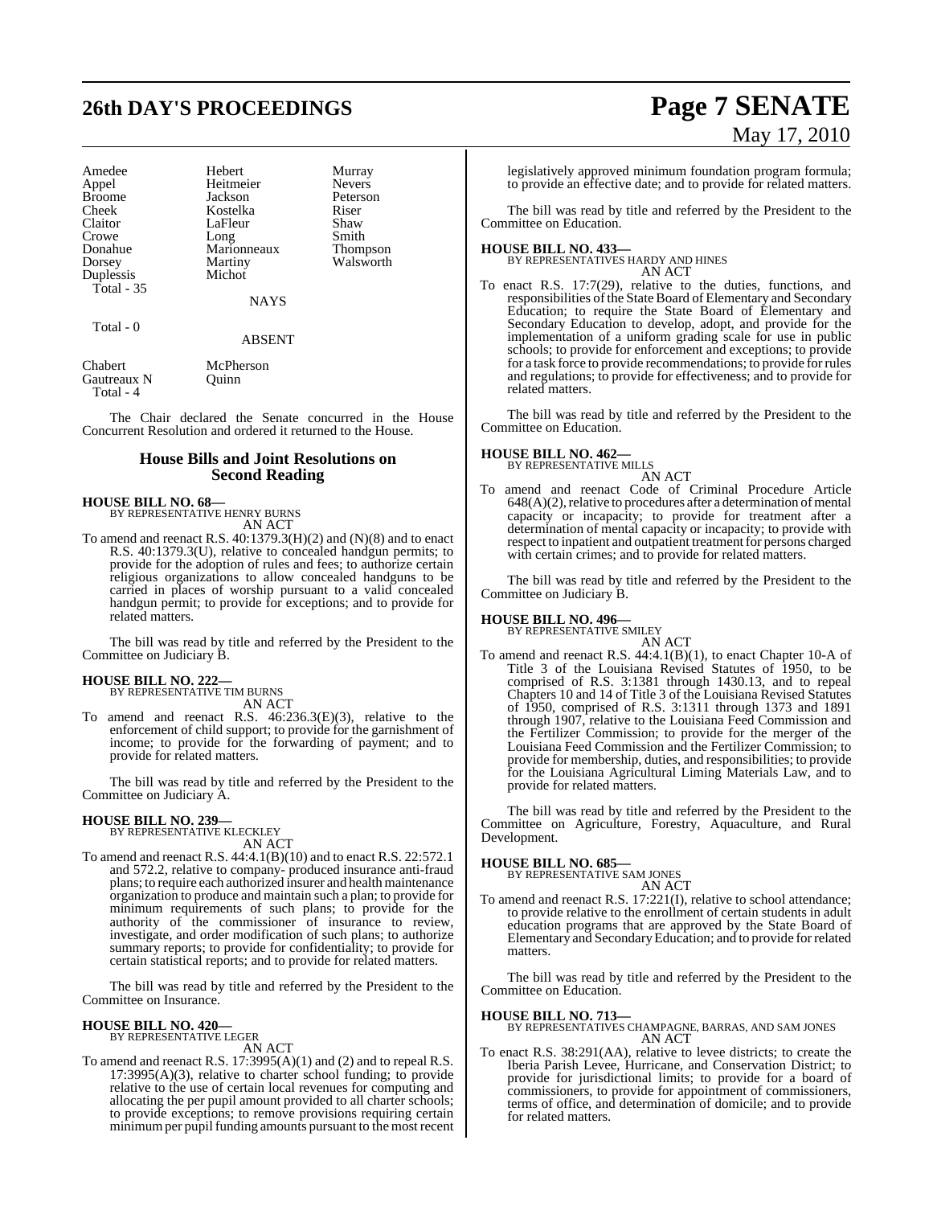| | | |
|---|---|---|
| Amedee | Hebert | Murray |
| Appel | Heitmeier | Nevers |
| Broome | Jackson | Peterson |
| Cheek | Kostelka | Riser |
| Claitor | LaFleur | Shaw |
| Crowe | Long | Smith |
| Donahue | Marionneaux | Thompson |
| Dorsey | Martiny | Walsworth |
| Duplessis | Michot | |
| Total - 35 | | |

NAYS

Total - 0

ABSENT

| | |
|---|---|
| Chabert | McPherson |
| Gautreaux N | Quinn |
| Total - 4 | |

The Chair declared the Senate concurred in the House Concurrent Resolution and ordered it returned to the House.

## House Bills and Joint Resolutions on Second Reading

**HOUSE BILL NO. 68—**
BY REPRESENTATIVE HENRY BURNS
AN ACT

To amend and reenact R.S. 40:1379.3(H)(2) and (N)(8) and to enact R.S. 40:1379.3(U), relative to concealed handgun permits; to provide for the adoption of rules and fees; to authorize certain religious organizations to allow concealed handguns to be carried in places of worship pursuant to a valid concealed handgun permit; to provide for exceptions; and to provide for related matters.

The bill was read by title and referred by the President to the Committee on Judiciary B.

**HOUSE BILL NO. 222—**
BY REPRESENTATIVE TIM BURNS
AN ACT

To amend and reenact R.S. 46:236.3(E)(3), relative to the enforcement of child support; to provide for the garnishment of income; to provide for the forwarding of payment; and to provide for related matters.

The bill was read by title and referred by the President to the Committee on Judiciary A.

**HOUSE BILL NO. 239—**
BY REPRESENTATIVE KLECKLEY
AN ACT

To amend and reenact R.S. 44:4.1(B)(10) and to enact R.S. 22:572.1 and 572.2, relative to company- produced insurance anti-fraud plans; to require each authorized insurer and health maintenance organization to produce and maintain such a plan; to provide for minimum requirements of such plans; to provide for the authority of the commissioner of insurance to review, investigate, and order modification of such plans; to authorize summary reports; to provide for confidentiality; to provide for certain statistical reports; and to provide for related matters.

The bill was read by title and referred by the President to the Committee on Insurance.

**HOUSE BILL NO. 420—**
BY REPRESENTATIVE LEGER
AN ACT

To amend and reenact R.S. 17:3995(A)(1) and (2) and to repeal R.S. 17:3995(A)(3), relative to charter school funding; to provide relative to the use of certain local revenues for computing and allocating the per pupil amount provided to all charter schools; to provide exceptions; to remove provisions requiring certain minimum per pupil funding amounts pursuant to the most recent legislatively approved minimum foundation program formula; to provide an effective date; and to provide for related matters.

The bill was read by title and referred by the President to the Committee on Education.

**HOUSE BILL NO. 433—**
BY REPRESENTATIVES HARDY AND HINES
AN ACT

To enact R.S. 17:7(29), relative to the duties, functions, and responsibilities of the State Board of Elementary and Secondary Education; to require the State Board of Elementary and Secondary Education to develop, adopt, and provide for the implementation of a uniform grading scale for use in public schools; to provide for enforcement and exceptions; to provide for a task force to provide recommendations; to provide for rules and regulations; to provide for effectiveness; and to provide for related matters.

The bill was read by title and referred by the President to the Committee on Education.

**HOUSE BILL NO. 462—**
BY REPRESENTATIVE MILLS
AN ACT

To amend and reenact Code of Criminal Procedure Article 648(A)(2), relative to procedures after a determination of mental capacity or incapacity; to provide for treatment after a determination of mental capacity or incapacity; to provide with respect to inpatient and outpatient treatment for persons charged with certain crimes; and to provide for related matters.

The bill was read by title and referred by the President to the Committee on Judiciary B.

**HOUSE BILL NO. 496—**
BY REPRESENTATIVE SMILEY
AN ACT

To amend and reenact R.S. 44:4.1(B)(1), to enact Chapter 10-A of Title 3 of the Louisiana Revised Statutes of 1950, to be comprised of R.S. 3:1381 through 1430.13, and to repeal Chapters 10 and 14 of Title 3 of the Louisiana Revised Statutes of 1950, comprised of R.S. 3:1311 through 1373 and 1891 through 1907, relative to the Louisiana Feed Commission and the Fertilizer Commission; to provide for the merger of the Louisiana Feed Commission and the Fertilizer Commission; to provide for membership, duties, and responsibilities; to provide for the Louisiana Agricultural Liming Materials Law, and to provide for related matters.

The bill was read by title and referred by the President to the Committee on Agriculture, Forestry, Aquaculture, and Rural Development.

**HOUSE BILL NO. 685—**
BY REPRESENTATIVE SAM JONES
AN ACT

To amend and reenact R.S. 17:221(I), relative to school attendance; to provide relative to the enrollment of certain students in adult education programs that are approved by the State Board of Elementary and Secondary Education; and to provide for related matters.

The bill was read by title and referred by the President to the Committee on Education.

**HOUSE BILL NO. 713—**
BY REPRESENTATIVES CHAMPAGNE, BARRAS, AND SAM JONES
AN ACT

To enact R.S. 38:291(AA), relative to levee districts; to create the Iberia Parish Levee, Hurricane, and Conservation District; to provide for jurisdictional limits; to provide for a board of commissioners, to provide for appointment of commissioners, terms of office, and determination of domicile; and to provide for related matters.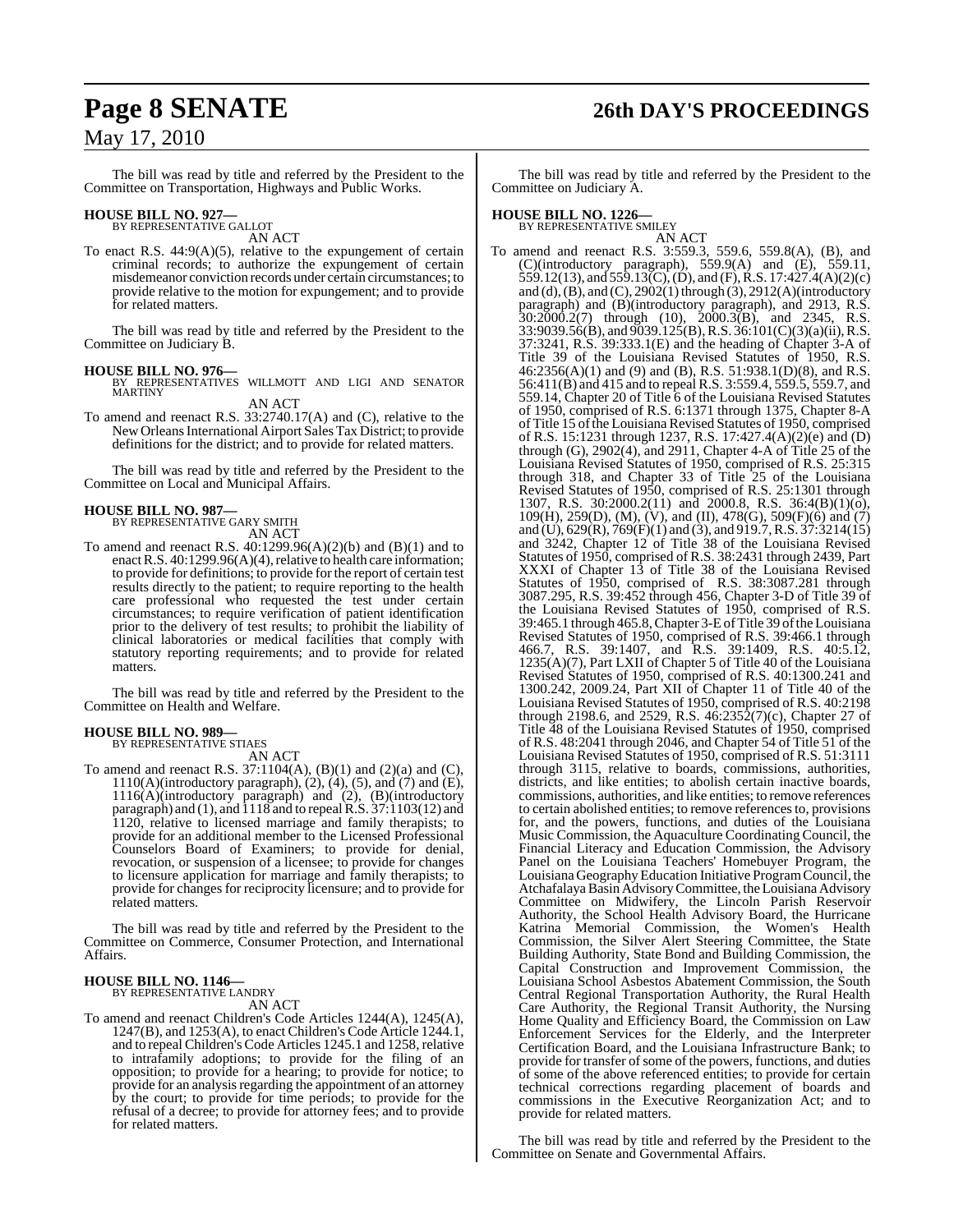The bill was read by title and referred by the President to the Committee on Transportation, Highways and Public Works.

**HOUSE BILL NO. 927—**
BY REPRESENTATIVE GALLOT
AN ACT

To enact R.S. 44:9(A)(5), relative to the expungement of certain criminal records; to authorize the expungement of certain misdemeanor conviction records under certain circumstances; to provide relative to the motion for expungement; and to provide for related matters.

The bill was read by title and referred by the President to the Committee on Judiciary B.

**HOUSE BILL NO. 976—**
BY REPRESENTATIVES WILLMOTT AND LIGI AND SENATOR MARTINY
AN ACT

To amend and reenact R.S. 33:2740.17(A) and (C), relative to the New Orleans International Airport Sales Tax District; to provide definitions for the district; and to provide for related matters.

The bill was read by title and referred by the President to the Committee on Local and Municipal Affairs.

**HOUSE BILL NO. 987—**
BY REPRESENTATIVE GARY SMITH
AN ACT

To amend and reenact R.S. 40:1299.96(A)(2)(b) and (B)(1) and to enact R.S. 40:1299.96(A)(4), relative to health care information; to provide for definitions; to provide for the report of certain test results directly to the patient; to require reporting to the health care professional who requested the test under certain circumstances; to require verification of patient identification prior to the delivery of test results; to prohibit the liability of clinical laboratories or medical facilities that comply with statutory reporting requirements; and to provide for related matters.

The bill was read by title and referred by the President to the Committee on Health and Welfare.

**HOUSE BILL NO. 989—**
BY REPRESENTATIVE STIAES
AN ACT

To amend and reenact R.S. 37:1104(A), (B)(1) and (2)(a) and (C), 1110(A)(introductory paragraph), (2), (4), (5), and (7) and (E), 1116(A)(introductory paragraph) and (2), (B)(introductory paragraph) and (1), and 1118 and to repeal R.S. 37:1103(12) and 1120, relative to licensed marriage and family therapists; to provide for an additional member to the Licensed Professional Counselors Board of Examiners; to provide for denial, revocation, or suspension of a licensee; to provide for changes to licensure application for marriage and family therapists; to provide for changes for reciprocity licensure; and to provide for related matters.

The bill was read by title and referred by the President to the Committee on Commerce, Consumer Protection, and International Affairs.

**HOUSE BILL NO. 1146—**
BY REPRESENTATIVE LANDRY
AN ACT

To amend and reenact Children's Code Articles 1244(A), 1245(A), 1247(B), and 1253(A), to enact Children's Code Article 1244.1, and to repeal Children's Code Articles 1245.1 and 1258, relative to intrafamily adoptions; to provide for the filing of an opposition; to provide for a hearing; to provide for notice; to provide for an analysis regarding the appointment of an attorney by the court; to provide for time periods; to provide for the refusal of a decree; to provide for attorney fees; and to provide for related matters.

The bill was read by title and referred by the President to the Committee on Judiciary A.

**HOUSE BILL NO. 1226—**
BY REPRESENTATIVE SMILEY
AN ACT

To amend and reenact R.S. 3:559.3, 559.6, 559.8(A), (B), and (C)(introductory paragraph), 559.9(A) and (E), 559.11, 559.12(13), and 559.13(C), (D), and (F), R.S. 17:427.4(A)(2)(c) and (d), (B), and (C), 2902(1) through (3), 2912(A)(introductory paragraph) and (B)(introductory paragraph), and 2913, R.S. 30:2000.2(7) through (10), 2000.3(B), and 2345, R.S. 33:9039.56(B), and 9039.125(B), R.S. 36:101(C)(3)(a)(ii), R.S. 37:3241, R.S. 39:333.1(E) and the heading of Chapter 3-A of Title 39 of the Louisiana Revised Statutes of 1950, R.S. 46:2356(A)(1) and (9) and (B), R.S. 51:938.1(D)(8), and R.S. 56:411(B) and 415 and to repeal R.S. 3:559.4, 559.5, 559.7, and 559.14, Chapter 20 of Title 6 of the Louisiana Revised Statutes of 1950, comprised of R.S. 6:1371 through 1375, Chapter 8-A of Title 15 of the Louisiana Revised Statutes of 1950, comprised of R.S. 15:1231 through 1237, R.S. 17:427.4(A)(2)(e) and (D) through (G), 2902(4), and 2911, Chapter 4-A of Title 25 of the Louisiana Revised Statutes of 1950, comprised of R.S. 25:315 through 318, and Chapter 33 of Title 25 of the Louisiana Revised Statutes of 1950, comprised of R.S. 25:1301 through 1307, R.S. 30:2000.2(11) and 2000.8, R.S. 36:4(B)(1)(o), 109(H), 259(D), (M), (V), and (II), 478(G), 509(F)(6) and (7) and (U), 629(R), 769(F)(1) and (3), and 919.7, R.S. 37:3214(15) and 3242, Chapter 12 of Title 38 of the Louisiana Revised Statutes of 1950, comprised of R.S. 38:2431 through 2439, Part XXXI of Chapter 13 of Title 38 of the Louisiana Revised Statutes of 1950, comprised of R.S. 38:3087.281 through 3087.295, R.S. 39:452 through 456, Chapter 3-D of Title 39 of the Louisiana Revised Statutes of 1950, comprised of R.S. 39:465.1 through 465.8, Chapter 3-E of Title 39 of the Louisiana Revised Statutes of 1950, comprised of R.S. 39:466.1 through 466.7, R.S. 39:1407, and R.S. 39:1409, R.S. 40:5.12, 1235(A)(7), Part LXII of Chapter 5 of Title 40 of the Louisiana Revised Statutes of 1950, comprised of R.S. 40:1300.241 and 1300.242, 2009.24, Part XII of Chapter 11 of Title 40 of the Louisiana Revised Statutes of 1950, comprised of R.S. 40:2198 through 2198.6, and 2529, R.S. 46:2352(7)(c), Chapter 27 of Title 48 of the Louisiana Revised Statutes of 1950, comprised of R.S. 48:2041 through 2046, and Chapter 54 of Title 51 of the Louisiana Revised Statutes of 1950, comprised of R.S. 51:3111 through 3115, relative to boards, commissions, authorities, districts, and like entities; to abolish certain inactive boards, commissions, authorities, and like entities; to remove references to certain abolished entities; to remove references to, provisions for, and the powers, functions, and duties of the Louisiana Music Commission, the Aquaculture Coordinating Council, the Financial Literacy and Education Commission, the Advisory Panel on the Louisiana Teachers' Homebuyer Program, the Louisiana Geography Education Initiative Program Council, the Atchafalaya Basin Advisory Committee, the Louisiana Advisory Committee on Midwifery, the Lincoln Parish Reservoir Authority, the School Health Advisory Board, the Hurricane Katrina Memorial Commission, the Women's Health Commission, the Silver Alert Steering Committee, the State Building Authority, State Bond and Building Commission, the Capital Construction and Improvement Commission, the Louisiana School Asbestos Abatement Commission, the South Central Regional Transportation Authority, the Rural Health Care Authority, the Regional Transit Authority, the Nursing Home Quality and Efficiency Board, the Commission on Law Enforcement Services for the Elderly, and the Interpreter Certification Board, and the Louisiana Infrastructure Bank; to provide for transfer of some of the powers, functions, and duties of some of the above referenced entities; to provide for certain technical corrections regarding placement of boards and commissions in the Executive Reorganization Act; and to provide for related matters.

The bill was read by title and referred by the President to the Committee on Senate and Governmental Affairs.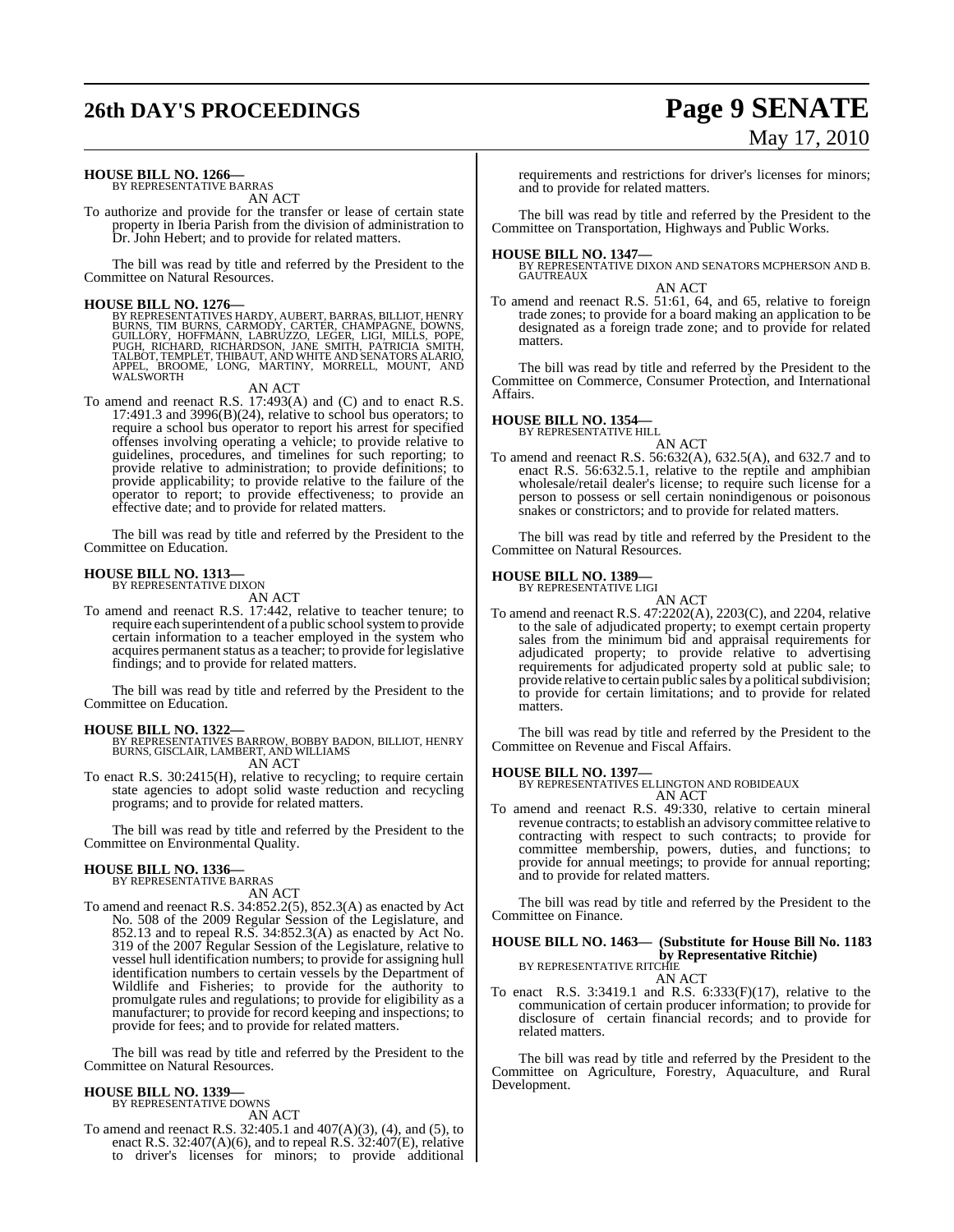**HOUSE BILL NO. 1266—**
BY REPRESENTATIVE BARRAS

AN ACT

To authorize and provide for the transfer or lease of certain state property in Iberia Parish from the division of administration to Dr. John Hebert; and to provide for related matters.

The bill was read by title and referred by the President to the Committee on Natural Resources.

**HOUSE BILL NO. 1276—**
BY REPRESENTATIVES HARDY, AUBERT, BARRAS, BILLIOT, HENRY BURNS, TIM BURNS, CARMODY, CARTER, CHAMPAGNE, DOWNS, GUILLORY, HOFFMANN, LABRUZZO, LEGER, LIGI, MILLS, POPE, PUGH, RICHARD, RICHARDSON, JANE SMITH, PATRICIA SMITH, TALBOT, TEMPLET, THIBAUT, AND WHITE AND SENATORS ALARIO, APPEL, BROOME, LONG, MARTINY, MORRELL, MOUNT, AND WALSWORTH

AN ACT

To amend and reenact R.S. 17:493(A) and (C) and to enact R.S. 17:491.3 and 3996(B)(24), relative to school bus operators; to require a school bus operator to report his arrest for specified offenses involving operating a vehicle; to provide relative to guidelines, procedures, and timelines for such reporting; to provide relative to administration; to provide definitions; to provide applicability; to provide relative to the failure of the operator to report; to provide effectiveness; to provide an effective date; and to provide for related matters.

The bill was read by title and referred by the President to the Committee on Education.

**HOUSE BILL NO. 1313—**
BY REPRESENTATIVE DIXON

AN ACT

To amend and reenact R.S. 17:442, relative to teacher tenure; to require each superintendent of a public school system to provide certain information to a teacher employed in the system who acquires permanent status as a teacher; to provide for legislative findings; and to provide for related matters.

The bill was read by title and referred by the President to the Committee on Education.

**HOUSE BILL NO. 1322—**
BY REPRESENTATIVES BARROW, BOBBY BADON, BILLIOT, HENRY BURNS, GISCLAIR, LAMBERT, AND WILLIAMS

AN ACT

To enact R.S. 30:2415(H), relative to recycling; to require certain state agencies to adopt solid waste reduction and recycling programs; and to provide for related matters.

The bill was read by title and referred by the President to the Committee on Environmental Quality.

**HOUSE BILL NO. 1336—**
BY REPRESENTATIVE BARRAS

AN ACT

To amend and reenact R.S. 34:852.2(5), 852.3(A) as enacted by Act No. 508 of the 2009 Regular Session of the Legislature, and 852.13 and to repeal R.S. 34:852.3(A) as enacted by Act No. 319 of the 2007 Regular Session of the Legislature, relative to vessel hull identification numbers; to provide for assigning hull identification numbers to certain vessels by the Department of Wildlife and Fisheries; to provide for the authority to promulgate rules and regulations; to provide for eligibility as a manufacturer; to provide for record keeping and inspections; to provide for fees; and to provide for related matters.

The bill was read by title and referred by the President to the Committee on Natural Resources.

**HOUSE BILL NO. 1339—**
BY REPRESENTATIVE DOWNS

AN ACT

To amend and reenact R.S. 32:405.1 and 407(A)(3), (4), and (5), to enact R.S. 32:407(A)(6), and to repeal R.S. 32:407(E), relative to driver's licenses for minors; to provide additional requirements and restrictions for driver's licenses for minors; and to provide for related matters.

The bill was read by title and referred by the President to the Committee on Transportation, Highways and Public Works.

**HOUSE BILL NO. 1347—**
BY REPRESENTATIVE DIXON AND SENATORS MCPHERSON AND B. GAUTREAUX

AN ACT

To amend and reenact R.S. 51:61, 64, and 65, relative to foreign trade zones; to provide for a board making an application to be designated as a foreign trade zone; and to provide for related matters.

The bill was read by title and referred by the President to the Committee on Commerce, Consumer Protection, and International Affairs.

**HOUSE BILL NO. 1354—**
BY REPRESENTATIVE HILL

AN ACT

To amend and reenact R.S. 56:632(A), 632.5(A), and 632.7 and to enact R.S. 56:632.5.1, relative to the reptile and amphibian wholesale/retail dealer's license; to require such license for a person to possess or sell certain nonindigenous or poisonous snakes or constrictors; and to provide for related matters.

The bill was read by title and referred by the President to the Committee on Natural Resources.

**HOUSE BILL NO. 1389—**
BY REPRESENTATIVE LIGI

AN ACT

To amend and reenact R.S. 47:2202(A), 2203(C), and 2204, relative to the sale of adjudicated property; to exempt certain property sales from the minimum bid and appraisal requirements for adjudicated property; to provide relative to advertising requirements for adjudicated property sold at public sale; to provide relative to certain public sales by a political subdivision; to provide for certain limitations; and to provide for related matters.

The bill was read by title and referred by the President to the Committee on Revenue and Fiscal Affairs.

**HOUSE BILL NO. 1397—**
BY REPRESENTATIVES ELLINGTON AND ROBIDEAUX

AN ACT

To amend and reenact R.S. 49:330, relative to certain mineral revenue contracts; to establish an advisory committee relative to contracting with respect to such contracts; to provide for committee membership, powers, duties, and functions; to provide for annual meetings; to provide for annual reporting; and to provide for related matters.

The bill was read by title and referred by the President to the Committee on Finance.

**HOUSE BILL NO. 1463— (Substitute for House Bill No. 1183 by Representative Ritchie)**
BY REPRESENTATIVE RITCHIE

AN ACT

To enact R.S. 3:3419.1 and R.S. 6:333(F)(17), relative to the communication of certain producer information; to provide for disclosure of certain financial records; and to provide for related matters.

The bill was read by title and referred by the President to the Committee on Agriculture, Forestry, Aquaculture, and Rural Development.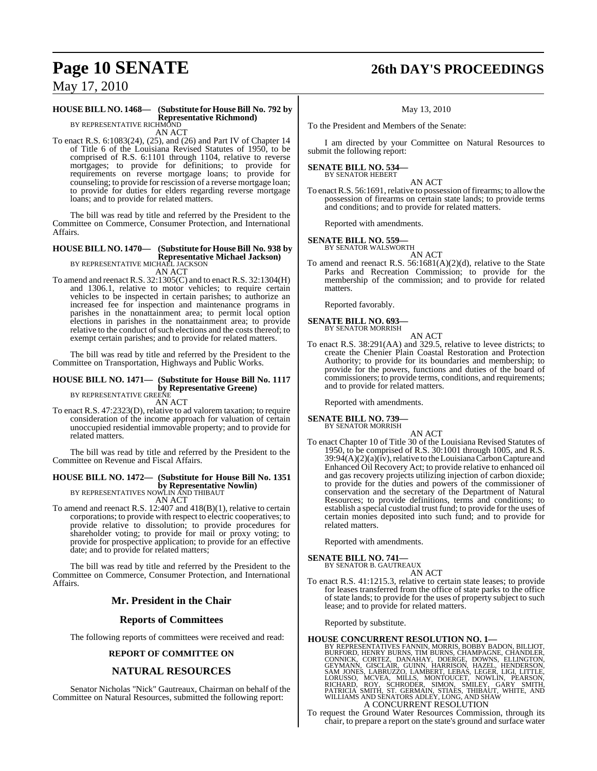**HOUSE BILL NO. 1468— (Substitute for House Bill No. 792 by Representative Richmond)**
BY REPRESENTATIVE RICHMOND

AN ACT

To enact R.S. 6:1083(24), (25), and (26) and Part IV of Chapter 14 of Title 6 of the Louisiana Revised Statutes of 1950, to be comprised of R.S. 6:1101 through 1104, relative to reverse mortgages; to provide for definitions; to provide for requirements on reverse mortgage loans; to provide for counseling; to provide for rescission of a reverse mortgage loan; to provide for duties for elders regarding reverse mortgage loans; and to provide for related matters.

The bill was read by title and referred by the President to the Committee on Commerce, Consumer Protection, and International Affairs.

**HOUSE BILL NO. 1470— (Substitute for House Bill No. 938 by Representative Michael Jackson)**
BY REPRESENTATIVE MICHAEL JACKSON

AN ACT

To amend and reenact R.S. 32:1305(C) and to enact R.S. 32:1304(H) and 1306.1, relative to motor vehicles; to require certain vehicles to be inspected in certain parishes; to authorize an increased fee for inspection and maintenance programs in parishes in the nonattainment area; to permit local option elections in parishes in the nonattainment area; to provide relative to the conduct of such elections and the costs thereof; to exempt certain parishes; and to provide for related matters.

The bill was read by title and referred by the President to the Committee on Transportation, Highways and Public Works.

**HOUSE BILL NO. 1471— (Substitute for House Bill No. 1117 by Representative Greene)**
BY REPRESENTATIVE GREENE

AN ACT

To enact R.S. 47:2323(D), relative to ad valorem taxation; to require consideration of the income approach for valuation of certain unoccupied residential immovable property; and to provide for related matters.

The bill was read by title and referred by the President to the Committee on Revenue and Fiscal Affairs.

**HOUSE BILL NO. 1472— (Substitute for House Bill No. 1351 by Representative Nowlin)**
BY REPRESENTATIVES NOWLIN AND THIBAUT

AN ACT

To amend and reenact R.S. 12:407 and 418(B)(1), relative to certain corporations; to provide with respect to electric cooperatives; to provide relative to dissolution; to provide procedures for shareholder voting; to provide for mail or proxy voting; to provide for prospective application; to provide for an effective date; and to provide for related matters;

The bill was read by title and referred by the President to the Committee on Commerce, Consumer Protection, and International Affairs.

## Mr. President in the Chair

## Reports of Committees

The following reports of committees were received and read:

### REPORT OF COMMITTEE ON

## NATURAL RESOURCES

Senator Nicholas "Nick" Gautreaux, Chairman on behalf of the Committee on Natural Resources, submitted the following report:

May 13, 2010

To the President and Members of the Senate:

I am directed by your Committee on Natural Resources to submit the following report:

**SENATE BILL NO. 534—**
BY SENATOR HEBERT

AN ACT

To enact R.S. 56:1691, relative to possession of firearms; to allow the possession of firearms on certain state lands; to provide terms and conditions; and to provide for related matters.

Reported with amendments.

**SENATE BILL NO. 559—**
BY SENATOR WALSWORTH

AN ACT

To amend and reenact R.S. 56:1681(A)(2)(d), relative to the State Parks and Recreation Commission; to provide for the membership of the commission; and to provide for related matters.

Reported favorably.

**SENATE BILL NO. 693—**
BY SENATOR MORRISH

AN ACT

To enact R.S. 38:291(AA) and 329.5, relative to levee districts; to create the Chenier Plain Coastal Restoration and Protection Authority; to provide for its boundaries and membership; to provide for the powers, functions and duties of the board of commissioners; to provide terms, conditions, and requirements; and to provide for related matters.

Reported with amendments.

**SENATE BILL NO. 739—**
BY SENATOR MORRISH

AN ACT

To enact Chapter 10 of Title 30 of the Louisiana Revised Statutes of 1950, to be comprised of R.S. 30:1001 through 1005, and R.S. 39:94(A)(2)(a)(iv), relative to the Louisiana Carbon Capture and Enhanced Oil Recovery Act; to provide relative to enhanced oil and gas recovery projects utilizing injection of carbon dioxide; to provide for the duties and powers of the commissioner of conservation and the secretary of the Department of Natural Resources; to provide definitions, terms and conditions; to establish a special custodial trust fund; to provide for the uses of certain monies deposited into such fund; and to provide for related matters.

Reported with amendments.

**SENATE BILL NO. 741—**
BY SENATOR B. GAUTREAUX

AN ACT

To enact R.S. 41:1215.3, relative to certain state leases; to provide for leases transferred from the office of state parks to the office of state lands; to provide for the uses of property subject to such lease; and to provide for related matters.

Reported by substitute.

**HOUSE CONCURRENT RESOLUTION NO. 1—**
BY REPRESENTATIVES FANNIN, MORRIS, BOBBY BADON, BILLIOT, BURFORD, HENRY BURNS, TIM BURNS, CHAMPAGNE, CHANDLER, CONNICK, CORTEZ, DANAHAY, DOERGE, DOWNS, ELLINGTON, GEYMANN, GISCLAIR, GUINN, HARRISON, HAZEL, HENDERSON, SAM JONES, LABRUZZO, LAMBERT, LEBAS, LEGER, LIGI, LITTLE, LORUSSO, MCVEA, MILLS, MONTOUCET, NOWLIN, PEARSON, RICHARD, ROY, SCHRODER, SIMON, SMILEY, GARY SMITH, PATRICIA SMITH, ST. GERMAIN, STIAES, THIBAUT, WHITE, AND WILLIAMS AND SENATORS ADLEY, LONG, AND SHAW

A CONCURRENT RESOLUTION

To request the Ground Water Resources Commission, through its chair, to prepare a report on the state's ground and surface water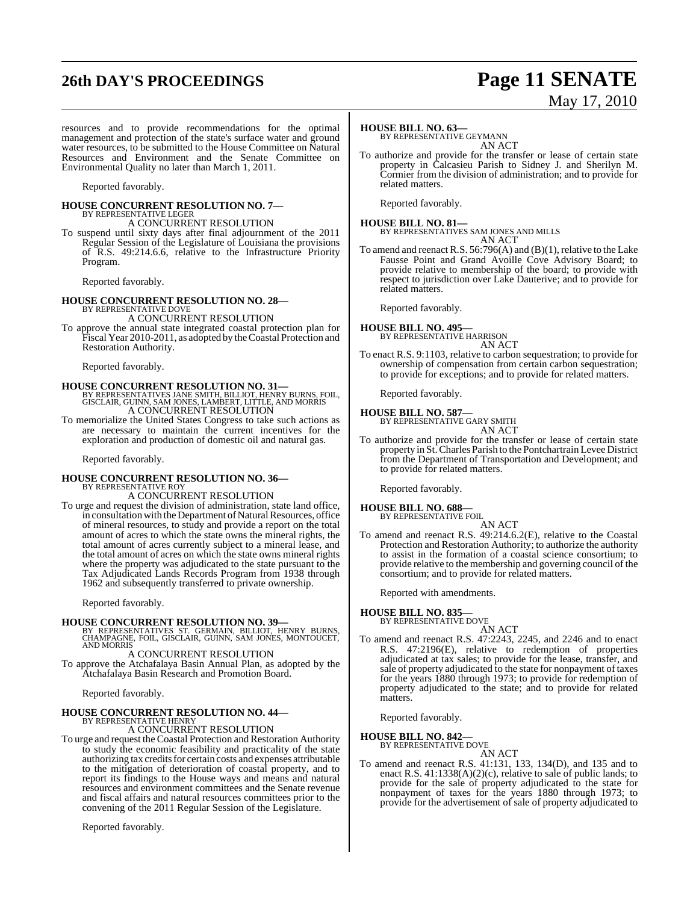resources and to provide recommendations for the optimal management and protection of the state's surface water and ground water resources, to be submitted to the House Committee on Natural Resources and Environment and the Senate Committee on Environmental Quality no later than March 1, 2011.

Reported favorably.

**HOUSE CONCURRENT RESOLUTION NO. 7—**
BY REPRESENTATIVE LEGER
A CONCURRENT RESOLUTION

To suspend until sixty days after final adjournment of the 2011 Regular Session of the Legislature of Louisiana the provisions of R.S. 49:214.6.6, relative to the Infrastructure Priority Program.

Reported favorably.

**HOUSE CONCURRENT RESOLUTION NO. 28—**
BY REPRESENTATIVE DOVE
A CONCURRENT RESOLUTION

To approve the annual state integrated coastal protection plan for Fiscal Year 2010-2011, as adopted by the Coastal Protection and Restoration Authority.

Reported favorably.

**HOUSE CONCURRENT RESOLUTION NO. 31—**
BY REPRESENTATIVES JANE SMITH, BILLIOT, HENRY BURNS, FOIL, GISCLAIR, GUINN, SAM JONES, LAMBERT, LITTLE, AND MORRIS
A CONCURRENT RESOLUTION

To memorialize the United States Congress to take such actions as are necessary to maintain the current incentives for the exploration and production of domestic oil and natural gas.

Reported favorably.

**HOUSE CONCURRENT RESOLUTION NO. 36—**
BY REPRESENTATIVE ROY
A CONCURRENT RESOLUTION

To urge and request the division of administration, state land office, in consultation with the Department of Natural Resources, office of mineral resources, to study and provide a report on the total amount of acres to which the state owns the mineral rights, the total amount of acres currently subject to a mineral lease, and the total amount of acres on which the state owns mineral rights where the property was adjudicated to the state pursuant to the Tax Adjudicated Lands Records Program from 1938 through 1962 and subsequently transferred to private ownership.

Reported favorably.

**HOUSE CONCURRENT RESOLUTION NO. 39—**
BY REPRESENTATIVES ST. GERMAIN, BILLIOT, HENRY BURNS, CHAMPAGNE, FOIL, GISCLAIR, GUINN, SAM JONES, MONTOUCET, AND MORRIS
A CONCURRENT RESOLUTION

To approve the Atchafalaya Basin Annual Plan, as adopted by the Atchafalaya Basin Research and Promotion Board.

Reported favorably.

**HOUSE CONCURRENT RESOLUTION NO. 44—**
BY REPRESENTATIVE HENRY
A CONCURRENT RESOLUTION

To urge and request the Coastal Protection and Restoration Authority to study the economic feasibility and practicality of the state authorizing tax credits for certain costs and expenses attributable to the mitigation of deterioration of coastal property, and to report its findings to the House ways and means and natural resources and environment committees and the Senate revenue and fiscal affairs and natural resources committees prior to the convening of the 2011 Regular Session of the Legislature.

Reported favorably.

**HOUSE BILL NO. 63—**
BY REPRESENTATIVE GEYMANN
AN ACT

To authorize and provide for the transfer or lease of certain state property in Calcasieu Parish to Sidney J. and Sherilyn M. Cormier from the division of administration; and to provide for related matters.

Reported favorably.

**HOUSE BILL NO. 81—**
BY REPRESENTATIVES SAM JONES AND MILLS
AN ACT

To amend and reenact R.S. 56:796(A) and (B)(1), relative to the Lake Fausse Point and Grand Avoille Cove Advisory Board; to provide relative to membership of the board; to provide with respect to jurisdiction over Lake Dauterive; and to provide for related matters.

Reported favorably.

**HOUSE BILL NO. 495—**
BY REPRESENTATIVE HARRISON
AN ACT

To enact R.S. 9:1103, relative to carbon sequestration; to provide for ownership of compensation from certain carbon sequestration; to provide for exceptions; and to provide for related matters.

Reported favorably.

**HOUSE BILL NO. 587—**
BY REPRESENTATIVE GARY SMITH
AN ACT

To authorize and provide for the transfer or lease of certain state property in St. Charles Parish to the Pontchartrain Levee District from the Department of Transportation and Development; and to provide for related matters.

Reported favorably.

**HOUSE BILL NO. 688—**
BY REPRESENTATIVE FOIL
AN ACT

To amend and reenact R.S. 49:214.6.2(E), relative to the Coastal Protection and Restoration Authority; to authorize the authority to assist in the formation of a coastal science consortium; to provide relative to the membership and governing council of the consortium; and to provide for related matters.

Reported with amendments.

**HOUSE BILL NO. 835—**
BY REPRESENTATIVE DOVE
AN ACT

To amend and reenact R.S. 47:2243, 2245, and 2246 and to enact R.S. 47:2196(E), relative to redemption of properties adjudicated at tax sales; to provide for the lease, transfer, and sale of property adjudicated to the state for nonpayment of taxes for the years 1880 through 1973; to provide for redemption of property adjudicated to the state; and to provide for related matters.

Reported favorably.

**HOUSE BILL NO. 842—**
BY REPRESENTATIVE DOVE
AN ACT

To amend and reenact R.S. 41:131, 133, 134(D), and 135 and to enact R.S. 41:1338(A)(2)(c), relative to sale of public lands; to provide for the sale of property adjudicated to the state for nonpayment of taxes for the years 1880 through 1973; to provide for the advertisement of sale of property adjudicated to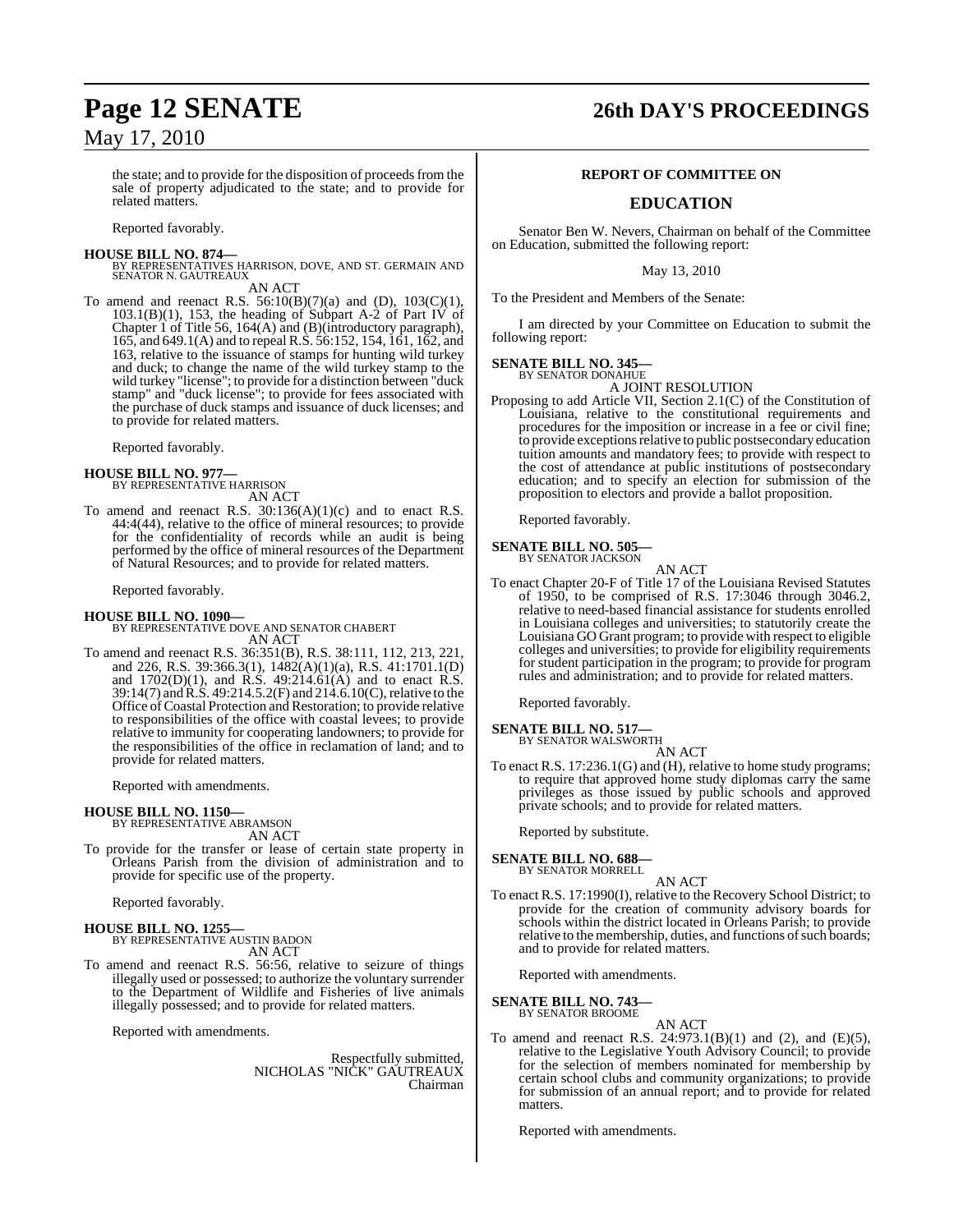the state; and to provide for the disposition of proceeds from the sale of property adjudicated to the state; and to provide for related matters.

Reported favorably.

**HOUSE BILL NO. 874—**
BY REPRESENTATIVES HARRISON, DOVE, AND ST. GERMAIN AND SENATOR N. GAUTREAUX

AN ACT

To amend and reenact R.S. 56:10(B)(7)(a) and (D), 103(C)(1), 103.1(B)(1), 153, the heading of Subpart A-2 of Part IV of Chapter 1 of Title 56, 164(A) and (B)(introductory paragraph), 165, and 649.1(A) and to repeal R.S. 56:152, 154, 161, 162, and 163, relative to the issuance of stamps for hunting wild turkey and duck; to change the name of the wild turkey stamp to the wild turkey "license"; to provide for a distinction between "duck stamp" and "duck license"; to provide for fees associated with the purchase of duck stamps and issuance of duck licenses; and to provide for related matters.

Reported favorably.

**HOUSE BILL NO. 977—**
BY REPRESENTATIVE HARRISON

AN ACT

To amend and reenact R.S. 30:136(A)(1)(c) and to enact R.S. 44:4(44), relative to the office of mineral resources; to provide for the confidentiality of records while an audit is being performed by the office of mineral resources of the Department of Natural Resources; and to provide for related matters.

Reported favorably.

**HOUSE BILL NO. 1090—**
BY REPRESENTATIVE DOVE AND SENATOR CHABERT

AN ACT

To amend and reenact R.S. 36:351(B), R.S. 38:111, 112, 213, 221, and 226, R.S. 39:366.3(1), 1482(A)(1)(a), R.S. 41:1701.1(D) and 1702(D)(1), and R.S. 49:214.61(A) and to enact R.S. 39:14(7) and R.S. 49:214.5.2(F) and 214.6.10(C), relative to the Office of Coastal Protection and Restoration; to provide relative to responsibilities of the office with coastal levees; to provide relative to immunity for cooperating landowners; to provide for the responsibilities of the office in reclamation of land; and to provide for related matters.

Reported with amendments.

**HOUSE BILL NO. 1150—**
BY REPRESENTATIVE ABRAMSON

AN ACT

To provide for the transfer or lease of certain state property in Orleans Parish from the division of administration and to provide for specific use of the property.

Reported favorably.

**HOUSE BILL NO. 1255—**
BY REPRESENTATIVE AUSTIN BADON

AN ACT

To amend and reenact R.S. 56:56, relative to seizure of things illegally used or possessed; to authorize the voluntary surrender to the Department of Wildlife and Fisheries of live animals illegally possessed; and to provide for related matters.

Reported with amendments.

Respectfully submitted,
NICHOLAS "NICK" GAUTREAUX
Chairman

## REPORT OF COMMITTEE ON

## EDUCATION

Senator Ben W. Nevers, Chairman on behalf of the Committee on Education, submitted the following report:

May 13, 2010

To the President and Members of the Senate:

I am directed by your Committee on Education to submit the following report:

**SENATE BILL NO. 345—**
BY SENATOR DONAHUE

A JOINT RESOLUTION

Proposing to add Article VII, Section 2.1(C) of the Constitution of Louisiana, relative to the constitutional requirements and procedures for the imposition or increase in a fee or civil fine; to provide exceptions relative to public postsecondary education tuition amounts and mandatory fees; to provide with respect to the cost of attendance at public institutions of postsecondary education; and to specify an election for submission of the proposition to electors and provide a ballot proposition.

Reported favorably.

**SENATE BILL NO. 505—**
BY SENATOR JACKSON

AN ACT

To enact Chapter 20-F of Title 17 of the Louisiana Revised Statutes of 1950, to be comprised of R.S. 17:3046 through 3046.2, relative to need-based financial assistance for students enrolled in Louisiana colleges and universities; to statutorily create the Louisiana GO Grant program; to provide with respect to eligible colleges and universities; to provide for eligibility requirements for student participation in the program; to provide for program rules and administration; and to provide for related matters.

Reported favorably.

**SENATE BILL NO. 517—**
BY SENATOR WALSWORTH

AN ACT

To enact R.S. 17:236.1(G) and (H), relative to home study programs; to require that approved home study diplomas carry the same privileges as those issued by public schools and approved private schools; and to provide for related matters.

Reported by substitute.

**SENATE BILL NO. 688—**
BY SENATOR MORRELL

AN ACT

To enact R.S. 17:1990(I), relative to the Recovery School District; to provide for the creation of community advisory boards for schools within the district located in Orleans Parish; to provide relative to the membership, duties, and functions of such boards; and to provide for related matters.

Reported with amendments.

**SENATE BILL NO. 743—**
BY SENATOR BROOME

AN ACT

To amend and reenact R.S. 24:973.1(B)(1) and (2), and (E)(5), relative to the Legislative Youth Advisory Council; to provide for the selection of members nominated for membership by certain school clubs and community organizations; to provide for submission of an annual report; and to provide for related matters.

Reported with amendments.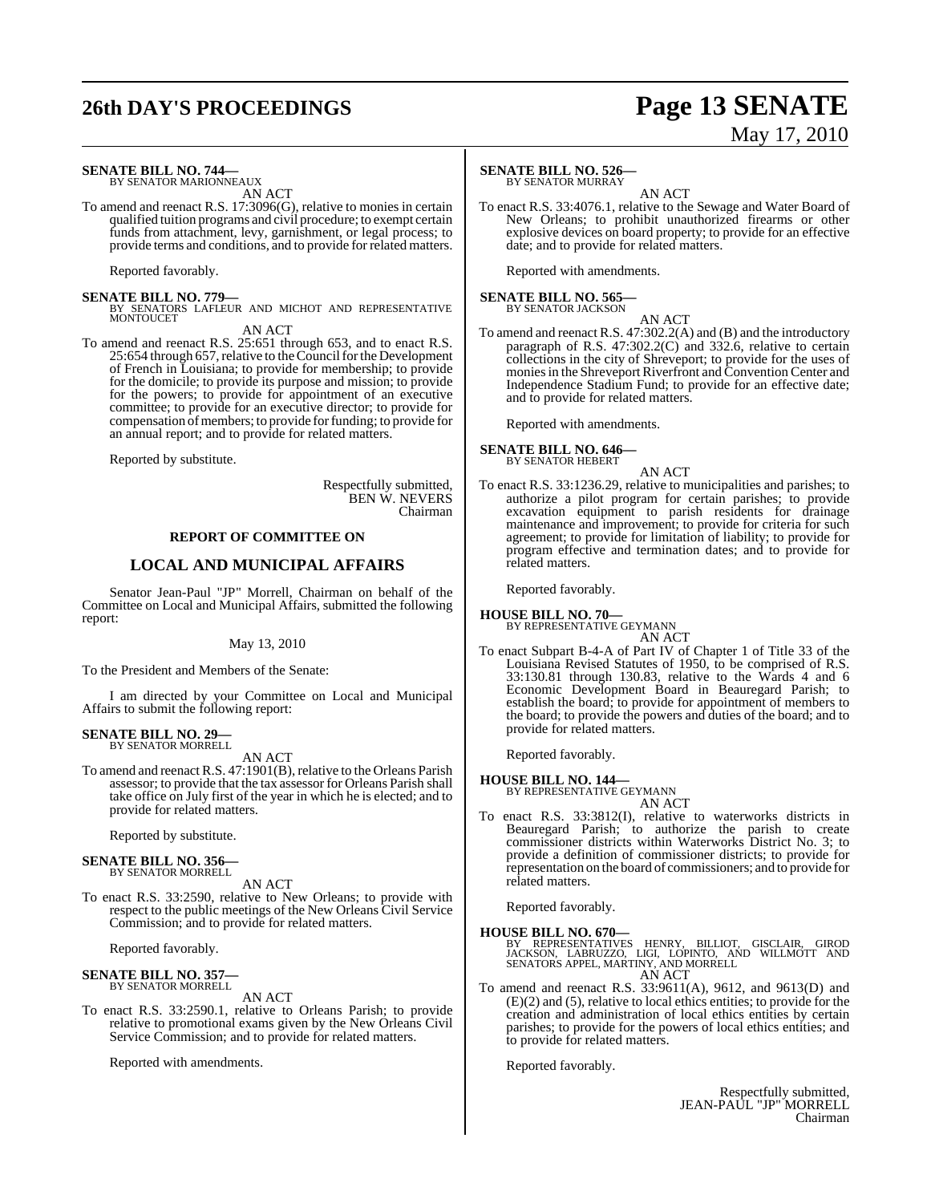**SENATE BILL NO. 744—**
BY SENATOR MARIONNEAUX

AN ACT

To amend and reenact R.S. 17:3096(G), relative to monies in certain qualified tuition programs and civil procedure; to exempt certain funds from attachment, levy, garnishment, or legal process; to provide terms and conditions, and to provide for related matters.

Reported favorably.

**SENATE BILL NO. 779—**
BY SENATORS LAFLEUR AND MICHOT AND REPRESENTATIVE MONTOUCET

AN ACT

To amend and reenact R.S. 25:651 through 653, and to enact R.S. 25:654 through 657, relative to the Council for the Development of French in Louisiana; to provide for membership; to provide for the domicile; to provide its purpose and mission; to provide for the powers; to provide for appointment of an executive committee; to provide for an executive director; to provide for compensation of members; to provide for funding; to provide for an annual report; and to provide for related matters.

Reported by substitute.

Respectfully submitted,
BEN W. NEVERS
Chairman

## REPORT OF COMMITTEE ON

## LOCAL AND MUNICIPAL AFFAIRS

Senator Jean-Paul "JP" Morrell, Chairman on behalf of the Committee on Local and Municipal Affairs, submitted the following report:

May 13, 2010

To the President and Members of the Senate:

I am directed by your Committee on Local and Municipal Affairs to submit the following report:

**SENATE BILL NO. 29—**
BY SENATOR MORRELL

AN ACT

To amend and reenact R.S. 47:1901(B), relative to the Orleans Parish assessor; to provide that the tax assessor for Orleans Parish shall take office on July first of the year in which he is elected; and to provide for related matters.

Reported by substitute.

**SENATE BILL NO. 356—**
BY SENATOR MORRELL

AN ACT

To enact R.S. 33:2590, relative to New Orleans; to provide with respect to the public meetings of the New Orleans Civil Service Commission; and to provide for related matters.

Reported favorably.

**SENATE BILL NO. 357—**
BY SENATOR MORRELL

AN ACT

To enact R.S. 33:2590.1, relative to Orleans Parish; to provide relative to promotional exams given by the New Orleans Civil Service Commission; and to provide for related matters.

Reported with amendments.

**SENATE BILL NO. 526—**
BY SENATOR MURRAY

AN ACT

To enact R.S. 33:4076.1, relative to the Sewage and Water Board of New Orleans; to prohibit unauthorized firearms or other explosive devices on board property; to provide for an effective date; and to provide for related matters.

Reported with amendments.

**SENATE BILL NO. 565—**
BY SENATOR JACKSON

AN ACT

To amend and reenact R.S. 47:302.2(A) and (B) and the introductory paragraph of R.S. 47:302.2(C) and 332.6, relative to certain collections in the city of Shreveport; to provide for the uses of monies in the Shreveport Riverfront and Convention Center and Independence Stadium Fund; to provide for an effective date; and to provide for related matters.

Reported with amendments.

**SENATE BILL NO. 646—**
BY SENATOR HEBERT

AN ACT

To enact R.S. 33:1236.29, relative to municipalities and parishes; to authorize a pilot program for certain parishes; to provide excavation equipment to parish residents for drainage maintenance and improvement; to provide for criteria for such agreement; to provide for limitation of liability; to provide for program effective and termination dates; and to provide for related matters.

Reported favorably.

**HOUSE BILL NO. 70—**
BY REPRESENTATIVE GEYMANN

AN ACT

To enact Subpart B-4-A of Part IV of Chapter 1 of Title 33 of the Louisiana Revised Statutes of 1950, to be comprised of R.S. 33:130.81 through 130.83, relative to the Wards 4 and 6 Economic Development Board in Beauregard Parish; to establish the board; to provide for appointment of members to the board; to provide the powers and duties of the board; and to provide for related matters.

Reported favorably.

**HOUSE BILL NO. 144—**
BY REPRESENTATIVE GEYMANN

AN ACT

To enact R.S. 33:3812(I), relative to waterworks districts in Beauregard Parish; to authorize the parish to create commissioner districts within Waterworks District No. 3; to provide a definition of commissioner districts; to provide for representation on the board of commissioners; and to provide for related matters.

Reported favorably.

**HOUSE BILL NO. 670—**
BY REPRESENTATIVES HENRY, BILLIOT, GISCLAIR, GIROD JACKSON, LABRUZZO, LIGI, LOPINTO, AND WILLMOTT AND SENATORS APPEL, MARTINY, AND MORRELL

AN ACT

To amend and reenact R.S. 33:9611(A), 9612, and 9613(D) and (E)(2) and (5), relative to local ethics entities; to provide for the creation and administration of local ethics entities by certain parishes; to provide for the powers of local ethics entities; and to provide for related matters.

Reported favorably.

Respectfully submitted,
JEAN-PAUL "JP" MORRELL
Chairman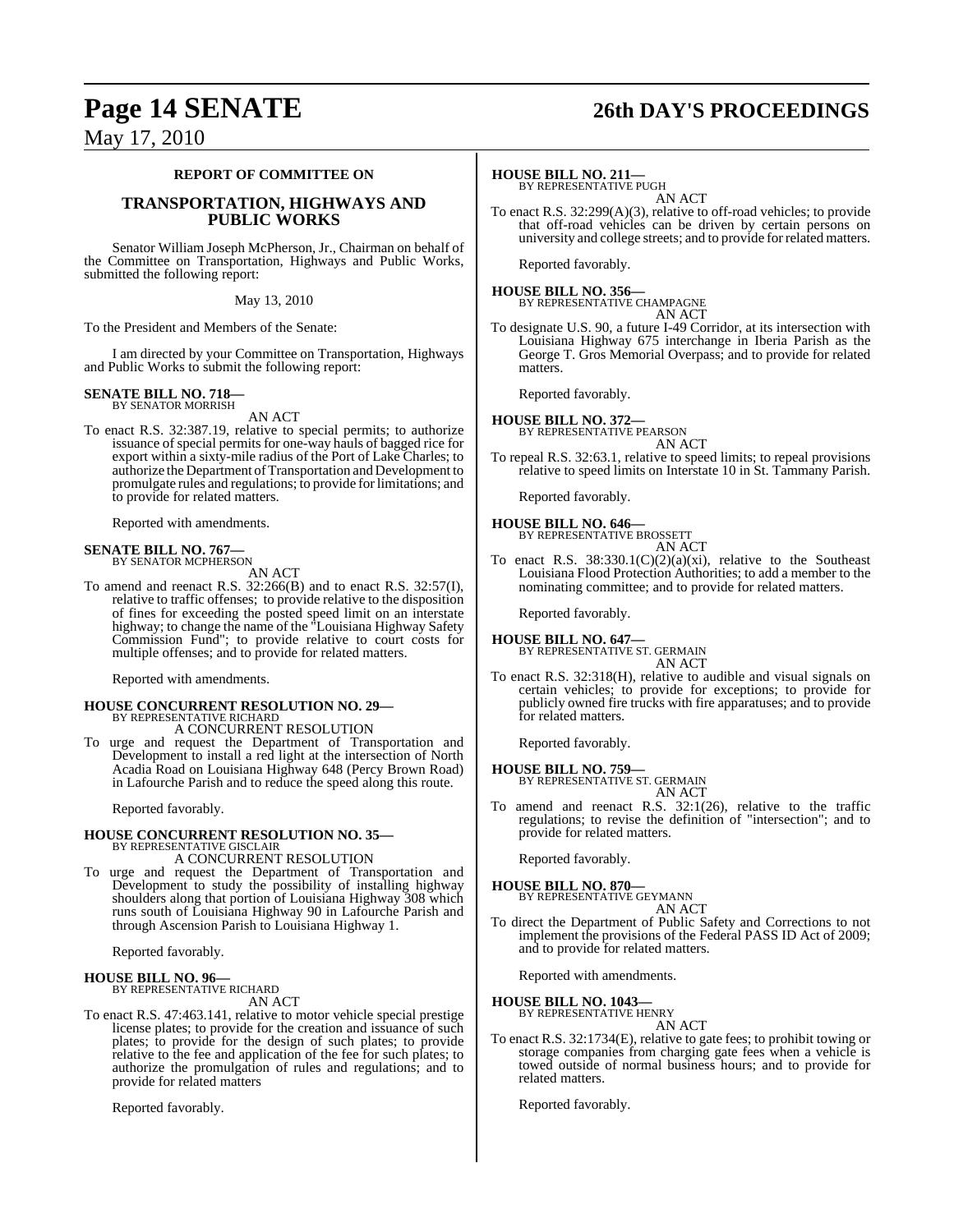### REPORT OF COMMITTEE ON

### TRANSPORTATION, HIGHWAYS AND PUBLIC WORKS

Senator William Joseph McPherson, Jr., Chairman on behalf of the Committee on Transportation, Highways and Public Works, submitted the following report:

May 13, 2010

To the President and Members of the Senate:

I am directed by your Committee on Transportation, Highways and Public Works to submit the following report:

**SENATE BILL NO. 718—**
BY SENATOR MORRISH

AN ACT

To enact R.S. 32:387.19, relative to special permits; to authorize issuance of special permits for one-way hauls of bagged rice for export within a sixty-mile radius of the Port of Lake Charles; to authorize the Department of Transportation and Development to promulgate rules and regulations; to provide for limitations; and to provide for related matters.

Reported with amendments.

**SENATE BILL NO. 767—**
BY SENATOR MCPHERSON

AN ACT

To amend and reenact R.S. 32:266(B) and to enact R.S. 32:57(I), relative to traffic offenses; to provide relative to the disposition of fines for exceeding the posted speed limit on an interstate highway; to change the name of the "Louisiana Highway Safety Commission Fund"; to provide relative to court costs for multiple offenses; and to provide for related matters.

Reported with amendments.

**HOUSE CONCURRENT RESOLUTION NO. 29—**
BY REPRESENTATIVE RICHARD

A CONCURRENT RESOLUTION

To urge and request the Department of Transportation and Development to install a red light at the intersection of North Acadia Road on Louisiana Highway 648 (Percy Brown Road) in Lafourche Parish and to reduce the speed along this route.

Reported favorably.

**HOUSE CONCURRENT RESOLUTION NO. 35—**
BY REPRESENTATIVE GISCLAIR

A CONCURRENT RESOLUTION

To urge and request the Department of Transportation and Development to study the possibility of installing highway shoulders along that portion of Louisiana Highway 308 which runs south of Louisiana Highway 90 in Lafourche Parish and through Ascension Parish to Louisiana Highway 1.

Reported favorably.

**HOUSE BILL NO. 96—**
BY REPRESENTATIVE RICHARD

AN ACT

To enact R.S. 47:463.141, relative to motor vehicle special prestige license plates; to provide for the creation and issuance of such plates; to provide for the design of such plates; to provide relative to the fee and application of the fee for such plates; to authorize the promulgation of rules and regulations; and to provide for related matters

Reported favorably.

**HOUSE BILL NO. 211—**
BY REPRESENTATIVE PUGH

AN ACT

To enact R.S. 32:299(A)(3), relative to off-road vehicles; to provide that off-road vehicles can be driven by certain persons on university and college streets; and to provide for related matters.

Reported favorably.

**HOUSE BILL NO. 356—**
BY REPRESENTATIVE CHAMPAGNE

AN ACT

To designate U.S. 90, a future I-49 Corridor, at its intersection with Louisiana Highway 675 interchange in Iberia Parish as the George T. Gros Memorial Overpass; and to provide for related matters.

Reported favorably.

**HOUSE BILL NO. 372—**
BY REPRESENTATIVE PEARSON

AN ACT

To repeal R.S. 32:63.1, relative to speed limits; to repeal provisions relative to speed limits on Interstate 10 in St. Tammany Parish.

Reported favorably.

**HOUSE BILL NO. 646—**
BY REPRESENTATIVE BROSSETT

AN ACT

To enact R.S. 38:330.1(C)(2)(a)(xi), relative to the Southeast Louisiana Flood Protection Authorities; to add a member to the nominating committee; and to provide for related matters.

Reported favorably.

**HOUSE BILL NO. 647—**
BY REPRESENTATIVE ST. GERMAIN

AN ACT

To enact R.S. 32:318(H), relative to audible and visual signals on certain vehicles; to provide for exceptions; to provide for publicly owned fire trucks with fire apparatuses; and to provide for related matters.

Reported favorably.

**HOUSE BILL NO. 759—**
BY REPRESENTATIVE ST. GERMAIN

AN ACT

To amend and reenact R.S. 32:1(26), relative to the traffic regulations; to revise the definition of "intersection"; and to provide for related matters.

Reported favorably.

**HOUSE BILL NO. 870—**
BY REPRESENTATIVE GEYMANN

AN ACT

To direct the Department of Public Safety and Corrections to not implement the provisions of the Federal PASS ID Act of 2009; and to provide for related matters.

Reported with amendments.

**HOUSE BILL NO. 1043—**
BY REPRESENTATIVE HENRY

AN ACT

To enact R.S. 32:1734(E), relative to gate fees; to prohibit towing or storage companies from charging gate fees when a vehicle is towed outside of normal business hours; and to provide for related matters.

Reported favorably.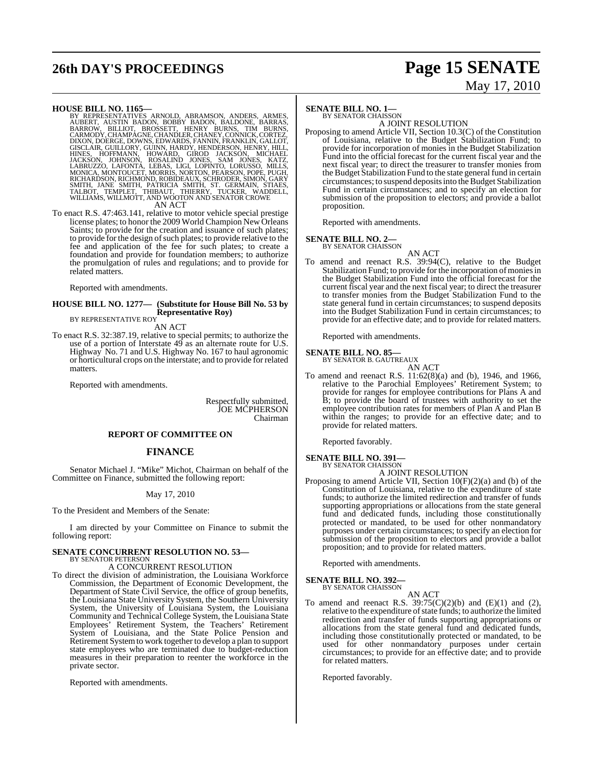**HOUSE BILL NO. 1165—**

BY REPRESENTATIVES ARNOLD, ABRAMSON, ANDERS, ARMES, AUBERT, AUSTIN BADON, BOBBY BADON, BALDONE, BARRAS, BARROW, BILLIOT, BROSSETT, HENRY BURNS, TIM BURNS, CARMODY, CHAMPAGNE, CHANDLER, CHANEY, CONNICK, CORTEZ, DIXON, DOERGE, DOWNS, EDWARDS, FANNIN, FRANKLIN, GALLOT, GISCLAIR, GUILLORY, GUINN, HARDY, HENDERSON, HENRY, HILL, HINES, HOFFMANN, HOWARD, GIROD JACKSON, MICHAEL JACKSON, JOHNSON, ROSALIND JONES, SAM JONES, KATZ, LABRUZZO, LAFONTA, LEBAS, LIGI, LOPINTO, LORUSSO, MILLS, MONICA, MONTOUCET, MORRIS, NORTON, PEARSON, POPE, PUGH, RICHARDSON, RICHMOND, ROBIDEAUX, SCHRODER, SIMON, GARY SMITH, JANE SMITH, PATRICIA SMITH, ST. GERMAIN, STIAES, TALBOT, TEMPLET, THIBAUT, THIERRY, TUCKER, WADDELL, WILLIAMS, WILLMOTT, AND WOOTON AND SENATOR CROWE

AN ACT

To enact R.S. 47:463.141, relative to motor vehicle special prestige license plates; to honor the 2009 World Champion New Orleans Saints; to provide for the creation and issuance of such plates; to provide for the design of such plates; to provide relative to the fee and application of the fee for such plates; to create a foundation and provide for foundation members; to authorize the promulgation of rules and regulations; and to provide for related matters.

Reported with amendments.

**HOUSE BILL NO. 1277— (Substitute for House Bill No. 53 by Representative Roy)**

BY REPRESENTATIVE ROY

AN ACT

To enact R.S. 32:387.19, relative to special permits; to authorize the use of a portion of Interstate 49 as an alternate route for U.S. Highway No. 71 and U.S. Highway No. 167 to haul agronomic or horticultural crops on the interstate; and to provide for related matters.

Reported with amendments.

Respectfully submitted,
JOE MCPHERSON
Chairman

## REPORT OF COMMITTEE ON

## FINANCE

Senator Michael J. "Mike" Michot, Chairman on behalf of the Committee on Finance, submitted the following report:

May 17, 2010

To the President and Members of the Senate:

I am directed by your Committee on Finance to submit the following report:

**SENATE CONCURRENT RESOLUTION NO. 53—**

BY SENATOR PETERSON

A CONCURRENT RESOLUTION

To direct the division of administration, the Louisiana Workforce Commission, the Department of Economic Development, the Department of State Civil Service, the office of group benefits, the Louisiana State University System, the Southern University System, the University of Louisiana System, the Louisiana Community and Technical College System, the Louisiana State Employees' Retirement System, the Teachers' Retirement System of Louisiana, and the State Police Pension and Retirement System to work together to develop a plan to support state employees who are terminated due to budget-reduction measures in their preparation to reenter the workforce in the private sector.

Reported with amendments.

**SENATE BILL NO. 1—**

BY SENATOR CHAISSON

A JOINT RESOLUTION

Proposing to amend Article VII, Section 10.3(C) of the Constitution of Louisiana, relative to the Budget Stabilization Fund; to provide for incorporation of monies in the Budget Stabilization Fund into the official forecast for the current fiscal year and the next fiscal year; to direct the treasurer to transfer monies from the Budget Stabilization Fund to the state general fund in certain circumstances; to suspend deposits into the Budget Stabilization Fund in certain circumstances; and to specify an election for submission of the proposition to electors; and provide a ballot proposition.

Reported with amendments.

**SENATE BILL NO. 2—**

BY SENATOR CHAISSON

AN ACT

To amend and reenact R.S. 39:94(C), relative to the Budget Stabilization Fund; to provide for the incorporation of monies in the Budget Stabilization Fund into the official forecast for the current fiscal year and the next fiscal year; to direct the treasurer to transfer monies from the Budget Stabilization Fund to the state general fund in certain circumstances; to suspend deposits into the Budget Stabilization Fund in certain circumstances; to provide for an effective date; and to provide for related matters.

Reported with amendments.

**SENATE BILL NO. 85—**

BY SENATOR B. GAUTREAUX

AN ACT

To amend and reenact R.S. 11:62(8)(a) and (b), 1946, and 1966, relative to the Parochial Employees' Retirement System; to provide for ranges for employee contributions for Plans A and B; to provide the board of trustees with authority to set the employee contribution rates for members of Plan A and Plan B within the ranges; to provide for an effective date; and to provide for related matters.

Reported favorably.

**SENATE BILL NO. 391—**

BY SENATOR CHAISSON

A JOINT RESOLUTION

Proposing to amend Article VII, Section 10(F)(2)(a) and (b) of the Constitution of Louisiana, relative to the expenditure of state funds; to authorize the limited redirection and transfer of funds supporting appropriations or allocations from the state general fund and dedicated funds, including those constitutionally protected or mandated, to be used for other nonmandatory purposes under certain circumstances; to specify an election for submission of the proposition to electors and provide a ballot proposition; and to provide for related matters.

Reported with amendments.

**SENATE BILL NO. 392—**

BY SENATOR CHAISSON

AN ACT

To amend and reenact R.S. 39:75(C)(2)(b) and (E)(1) and (2), relative to the expenditure of state funds; to authorize the limited redirection and transfer of funds supporting appropriations or allocations from the state general fund and dedicated funds, including those constitutionally protected or mandated, to be used for other nonmandatory purposes under certain circumstances; to provide for an effective date; and to provide for related matters.

Reported favorably.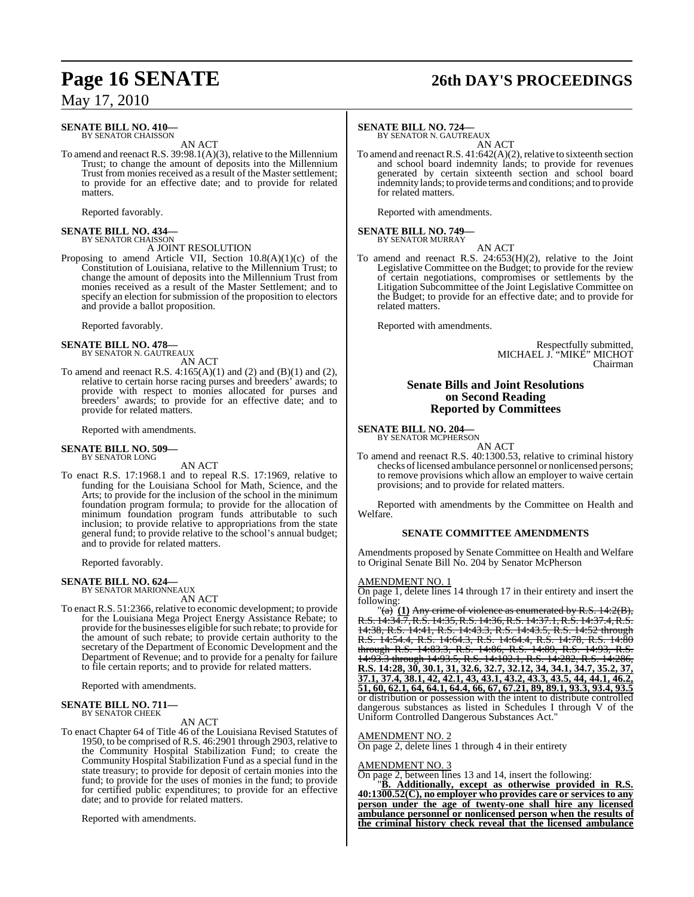**SENATE BILL NO. 410—**
BY SENATOR CHAISSON

AN ACT

To amend and reenact R.S. 39:98.1(A)(3), relative to the Millennium Trust; to change the amount of deposits into the Millennium Trust from monies received as a result of the Master settlement; to provide for an effective date; and to provide for related matters.

Reported favorably.

**SENATE BILL NO. 434—**
BY SENATOR CHAISSON

A JOINT RESOLUTION

Proposing to amend Article VII, Section 10.8(A)(1)(c) of the Constitution of Louisiana, relative to the Millennium Trust; to change the amount of deposits into the Millennium Trust from monies received as a result of the Master Settlement; and to specify an election for submission of the proposition to electors and provide a ballot proposition.

Reported favorably.

**SENATE BILL NO. 478—**
BY SENATOR N. GAUTREAUX

AN ACT

To amend and reenact R.S. 4:165(A)(1) and (2) and (B)(1) and (2), relative to certain horse racing purses and breeders' awards; to provide with respect to monies allocated for purses and breeders' awards; to provide for an effective date; and to provide for related matters.

Reported with amendments.

**SENATE BILL NO. 509—**
BY SENATOR LONG

AN ACT

To enact R.S. 17:1968.1 and to repeal R.S. 17:1969, relative to funding for the Louisiana School for Math, Science, and the Arts; to provide for the inclusion of the school in the minimum foundation program formula; to provide for the allocation of minimum foundation program funds attributable to such inclusion; to provide relative to appropriations from the state general fund; to provide relative to the school's annual budget; and to provide for related matters.

Reported favorably.

**SENATE BILL NO. 624—**
BY SENATOR MARIONNEAUX

AN ACT

To enact R.S. 51:2366, relative to economic development; to provide for the Louisiana Mega Project Energy Assistance Rebate; to provide for the businesses eligible for such rebate; to provide for the amount of such rebate; to provide certain authority to the secretary of the Department of Economic Development and the Department of Revenue; and to provide for a penalty for failure to file certain reports; and to provide for related matters.

Reported with amendments.

**SENATE BILL NO. 711—**
BY SENATOR CHEEK

AN ACT

To enact Chapter 64 of Title 46 of the Louisiana Revised Statutes of 1950, to be comprised of R.S. 46:2901 through 2903, relative to the Community Hospital Stabilization Fund; to create the Community Hospital Stabilization Fund as a special fund in the state treasury; to provide for deposit of certain monies into the fund; to provide for the uses of monies in the fund; to provide for certified public expenditures; to provide for an effective date; and to provide for related matters.

Reported with amendments.

**SENATE BILL NO. 724—**
BY SENATOR N. GAUTREAUX

AN ACT

To amend and reenact R.S. 41:642(A)(2), relative to sixteenth section and school board indemnity lands; to provide for revenues generated by certain sixteenth section and school board indemnity lands; to provide terms and conditions; and to provide for related matters.

Reported with amendments.

**SENATE BILL NO. 749—**
BY SENATOR MURRAY

AN ACT

To amend and reenact R.S. 24:653(H)(2), relative to the Joint Legislative Committee on the Budget; to provide for the review of certain negotiations, compromises or settlements by the Litigation Subcommittee of the Joint Legislative Committee on the Budget; to provide for an effective date; and to provide for related matters.

Reported with amendments.

Respectfully submitted,
MICHAEL J. "MIKE" MICHOT
Chairman

## Senate Bills and Joint Resolutions on Second Reading Reported by Committees

**SENATE BILL NO. 204—**
BY SENATOR MCPHERSON

AN ACT

To amend and reenact R.S. 40:1300.53, relative to criminal history checks of licensed ambulance personnel or nonlicensed persons; to remove provisions which allow an employer to waive certain provisions; and to provide for related matters.

Reported with amendments by the Committee on Health and Welfare.

### SENATE COMMITTEE AMENDMENTS

Amendments proposed by Senate Committee on Health and Welfare to Original Senate Bill No. 204 by Senator McPherson

AMENDMENT NO. 1

On page 1, delete lines 14 through 17 in their entirety and insert the following:

"~~(a)~~ **(1)** ~~Any crime of violence as enumerated by R.S. 14:2(B), R.S. 14:34.7, R.S. 14:35, R.S. 14:36, R.S. 14:37.1, R.S. 14:37.4, R.S. 14:38, R.S. 14:41, R.S. 14:43.3, R.S. 14:43.5, R.S. 14:52 through R.S. 14:54.4, R.S. 14:64.3, R.S. 14:64.4, R.S. 14:78, R.S. 14:80 through R.S. 14:83.3, R.S. 14:86, R.S. 14:89, R.S. 14:93, R.S. 14:93.3 through 14:93.5, R.S. 14:102.1, R.S. 14:282, R.S. 14:286,~~ **R.S. 14:28, 30, 30.1, 31, 32.6, 32.7, 32.12, 34, 34.1, 34.7, 35.2, 37, 37.1, 37.4, 38.1, 42, 42.1, 43, 43.1, 43.2, 43.3, 43.5, 44, 44.1, 46.2, 51, 60, 62.1, 64, 64.1, 64.4, 66, 67, 67.21, 89, 89.1, 93.3, 93.4, 93.5** or distribution or possession with the intent to distribute controlled dangerous substances as listed in Schedules I through V of the Uniform Controlled Dangerous Substances Act."

AMENDMENT NO. 2

On page 2, delete lines 1 through 4 in their entirety

AMENDMENT NO. 3

On page 2, between lines 13 and 14, insert the following:

"**B. Additionally, except as otherwise provided in R.S. 40:1300.52(C), no employer who provides care or services to any person under the age of twenty-one shall hire any licensed ambulance personnel or nonlicensed person when the results of the criminal history check reveal that the licensed ambulance**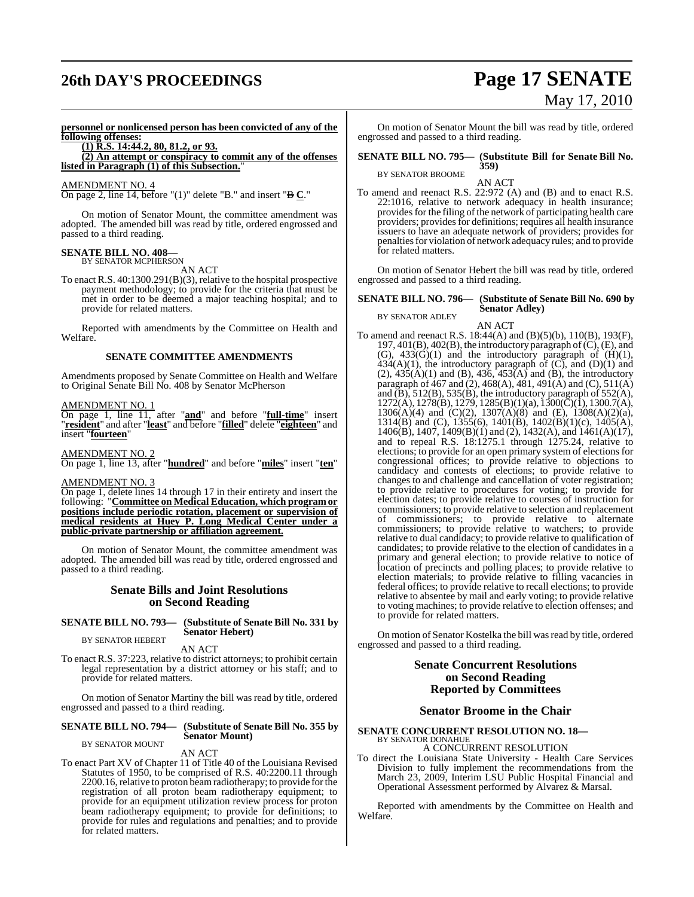**personnel or nonlicensed person has been convicted of any of the following offenses:**

**(1) R.S. 14:44.2, 80, 81.2, or 93.**

**(2) An attempt or conspiracy to commit any of the offenses listed in Paragraph (1) of this Subsection.**"

AMENDMENT NO. 4

On page 2, line 14, before "(1)" delete "B." and insert "~~B~~ **C**."

On motion of Senator Mount, the committee amendment was adopted. The amended bill was read by title, ordered engrossed and passed to a third reading.

**SENATE BILL NO. 408—**
BY SENATOR MCPHERSON

AN ACT

To enact R.S. 40:1300.291(B)(3), relative to the hospital prospective payment methodology; to provide for the criteria that must be met in order to be deemed a major teaching hospital; and to provide for related matters.

Reported with amendments by the Committee on Health and Welfare.

**SENATE COMMITTEE AMENDMENTS**

Amendments proposed by Senate Committee on Health and Welfare to Original Senate Bill No. 408 by Senator McPherson

AMENDMENT NO. 1

On page 1, line 11, after "**and**" and before "**full-time**" insert "**resident**" and after "**least**" and before "**filled**" delete "**eighteen**" and insert "**fourteen**"

AMENDMENT NO. 2

On page 1, line 13, after "**hundred**" and before "**miles**" insert "**ten**"

AMENDMENT NO. 3

On page 1, delete lines 14 through 17 in their entirety and insert the following: "**Committee on Medical Education, which program or positions include periodic rotation, placement or supervision of medical residents at Huey P. Long Medical Center under a public-private partnership or affiliation agreement.**

On motion of Senator Mount, the committee amendment was adopted. The amended bill was read by title, ordered engrossed and passed to a third reading.

## Senate Bills and Joint Resolutions on Second Reading

**SENATE BILL NO. 793— (Substitute of Senate Bill No. 331 by Senator Hebert)**
BY SENATOR HEBERT

AN ACT

To enact R.S. 37:223, relative to district attorneys; to prohibit certain legal representation by a district attorney or his staff; and to provide for related matters.

On motion of Senator Martiny the bill was read by title, ordered engrossed and passed to a third reading.

**SENATE BILL NO. 794— (Substitute of Senate Bill No. 355 by Senator Mount)**
BY SENATOR MOUNT

AN ACT

To enact Part XV of Chapter 11 of Title 40 of the Louisiana Revised Statutes of 1950, to be comprised of R.S. 40:2200.11 through 2200.16, relative to proton beam radiotherapy; to provide for the registration of all proton beam radiotherapy equipment; to provide for an equipment utilization review process for proton beam radiotherapy equipment; to provide for definitions; to provide for rules and regulations and penalties; and to provide for related matters.

On motion of Senator Mount the bill was read by title, ordered engrossed and passed to a third reading.

**SENATE BILL NO. 795— (Substitute Bill for Senate Bill No. 359)**
BY SENATOR BROOME

AN ACT

To amend and reenact R.S. 22:972 (A) and (B) and to enact R.S. 22:1016, relative to network adequacy in health insurance; provides for the filing of the network of participating health care providers; provides for definitions; requires all health insurance issuers to have an adequate network of providers; provides for penalties for violation of network adequacy rules; and to provide for related matters.

On motion of Senator Hebert the bill was read by title, ordered engrossed and passed to a third reading.

**SENATE BILL NO. 796— (Substitute of Senate Bill No. 690 by Senator Adley)**
BY SENATOR ADLEY

AN ACT

To amend and reenact R.S. 18:44(A) and (B)(5)(b), 110(B), 193(F), 197, 401(B), 402(B), the introductory paragraph of (C), (E), and (G), 433(G)(1) and the introductory paragraph of (H)(1), 434(A)(1), the introductory paragraph of (C), and (D)(1) and (2), 435(A)(1) and (B), 436, 453(A) and (B), the introductory paragraph of 467 and (2), 468(A), 481, 491(A) and (C), 511(A) and (B), 512(B), 535(B), the introductory paragraph of 552(A), 1272(A), 1278(B), 1279, 1285(B)(1)(a), 1300(C)(1), 1300.7(A), 1306(A)(4) and (C)(2), 1307(A)(8) and (E), 1308(A)(2)(a), 1314(B) and (C), 1355(6), 1401(B), 1402(B)(1)(c), 1405(A), 1406(B), 1407, 1409(B)(1) and (2), 1432(A), and 1461(A)(17), and to repeal R.S. 18:1275.1 through 1275.24, relative to elections; to provide for an open primary system of elections for congressional offices; to provide relative to objections to candidacy and contests of elections; to provide relative to changes to and challenge and cancellation of voter registration; to provide relative to procedures for voting; to provide for election dates; to provide relative to courses of instruction for commissioners; to provide relative to selection and replacement of commissioners; to provide relative to alternate commissioners; to provide relative to watchers; to provide relative to dual candidacy; to provide relative to qualification of candidates; to provide relative to the election of candidates in a primary and general election; to provide relative to notice of location of precincts and polling places; to provide relative to election materials; to provide relative to filling vacancies in federal offices; to provide relative to recall elections; to provide relative to absentee by mail and early voting; to provide relative to voting machines; to provide relative to election offenses; and to provide for related matters.

On motion of Senator Kostelka the bill was read by title, ordered engrossed and passed to a third reading.

## Senate Concurrent Resolutions on Second Reading Reported by Committees

## Senator Broome in the Chair

**SENATE CONCURRENT RESOLUTION NO. 18—**
BY SENATOR DONAHUE

A CONCURRENT RESOLUTION

To direct the Louisiana State University - Health Care Services Division to fully implement the recommendations from the March 23, 2009, Interim LSU Public Hospital Financial and Operational Assessment performed by Alvarez & Marsal.

Reported with amendments by the Committee on Health and Welfare.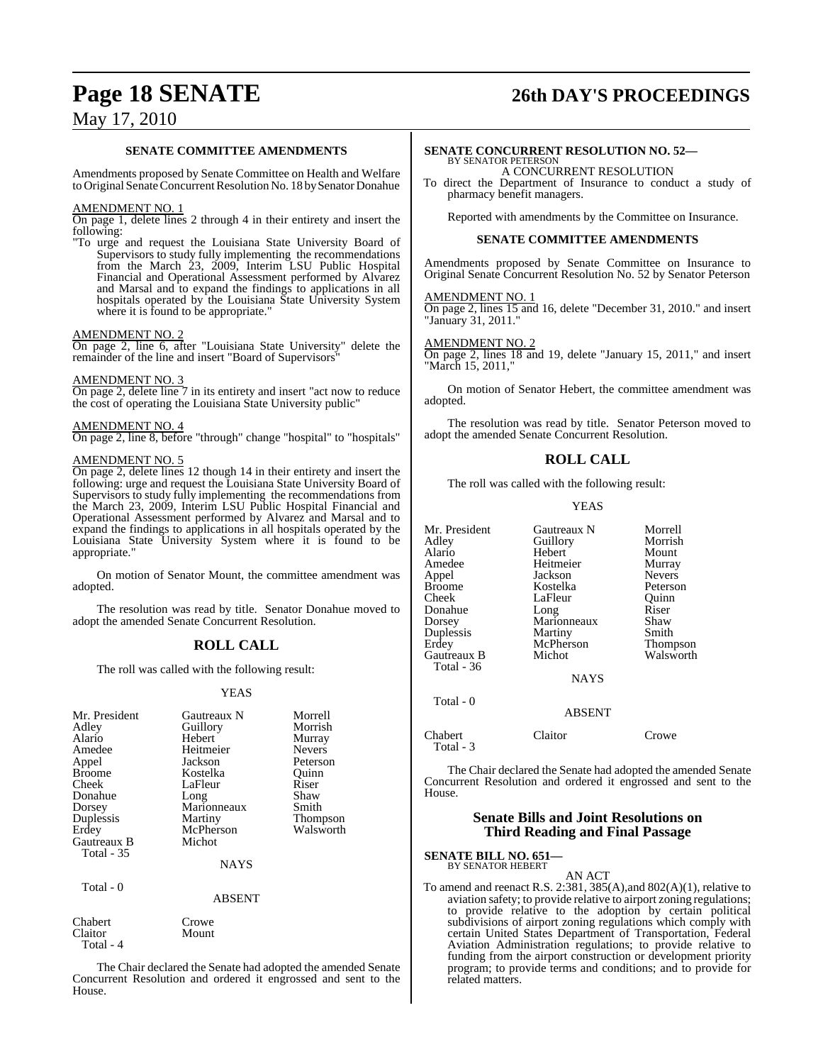### SENATE COMMITTEE AMENDMENTS

Amendments proposed by Senate Committee on Health and Welfare to Original Senate Concurrent Resolution No. 18 by Senator Donahue

AMENDMENT NO. 1

On page 1, delete lines 2 through 4 in their entirety and insert the following:

"To urge and request the Louisiana State University Board of Supervisors to study fully implementing the recommendations from the March 23, 2009, Interim LSU Public Hospital Financial and Operational Assessment performed by Alvarez and Marsal and to expand the findings to applications in all hospitals operated by the Louisiana State University System where it is found to be appropriate."

AMENDMENT NO. 2

On page 2, line 6, after "Louisiana State University" delete the remainder of the line and insert "Board of Supervisors"

AMENDMENT NO. 3

On page 2, delete line 7 in its entirety and insert "act now to reduce the cost of operating the Louisiana State University public"

AMENDMENT NO. 4

On page 2, line 8, before "through" change "hospital" to "hospitals"

AMENDMENT NO. 5

On page 2, delete lines 12 though 14 in their entirety and insert the following: urge and request the Louisiana State University Board of Supervisors to study fully implementing the recommendations from the March 23, 2009, Interim LSU Public Hospital Financial and Operational Assessment performed by Alvarez and Marsal and to expand the findings to applications in all hospitals operated by the Louisiana State University System where it is found to be appropriate."

On motion of Senator Mount, the committee amendment was adopted.

The resolution was read by title. Senator Donahue moved to adopt the amended Senate Concurrent Resolution.

## ROLL CALL

The roll was called with the following result:

YEAS

| | | |
|---|---|---|
| Mr. President | Gautreaux N | Morrell |
| Adley | Guillory | Morrish |
| Alario | Hebert | Murray |
| Amedee | Heitmeier | Nevers |
| Appel | Jackson | Peterson |
| Broome | Kostelka | Quinn |
| Cheek | LaFleur | Riser |
| Donahue | Long | Shaw |
| Dorsey | Marionneaux | Smith |
| Duplessis | Martiny | Thompson |
| Erdey | McPherson | Walsworth |
| Gautreaux B | Michot | |
| Total - 35 | | |

NAYS

Total - 0

ABSENT

| | |
|---|---|
| Chabert | Crowe |
| Claitor | Mount |
| Total - 4 | |

The Chair declared the Senate had adopted the amended Senate Concurrent Resolution and ordered it engrossed and sent to the House.

**SENATE CONCURRENT RESOLUTION NO. 52—**
BY SENATOR PETERSON

A CONCURRENT RESOLUTION

To direct the Department of Insurance to conduct a study of pharmacy benefit managers.

Reported with amendments by the Committee on Insurance.

### SENATE COMMITTEE AMENDMENTS

Amendments proposed by Senate Committee on Insurance to Original Senate Concurrent Resolution No. 52 by Senator Peterson

AMENDMENT NO. 1

On page 2, lines 15 and 16, delete "December 31, 2010." and insert "January 31, 2011."

AMENDMENT NO. 2

On page 2, lines 18 and 19, delete "January 15, 2011," and insert "March 15, 2011,"

On motion of Senator Hebert, the committee amendment was adopted.

The resolution was read by title. Senator Peterson moved to adopt the amended Senate Concurrent Resolution.

## ROLL CALL

The roll was called with the following result:

YEAS

| | | |
|---|---|---|
| Mr. President | Gautreaux N | Morrell |
| Adley | Guillory | Morrish |
| Alario | Hebert | Mount |
| Amedee | Heitmeier | Murray |
| Appel | Jackson | Nevers |
| Broome | Kostelka | Peterson |
| Cheek | LaFleur | Quinn |
| Donahue | Long | Riser |
| Dorsey | Marionneaux | Shaw |
| Duplessis | Martiny | Smith |
| Erdey | McPherson | Thompson |
| Gautreaux B | Michot | Walsworth |
| Total - 36 | | |

NAYS

Total - 0

ABSENT

| | | |
|---|---|---|
| Chabert | Claitor | Crowe |
| Total - 3 | | |

The Chair declared the Senate had adopted the amended Senate Concurrent Resolution and ordered it engrossed and sent to the House.

## Senate Bills and Joint Resolutions on Third Reading and Final Passage

**SENATE BILL NO. 651—**
BY SENATOR HEBERT

AN ACT

To amend and reenact R.S. 2:381, 385(A),and 802(A)(1), relative to aviation safety; to provide relative to airport zoning regulations; to provide relative to the adoption by certain political subdivisions of airport zoning regulations which comply with certain United States Department of Transportation, Federal Aviation Administration regulations; to provide relative to funding from the airport construction or development priority program; to provide terms and conditions; and to provide for related matters.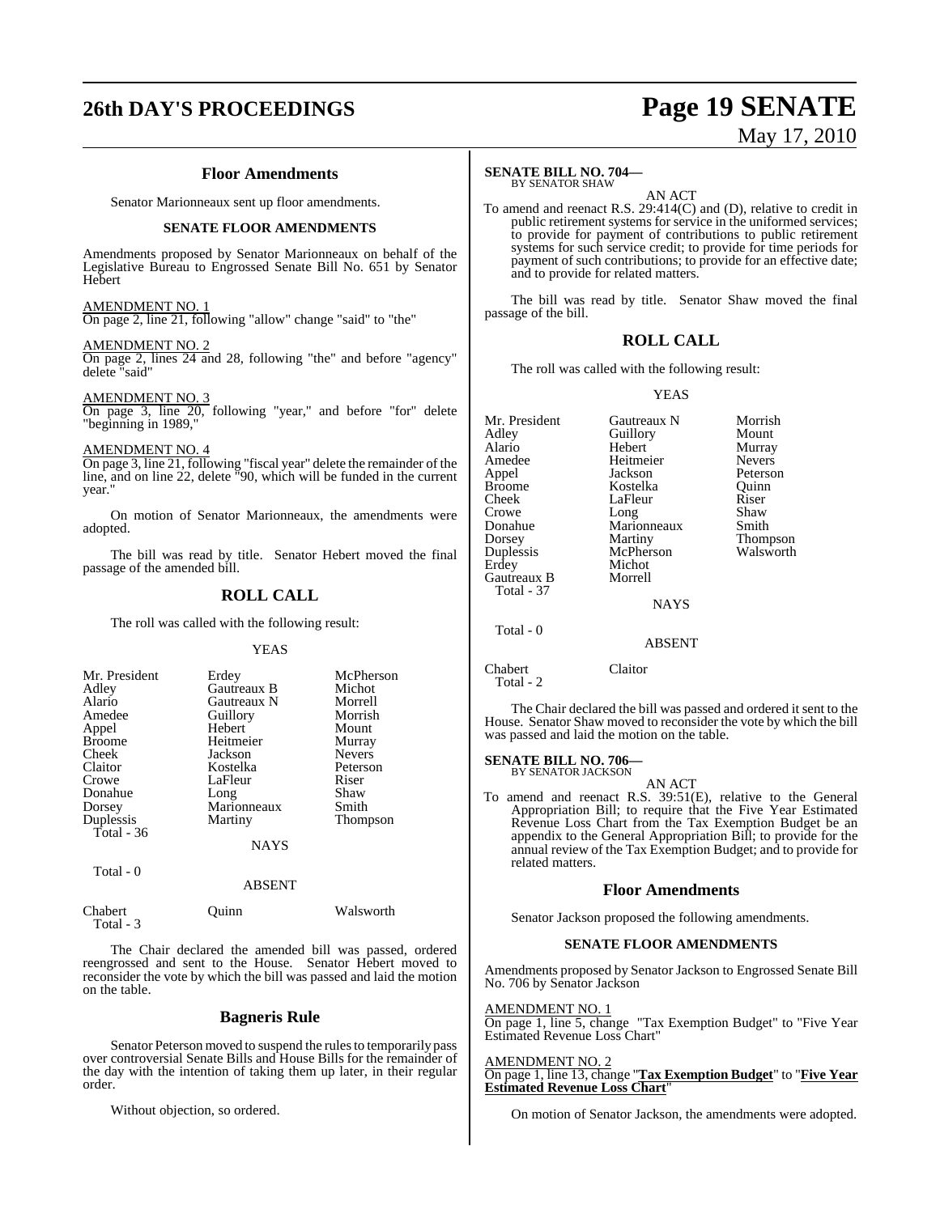## Floor Amendments

Senator Marionneaux sent up floor amendments.

### SENATE FLOOR AMENDMENTS

Amendments proposed by Senator Marionneaux on behalf of the Legislative Bureau to Engrossed Senate Bill No. 651 by Senator Hebert

AMENDMENT NO. 1
On page 2, line 21, following "allow" change "said" to "the"

AMENDMENT NO. 2
On page 2, lines 24 and 28, following "the" and before "agency" delete "said"

AMENDMENT NO. 3
On page 3, line 20, following "year," and before "for" delete "beginning in 1989,"

AMENDMENT NO. 4
On page 3, line 21, following "fiscal year" delete the remainder of the line, and on line 22, delete "90, which will be funded in the current year."

On motion of Senator Marionneaux, the amendments were adopted.

The bill was read by title. Senator Hebert moved the final passage of the amended bill.

## ROLL CALL

The roll was called with the following result:

YEAS

| | | |
|---|---|---|
| Mr. President | Erdey | McPherson |
| Adley | Gautreaux B | Michot |
| Alario | Gautreaux N | Morrell |
| Amedee | Guillory | Morrish |
| Appel | Hebert | Mount |
| Broome | Heitmeier | Murray |
| Cheek | Jackson | Nevers |
| Claitor | Kostelka | Peterson |
| Crowe | LaFleur | Riser |
| Donahue | Long | Shaw |
| Dorsey | Marionneaux | Smith |
| Duplessis | Martiny | Thompson |
| Total - 36 | | |

NAYS

Total - 0

ABSENT

| | | |
|---|---|---|
| Chabert | Quinn | Walsworth |
| Total - 3 | | |

The Chair declared the amended bill was passed, ordered reengrossed and sent to the House. Senator Hebert moved to reconsider the vote by which the bill was passed and laid the motion on the table.

## Bagneris Rule

Senator Peterson moved to suspend the rules to temporarily pass over controversial Senate Bills and House Bills for the remainder of the day with the intention of taking them up later, in their regular order.

Without objection, so ordered.

**SENATE BILL NO. 704—**
BY SENATOR SHAW

AN ACT

To amend and reenact R.S. 29:414(C) and (D), relative to credit in public retirement systems for service in the uniformed services; to provide for payment of contributions to public retirement systems for such service credit; to provide for time periods for payment of such contributions; to provide for an effective date; and to provide for related matters.

The bill was read by title. Senator Shaw moved the final passage of the bill.

## ROLL CALL

The roll was called with the following result:

YEAS

| | | |
|---|---|---|
| Mr. President | Gautreaux N | Morrish |
| Adley | Guillory | Mount |
| Alario | Hebert | Murray |
| Amedee | Heitmeier | Nevers |
| Appel | Jackson | Peterson |
| Broome | Kostelka | Quinn |
| Cheek | LaFleur | Riser |
| Crowe | Long | Shaw |
| Donahue | Marionneaux | Smith |
| Dorsey | Martiny | Thompson |
| Duplessis | McPherson | Walsworth |
| Erdey | Michot | |
| Gautreaux B | Morrell | |
| Total - 37 | | |

NAYS

Total - 0

ABSENT

| | |
|---|---|
| Chabert | Claitor |
| Total - 2 | |

The Chair declared the bill was passed and ordered it sent to the House. Senator Shaw moved to reconsider the vote by which the bill was passed and laid the motion on the table.

**SENATE BILL NO. 706—**
BY SENATOR JACKSON

AN ACT

To amend and reenact R.S. 39:51(E), relative to the General Appropriation Bill; to require that the Five Year Estimated Revenue Loss Chart from the Tax Exemption Budget be an appendix to the General Appropriation Bill; to provide for the annual review of the Tax Exemption Budget; and to provide for related matters.

## Floor Amendments

Senator Jackson proposed the following amendments.

### SENATE FLOOR AMENDMENTS

Amendments proposed by Senator Jackson to Engrossed Senate Bill No. 706 by Senator Jackson

AMENDMENT NO. 1
On page 1, line 5, change "Tax Exemption Budget" to "Five Year Estimated Revenue Loss Chart"

AMENDMENT NO. 2
On page 1, line 13, change "**Tax Exemption Budget**" to "**Five Year Estimated Revenue Loss Chart**"

On motion of Senator Jackson, the amendments were adopted.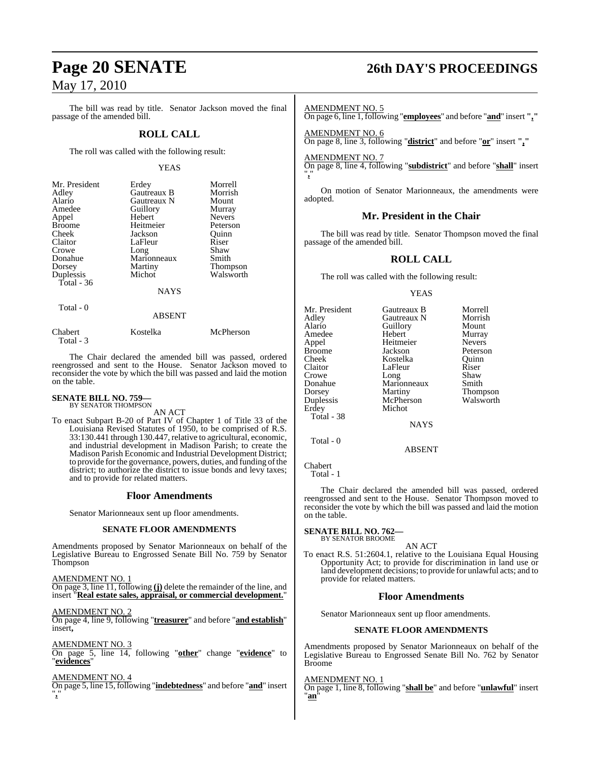The bill was read by title. Senator Jackson moved the final passage of the amended bill.

## ROLL CALL

The roll was called with the following result:

YEAS

| | | |
|---|---|---|
| Mr. President | Erdey | Morrell |
| Adley | Gautreaux B | Morrish |
| Alario | Gautreaux N | Mount |
| Amedee | Guillory | Murray |
| Appel | Hebert | Nevers |
| Broome | Heitmeier | Peterson |
| Cheek | Jackson | Quinn |
| Claitor | LaFleur | Riser |
| Crowe | Long | Shaw |
| Donahue | Marionneaux | Smith |
| Dorsey | Martiny | Thompson |
| Duplessis | Michot | Walsworth |

Total - 36

NAYS

Total - 0

ABSENT

| | | |
|---|---|---|
| Chabert | Kostelka | McPherson |

Total - 3

The Chair declared the amended bill was passed, ordered reengrossed and sent to the House. Senator Jackson moved to reconsider the vote by which the bill was passed and laid the motion on the table.

**SENATE BILL NO. 759—**
BY SENATOR THOMPSON

AN ACT

To enact Subpart B-20 of Part IV of Chapter 1 of Title 33 of the Louisiana Revised Statutes of 1950, to be comprised of R.S. 33:130.441 through 130.447, relative to agricultural, economic, and industrial development in Madison Parish; to create the Madison Parish Economic and Industrial Development District; to provide for the governance, powers, duties, and funding of the district; to authorize the district to issue bonds and levy taxes; and to provide for related matters.

## Floor Amendments

Senator Marionneaux sent up floor amendments.

### SENATE FLOOR AMENDMENTS

Amendments proposed by Senator Marionneaux on behalf of the Legislative Bureau to Engrossed Senate Bill No. 759 by Senator Thompson

AMENDMENT NO. 1
On page 3, line 11, following **(j)** delete the remainder of the line, and insert "**Real estate sales, appraisal, or commercial development.**"

AMENDMENT NO. 2
On page 4, line 9, following "**treasurer**" and before "**and establish**" insert**,**

AMENDMENT NO. 3
On page 5, line 14, following "**other**" change "**evidence**" to "**evidences**"

AMENDMENT NO. 4
On page 5, line 15, following "**indebtedness**" and before "**and**" insert "**,**"

AMENDMENT NO. 5
On page 6, line 1, following "**employees**" and before "**and**" insert "**,**"

AMENDMENT NO. 6
On page 8, line 3, following "**district**" and before "**or**" insert "**,**"

AMENDMENT NO. 7
On page 8, line 4, following "**subdistrict**" and before "**shall**" insert "**,**"

On motion of Senator Marionneaux, the amendments were adopted.

## Mr. President in the Chair

The bill was read by title. Senator Thompson moved the final passage of the amended bill.

## ROLL CALL

The roll was called with the following result:

YEAS

| | | |
|---|---|---|
| Mr. President | Gautreaux B | Morrell |
| Adley | Gautreaux N | Morrish |
| Alario | Guillory | Mount |
| Amedee | Hebert | Murray |
| Appel | Heitmeier | Nevers |
| Broome | Jackson | Peterson |
| Cheek | Kostelka | Quinn |
| Claitor | LaFleur | Riser |
| Crowe | Long | Shaw |
| Donahue | Marionneaux | Smith |
| Dorsey | Martiny | Thompson |
| Duplessis | McPherson | Walsworth |
| Erdey | Michot | |

Total - 38

NAYS

Total - 0

ABSENT

Chabert

Total - 1

The Chair declared the amended bill was passed, ordered reengrossed and sent to the House. Senator Thompson moved to reconsider the vote by which the bill was passed and laid the motion on the table.

**SENATE BILL NO. 762—**
BY SENATOR BROOME

AN ACT

To enact R.S. 51:2604.1, relative to the Louisiana Equal Housing Opportunity Act; to provide for discrimination in land use or land development decisions; to provide for unlawful acts; and to provide for related matters.

## Floor Amendments

Senator Marionneaux sent up floor amendments.

### SENATE FLOOR AMENDMENTS

Amendments proposed by Senator Marionneaux on behalf of the Legislative Bureau to Engrossed Senate Bill No. 762 by Senator Broome

AMENDMENT NO. 1
On page 1, line 8, following "**shall be**" and before "**unlawful**" insert "**an**"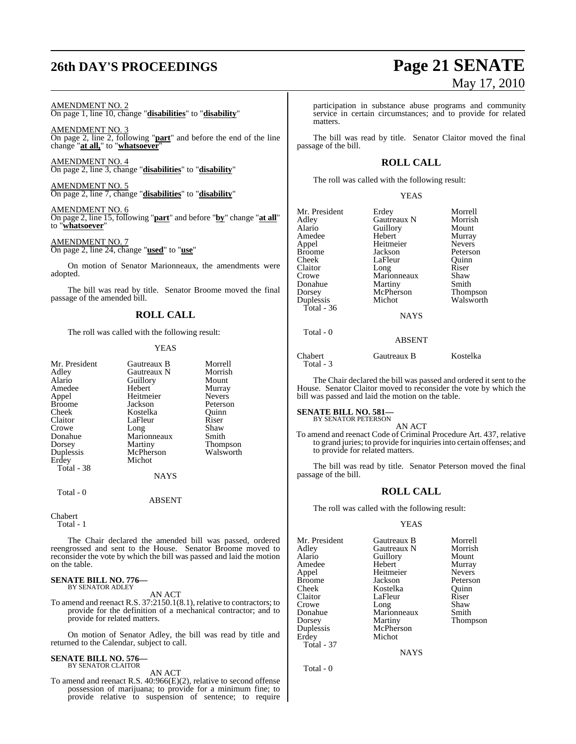AMENDMENT NO. 2
On page 1, line 10, change "**disabilities**" to "**disability**"

AMENDMENT NO. 3
On page 2, line 2, following "**part**" and before the end of the line change "**at all,**" to "**whatsoever**"

AMENDMENT NO. 4
On page 2, line 3, change "**disabilities**" to "**disability**"

AMENDMENT NO. 5
On page 2, line 7, change "**disabilities**" to "**disability**"

AMENDMENT NO. 6
On page 2, line 15, following "**part**" and before "**by**" change "**at all**" to "**whatsoever**"

AMENDMENT NO. 7
On page 2, line 24, change "**used**" to "**use**"

On motion of Senator Marionneaux, the amendments were adopted.

The bill was read by title. Senator Broome moved the final passage of the amended bill.

## ROLL CALL

The roll was called with the following result:

YEAS

| | | |
|---|---|---|
| Mr. President | Gautreaux B | Morrell |
| Adley | Gautreaux N | Morrish |
| Alario | Guillory | Mount |
| Amedee | Hebert | Murray |
| Appel | Heitmeier | Nevers |
| Broome | Jackson | Peterson |
| Cheek | Kostelka | Quinn |
| Claitor | LaFleur | Riser |
| Crowe | Long | Shaw |
| Donahue | Marionneaux | Smith |
| Dorsey | Martiny | Thompson |
| Duplessis | McPherson | Walsworth |
| Erdey | Michot | |

Total - 38

NAYS

Total - 0

ABSENT

Chabert

Total - 1

The Chair declared the amended bill was passed, ordered reengrossed and sent to the House. Senator Broome moved to reconsider the vote by which the bill was passed and laid the motion on the table.

**SENATE BILL NO. 776—**
BY SENATOR ADLEY

AN ACT

To amend and reenact R.S. 37:2150.1(8.1), relative to contractors; to provide for the definition of a mechanical contractor; and to provide for related matters.

On motion of Senator Adley, the bill was read by title and returned to the Calendar, subject to call.

**SENATE BILL NO. 576—**
BY SENATOR CLAITOR

AN ACT

To amend and reenact R.S. 40:966(E)(2), relative to second offense possession of marijuana; to provide for a minimum fine; to provide relative to suspension of sentence; to require participation in substance abuse programs and community service in certain circumstances; and to provide for related matters.

The bill was read by title. Senator Claitor moved the final passage of the bill.

## ROLL CALL

The roll was called with the following result:

YEAS

| | | |
|---|---|---|
| Mr. President | Erdey | Morrell |
| Adley | Gautreaux N | Morrish |
| Alario | Guillory | Mount |
| Amedee | Hebert | Murray |
| Appel | Heitmeier | Nevers |
| Broome | Jackson | Peterson |
| Cheek | LaFleur | Quinn |
| Claitor | Long | Riser |
| Crowe | Marionneaux | Shaw |
| Donahue | Martiny | Smith |
| Dorsey | McPherson | Thompson |
| Duplessis | Michot | Walsworth |

Total - 36

NAYS

Total - 0

ABSENT

| | | |
|---|---|---|
| Chabert | Gautreaux B | Kostelka |

Total - 3

The Chair declared the bill was passed and ordered it sent to the House. Senator Claitor moved to reconsider the vote by which the bill was passed and laid the motion on the table.

**SENATE BILL NO. 581—**
BY SENATOR PETERSON

AN ACT

To amend and reenact Code of Criminal Procedure Art. 437, relative to grand juries; to provide for inquiries into certain offenses; and to provide for related matters.

The bill was read by title. Senator Peterson moved the final passage of the bill.

## ROLL CALL

The roll was called with the following result:

YEAS

| | | |
|---|---|---|
| Mr. President | Gautreaux B | Morrell |
| Adley | Gautreaux N | Morrish |
| Alario | Guillory | Mount |
| Amedee | Hebert | Murray |
| Appel | Heitmeier | Nevers |
| Broome | Jackson | Peterson |
| Cheek | Kostelka | Quinn |
| Claitor | LaFleur | Riser |
| Crowe | Long | Shaw |
| Donahue | Marionneaux | Smith |
| Dorsey | Martiny | Thompson |
| Duplessis | McPherson | |
| Erdey | Michot | |

Total - 37

NAYS

Total - 0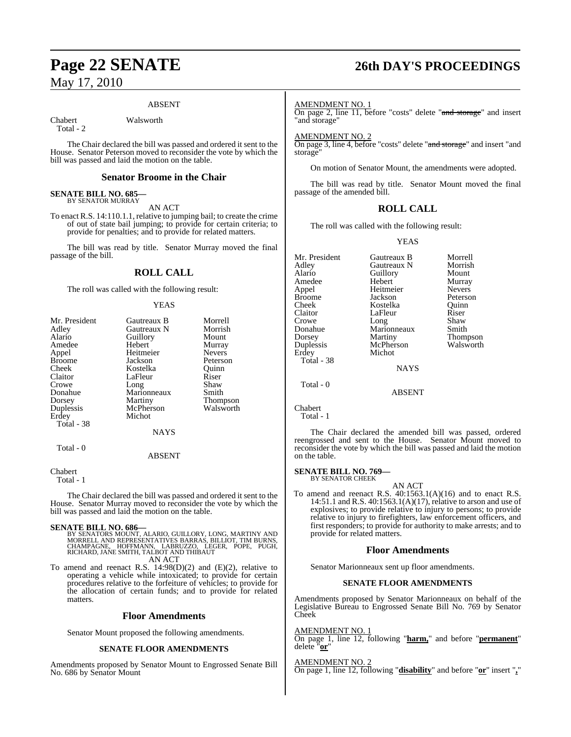ABSENT

Chabert Walsworth
Total - 2

The Chair declared the bill was passed and ordered it sent to the House. Senator Peterson moved to reconsider the vote by which the bill was passed and laid the motion on the table.

## Senator Broome in the Chair

**SENATE BILL NO. 685—**
BY SENATOR MURRAY

AN ACT

To enact R.S. 14:110.1.1, relative to jumping bail; to create the crime of out of state bail jumping; to provide for certain criteria; to provide for penalties; and to provide for related matters.

The bill was read by title. Senator Murray moved the final passage of the bill.

## ROLL CALL

The roll was called with the following result:

YEAS

| | | |
|---|---|---|
| Mr. President | Gautreaux B | Morrell |
| Adley | Gautreaux N | Morrish |
| Alario | Guillory | Mount |
| Amedee | Hebert | Murray |
| Appel | Heitmeier | Nevers |
| Broome | Jackson | Peterson |
| Cheek | Kostelka | Quinn |
| Claitor | LaFleur | Riser |
| Crowe | Long | Shaw |
| Donahue | Marionneaux | Smith |
| Dorsey | Martiny | Thompson |
| Duplessis | McPherson | Walsworth |
| Erdey | Michot | |

Total - 38

NAYS

Total - 0

ABSENT

Chabert
Total - 1

The Chair declared the bill was passed and ordered it sent to the House. Senator Murray moved to reconsider the vote by which the bill was passed and laid the motion on the table.

**SENATE BILL NO. 686—**
BY SENATORS MOUNT, ALARIO, GUILLORY, LONG, MARTINY AND MORRELL AND REPRESENTATIVES BARRAS, BILLIOT, TIM BURNS, CHAMPAGNE, HOFFMANN, LABRUZZO, LEGER, POPE, PUGH, RICHARD, JANE SMITH, TALBOT AND THIBAUT

AN ACT

To amend and reenact R.S. 14:98(D)(2) and (E)(2), relative to operating a vehicle while intoxicated; to provide for certain procedures relative to the forfeiture of vehicles; to provide for the allocation of certain funds; and to provide for related matters.

## Floor Amendments

Senator Mount proposed the following amendments.

### SENATE FLOOR AMENDMENTS

Amendments proposed by Senator Mount to Engrossed Senate Bill No. 686 by Senator Mount

AMENDMENT NO. 1
On page 2, line 11, before "costs" delete "~~and storage~~" and insert "and storage"

AMENDMENT NO. 2
On page 3, line 4, before "costs" delete "~~and storage~~" and insert "and storage"

On motion of Senator Mount, the amendments were adopted.

The bill was read by title. Senator Mount moved the final passage of the amended bill.

## ROLL CALL

The roll was called with the following result:

YEAS

| | | |
|---|---|---|
| Mr. President | Gautreaux B | Morrell |
| Adley | Gautreaux N | Morrish |
| Alario | Guillory | Mount |
| Amedee | Hebert | Murray |
| Appel | Heitmeier | Nevers |
| Broome | Jackson | Peterson |
| Cheek | Kostelka | Quinn |
| Claitor | LaFleur | Riser |
| Crowe | Long | Shaw |
| Donahue | Marionneaux | Smith |
| Dorsey | Martiny | Thompson |
| Duplessis | McPherson | Walsworth |
| Erdey | Michot | |

Total - 38

NAYS

Total - 0

ABSENT

Chabert
Total - 1

The Chair declared the amended bill was passed, ordered reengrossed and sent to the House. Senator Mount moved to reconsider the vote by which the bill was passed and laid the motion on the table.

**SENATE BILL NO. 769—**
BY SENATOR CHEEK

AN ACT

To amend and reenact R.S. 40:1563.1(A)(16) and to enact R.S. 14:51.1 and R.S. 40:1563.1(A)(17), relative to arson and use of explosives; to provide relative to injury to persons; to provide relative to injury to firefighters, law enforcement officers, and first responders; to provide for authority to make arrests; and to provide for related matters.

## Floor Amendments

Senator Marionneaux sent up floor amendments.

### SENATE FLOOR AMENDMENTS

Amendments proposed by Senator Marionneaux on behalf of the Legislative Bureau to Engrossed Senate Bill No. 769 by Senator Cheek

AMENDMENT NO. 1
On page 1, line 12, following "**harm,**" and before "**permanent**" delete "**or**"

AMENDMENT NO. 2
On page 1, line 12, following "**disability**" and before "**or**" insert "**,**"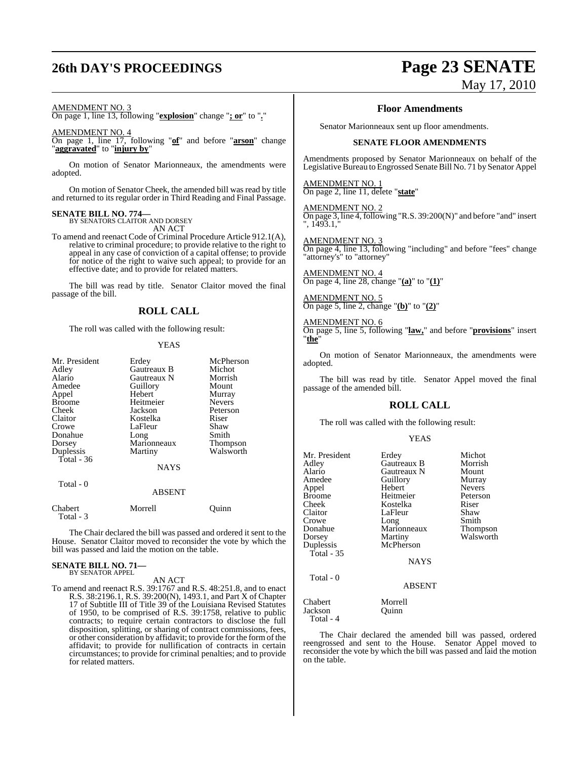AMENDMENT NO. 3

On page 1, line 13, following "**explosion**" change "**; or**" to "**.**"

AMENDMENT NO. 4

On page 1, line 17, following "**of**" and before "**arson**" change "**aggravated**" to "**injury by**"

On motion of Senator Marionneaux, the amendments were adopted.

On motion of Senator Cheek, the amended bill was read by title and returned to its regular order in Third Reading and Final Passage.

**SENATE BILL NO. 774—**
BY SENATORS CLAITOR AND DORSEY

AN ACT

To amend and reenact Code of Criminal Procedure Article 912.1(A), relative to criminal procedure; to provide relative to the right to appeal in any case of conviction of a capital offense; to provide for notice of the right to waive such appeal; to provide for an effective date; and to provide for related matters.

The bill was read by title. Senator Claitor moved the final passage of the bill.

## ROLL CALL

The roll was called with the following result:

YEAS

| | | |
|---|---|---|
| Mr. President | Erdey | McPherson |
| Adley | Gautreaux B | Michot |
| Alario | Gautreaux N | Morrish |
| Amedee | Guillory | Mount |
| Appel | Hebert | Murray |
| Broome | Heitmeier | Nevers |
| Cheek | Jackson | Peterson |
| Claitor | Kostelka | Riser |
| Crowe | LaFleur | Shaw |
| Donahue | Long | Smith |
| Dorsey | Marionneaux | Thompson |
| Duplessis | Martiny | Walsworth |
| Total - 36 | | |

NAYS

Total - 0

ABSENT

| | | |
|---|---|---|
| Chabert | Morrell | Quinn |
| Total - 3 | | |

The Chair declared the bill was passed and ordered it sent to the House. Senator Claitor moved to reconsider the vote by which the bill was passed and laid the motion on the table.

**SENATE BILL NO. 71—**
BY SENATOR APPEL

AN ACT

To amend and reenact R.S. 39:1767 and R.S. 48:251.8, and to enact R.S. 38:2196.1, R.S. 39:200(N), 1493.1, and Part X of Chapter 17 of Subtitle III of Title 39 of the Louisiana Revised Statutes of 1950, to be comprised of R.S. 39:1758, relative to public contracts; to require certain contractors to disclose the full disposition, splitting, or sharing of contract commissions, fees, or other consideration by affidavit; to provide for the form of the affidavit; to provide for nullification of contracts in certain circumstances; to provide for criminal penalties; and to provide for related matters.

## Floor Amendments

Senator Marionneaux sent up floor amendments.

### SENATE FLOOR AMENDMENTS

Amendments proposed by Senator Marionneaux on behalf of the Legislative Bureau to Engrossed Senate Bill No. 71 by Senator Appel

AMENDMENT NO. 1

On page 2, line 11, delete "**state**"

AMENDMENT NO. 2

On page 3, line 4, following "R.S. 39:200(N)" and before "and" insert ", 1493.1,"

AMENDMENT NO. 3

On page 4, line 13, following "including" and before "fees" change "attorney's" to "attorney"

AMENDMENT NO. 4

On page 4, line 28, change "**(a)**" to "**(1)**"

AMENDMENT NO. 5

On page 5, line 2, change "**(b)**" to "**(2)**"

AMENDMENT NO. 6

On page 5, line 5, following "**law,**" and before "**provisions**" insert "**the**"

On motion of Senator Marionneaux, the amendments were adopted.

The bill was read by title. Senator Appel moved the final passage of the amended bill.

## ROLL CALL

The roll was called with the following result:

YEAS

| | | |
|---|---|---|
| Mr. President | Erdey | Michot |
| Adley | Gautreaux B | Morrish |
| Alario | Gautreaux N | Mount |
| Amedee | Guillory | Murray |
| Appel | Hebert | Nevers |
| Broome | Heitmeier | Peterson |
| Cheek | Kostelka | Riser |
| Claitor | LaFleur | Shaw |
| Crowe | Long | Smith |
| Donahue | Marionneaux | Thompson |
| Dorsey | Martiny | Walsworth |
| Duplessis | McPherson | |
| Total - 35 | | |

NAYS

Total - 0

ABSENT

| | |
|---|---|
| Chabert | Morrell |
| Jackson | Quinn |
| Total - 4 | |

The Chair declared the amended bill was passed, ordered reengrossed and sent to the House. Senator Appel moved to reconsider the vote by which the bill was passed and laid the motion on the table.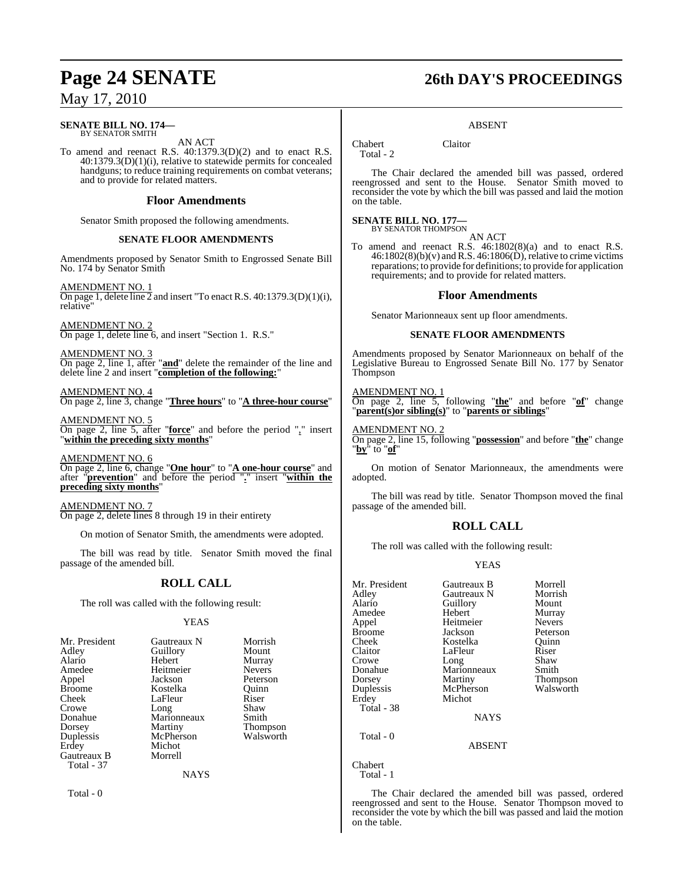**SENATE BILL NO. 174—**
BY SENATOR SMITH

AN ACT

To amend and reenact R.S. 40:1379.3(D)(2) and to enact R.S. 40:1379.3(D)(1)(i), relative to statewide permits for concealed handguns; to reduce training requirements on combat veterans; and to provide for related matters.

## Floor Amendments

Senator Smith proposed the following amendments.

### SENATE FLOOR AMENDMENTS

Amendments proposed by Senator Smith to Engrossed Senate Bill No. 174 by Senator Smith

AMENDMENT NO. 1
On page 1, delete line 2 and insert "To enact R.S. 40:1379.3(D)(1)(i), relative"

AMENDMENT NO. 2
On page 1, delete line 6, and insert "Section 1. R.S."

AMENDMENT NO. 3
On page 2, line 1, after "**and**" delete the remainder of the line and delete line 2 and insert "**completion of the following:**"

AMENDMENT NO. 4
On page 2, line 3, change "**Three hours**" to "**A three-hour course**"

AMENDMENT NO. 5
On page 2, line 5, after "**force**" and before the period "**.**" insert "**within the preceding sixty months**"

AMENDMENT NO. 6
On page 2, line 6, change "**One hour**" to "**A one-hour course**" and after "**prevention**" and before the period "**.**" insert "**within the preceding sixty months**"

AMENDMENT NO. 7
On page 2, delete lines 8 through 19 in their entirety

On motion of Senator Smith, the amendments were adopted.

The bill was read by title. Senator Smith moved the final passage of the amended bill.

## ROLL CALL

The roll was called with the following result:

YEAS

| | | |
|---|---|---|
| Mr. President | Gautreaux N | Morrish |
| Adley | Guillory | Mount |
| Alario | Hebert | Murray |
| Amedee | Heitmeier | Nevers |
| Appel | Jackson | Peterson |
| Broome | Kostelka | Quinn |
| Cheek | LaFleur | Riser |
| Crowe | Long | Shaw |
| Donahue | Marionneaux | Smith |
| Dorsey | Martiny | Thompson |
| Duplessis | McPherson | Walsworth |
| Erdey | Michot | |
| Gautreaux B | Morrell | |

Total - 37

NAYS

Total - 0

ABSENT

Chabert Claitor
Total - 2

The Chair declared the amended bill was passed, ordered reengrossed and sent to the House. Senator Smith moved to reconsider the vote by which the bill was passed and laid the motion on the table.

**SENATE BILL NO. 177—**
BY SENATOR THOMPSON

AN ACT

To amend and reenact R.S. 46:1802(8)(a) and to enact R.S. 46:1802(8)(b)(v) and R.S. 46:1806(D), relative to crime victims reparations; to provide for definitions; to provide for application requirements; and to provide for related matters.

## Floor Amendments

Senator Marionneaux sent up floor amendments.

### SENATE FLOOR AMENDMENTS

Amendments proposed by Senator Marionneaux on behalf of the Legislative Bureau to Engrossed Senate Bill No. 177 by Senator Thompson

AMENDMENT NO. 1
On page 2, line 5, following "**the**" and before "**of**" change "**parent(s)or sibling(s)**" to "**parents or siblings**"

AMENDMENT NO. 2
On page 2, line 15, following "**possession**" and before "**the**" change "**by**" to "**of**"

On motion of Senator Marionneaux, the amendments were adopted.

The bill was read by title. Senator Thompson moved the final passage of the amended bill.

## ROLL CALL

The roll was called with the following result:

YEAS

| | | |
|---|---|---|
| Mr. President | Gautreaux B | Morrell |
| Adley | Gautreaux N | Morrish |
| Alario | Guillory | Mount |
| Amedee | Hebert | Murray |
| Appel | Heitmeier | Nevers |
| Broome | Jackson | Peterson |
| Cheek | Kostelka | Quinn |
| Claitor | LaFleur | Riser |
| Crowe | Long | Shaw |
| Donahue | Marionneaux | Smith |
| Dorsey | Martiny | Thompson |
| Duplessis | McPherson | Walsworth |
| Erdey | Michot | |

Total - 38

NAYS

Total - 0

ABSENT

Chabert
Total - 1

The Chair declared the amended bill was passed, ordered reengrossed and sent to the House. Senator Thompson moved to reconsider the vote by which the bill was passed and laid the motion on the table.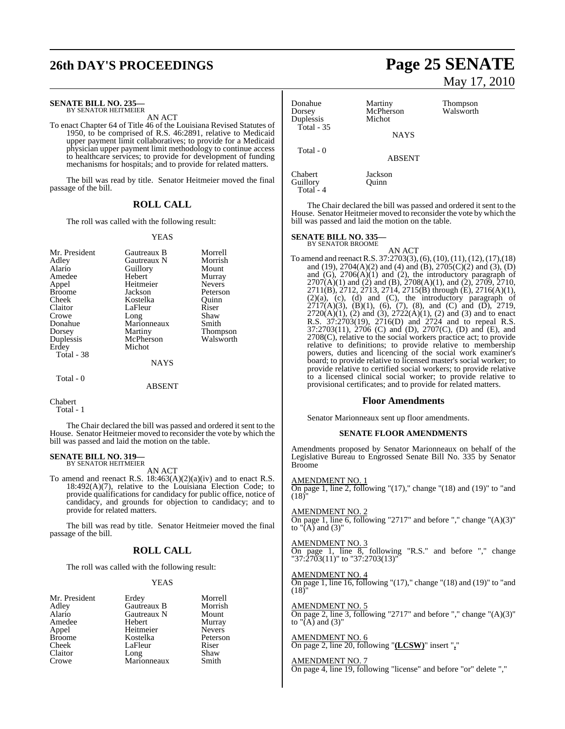**SENATE BILL NO. 235—**
BY SENATOR HEITMEIER

AN ACT

To enact Chapter 64 of Title 46 of the Louisiana Revised Statutes of 1950, to be comprised of R.S. 46:2891, relative to Medicaid upper payment limit collaboratives; to provide for a Medicaid physician upper payment limit methodology to continue access to healthcare services; to provide for development of funding mechanisms for hospitals; and to provide for related matters.

The bill was read by title. Senator Heitmeier moved the final passage of the bill.

## ROLL CALL

The roll was called with the following result:

YEAS

| | | |
|---|---|---|
| Mr. President | Gautreaux B | Morrell |
| Adley | Gautreaux N | Morrish |
| Alario | Guillory | Mount |
| Amedee | Hebert | Murray |
| Appel | Heitmeier | Nevers |
| Broome | Jackson | Peterson |
| Cheek | Kostelka | Quinn |
| Claitor | LaFleur | Riser |
| Crowe | Long | Shaw |
| Donahue | Marionneaux | Smith |
| Dorsey | Martiny | Thompson |
| Duplessis | McPherson | Walsworth |
| Erdey | Michot | |

Total - 38

NAYS

Total - 0

ABSENT

Chabert

Total - 1

The Chair declared the bill was passed and ordered it sent to the House. Senator Heitmeier moved to reconsider the vote by which the bill was passed and laid the motion on the table.

**SENATE BILL NO. 319—**
BY SENATOR HEITMEIER

AN ACT

To amend and reenact R.S. 18:463(A)(2)(a)(iv) and to enact R.S. 18:492(A)(7), relative to the Louisiana Election Code; to provide qualifications for candidacy for public office, notice of candidacy, and grounds for objection to candidacy; and to provide for related matters.

The bill was read by title. Senator Heitmeier moved the final passage of the bill.

## ROLL CALL

The roll was called with the following result:

YEAS

| | | |
|---|---|---|
| Mr. President | Erdey | Morrell |
| Adley | Gautreaux B | Morrish |
| Alario | Gautreaux N | Mount |
| Amedee | Hebert | Murray |
| Appel | Heitmeier | Nevers |
| Broome | Kostelka | Peterson |
| Cheek | LaFleur | Riser |
| Claitor | Long | Shaw |
| Crowe | Marionneaux | Smith |
| Donahue | Martiny | Thompson |
| Dorsey | McPherson | Walsworth |
| Duplessis | Michot | |

Total - 35

NAYS

Total - 0

ABSENT

| | |
|---|---|
| Chabert | Jackson |
| Guillory | Quinn |

Total - 4

The Chair declared the bill was passed and ordered it sent to the House. Senator Heitmeier moved to reconsider the vote by which the bill was passed and laid the motion on the table.

**SENATE BILL NO. 335—**
BY SENATOR BROOME

AN ACT

To amend and reenact R.S. 37:2703(3), (6), (10), (11), (12), (17), (18) and (19), 2704(A)(2) and (4) and (B), 2705(C)(2) and (3), (D) and (G), 2706(A)(1) and (2), the introductory paragraph of 2707(A)(1) and (2) and (B), 2708(A)(1), and (2), 2709, 2710, 2711(B), 2712, 2713, 2714, 2715(B) through (E), 2716(A)(1), (2)(a), (c), (d) and (C), the introductory paragraph of 2717(A)(3), (B)(1), (6), (7), (8), and (C) and (D), 2719, 2720(A)(1), (2) and (3), 2722(A)(1), (2) and (3) and to enact R.S. 37:2703(19), 2716(D) and 2724 and to repeal R.S. 37:2703(11), 2706 (C) and (D), 2707(C), (D) and (E), and 2708(C), relative to the social workers practice act; to provide relative to definitions; to provide relative to membership powers, duties and licencing of the social work examiner's board; to provide relative to licensed master's social worker; to provide relative to certified social workers; to provide relative to a licensed clinical social worker; to provide relative to provisional certificates; and to provide for related matters.

## Floor Amendments

Senator Marionneaux sent up floor amendments.

### SENATE FLOOR AMENDMENTS

Amendments proposed by Senator Marionneaux on behalf of the Legislative Bureau to Engrossed Senate Bill No. 335 by Senator Broome

AMENDMENT NO. 1
On page 1, line 2, following "(17)," change "(18) and (19)" to "and (18)"

AMENDMENT NO. 2
On page 1, line 6, following "2717" and before "," change "(A)(3)" to "(A) and (3)"

AMENDMENT NO. 3
On page 1, line 8, following "R.S." and before "," change "37:2703(11)" to "37:2703(13)"

AMENDMENT NO. 4
On page 1, line 16, following "(17)," change "(18) and (19)" to "and (18)"

AMENDMENT NO. 5
On page 2, line 3, following "2717" and before "," change "(A)(3)" to "(A) and (3)"

AMENDMENT NO. 6
On page 2, line 20, following "**(LCSW)**" insert "**,**"

AMENDMENT NO. 7
On page 4, line 19, following "license" and before "or" delete ","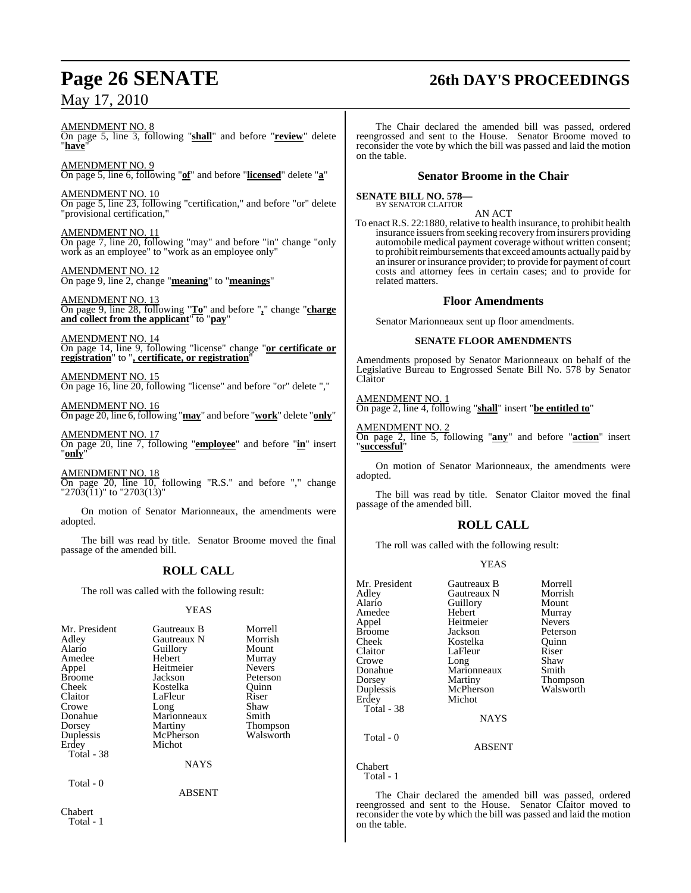AMENDMENT NO. 8
On page 5, line 3, following "**shall**" and before "**review**" delete "**have**"

AMENDMENT NO. 9
On page 5, line 6, following "**of**" and before "**licensed**" delete "**a**"

AMENDMENT NO. 10
On page 5, line 23, following "certification," and before "or" delete "provisional certification,"

AMENDMENT NO. 11
On page 7, line 20, following "may" and before "in" change "only work as an employee" to "work as an employee only"

AMENDMENT NO. 12
On page 9, line 2, change "**meaning**" to "**meanings**"

AMENDMENT NO. 13
On page 9, line 28, following "**To**" and before "**,**" change "**charge and collect from the applicant**" to "**pay**"

AMENDMENT NO. 14
On page 14, line 9, following "license" change "**or certificate or registration**" to "**, certificate, or registration**"

AMENDMENT NO. 15
On page 16, line 20, following "license" and before "or" delete ","

AMENDMENT NO. 16
On page 20, line 6, following "**may**" and before "**work**" delete "**only**"

AMENDMENT NO. 17
On page 20, line 7, following "**employee**" and before "**in**" insert "**only**"

AMENDMENT NO. 18
On page 20, line 10, following "R.S." and before "," change "2703(11)" to "2703(13)"

On motion of Senator Marionneaux, the amendments were adopted.

The bill was read by title. Senator Broome moved the final passage of the amended bill.

## ROLL CALL

The roll was called with the following result:

YEAS

| | | |
|---|---|---|
| Mr. President | Gautreaux B | Morrell |
| Adley | Gautreaux N | Morrish |
| Alario | Guillory | Mount |
| Amedee | Hebert | Murray |
| Appel | Heitmeier | Nevers |
| Broome | Jackson | Peterson |
| Cheek | Kostelka | Quinn |
| Claitor | LaFleur | Riser |
| Crowe | Long | Shaw |
| Donahue | Marionneaux | Smith |
| Dorsey | Martiny | Thompson |
| Duplessis | McPherson | Walsworth |
| Erdey | Michot | |

Total - 38

NAYS

Total - 0

ABSENT

Chabert

Total - 1

The Chair declared the amended bill was passed, ordered reengrossed and sent to the House. Senator Broome moved to reconsider the vote by which the bill was passed and laid the motion on the table.

## Senator Broome in the Chair

**SENATE BILL NO. 578—**
BY SENATOR CLAITOR

AN ACT

To enact R.S. 22:1880, relative to health insurance, to prohibit health insurance issuers from seeking recovery from insurers providing automobile medical payment coverage without written consent; to prohibit reimbursements that exceed amounts actually paid by an insurer or insurance provider; to provide for payment of court costs and attorney fees in certain cases; and to provide for related matters.

### Floor Amendments

Senator Marionneaux sent up floor amendments.

#### SENATE FLOOR AMENDMENTS

Amendments proposed by Senator Marionneaux on behalf of the Legislative Bureau to Engrossed Senate Bill No. 578 by Senator Claitor

AMENDMENT NO. 1
On page 2, line 4, following "**shall**" insert "**be entitled to**"

AMENDMENT NO. 2
On page 2, line 5, following "**any**" and before "**action**" insert "**successful**"

On motion of Senator Marionneaux, the amendments were adopted.

The bill was read by title. Senator Claitor moved the final passage of the amended bill.

## ROLL CALL

The roll was called with the following result:

YEAS

| | | |
|---|---|---|
| Mr. President | Gautreaux B | Morrell |
| Adley | Gautreaux N | Morrish |
| Alario | Guillory | Mount |
| Amedee | Hebert | Murray |
| Appel | Heitmeier | Nevers |
| Broome | Jackson | Peterson |
| Cheek | Kostelka | Quinn |
| Claitor | LaFleur | Riser |
| Crowe | Long | Shaw |
| Donahue | Marionneaux | Smith |
| Dorsey | Martiny | Thompson |
| Duplessis | McPherson | Walsworth |
| Erdey | Michot | |

Total - 38

NAYS

Total - 0

ABSENT

Chabert

Total - 1

The Chair declared the amended bill was passed, ordered reengrossed and sent to the House. Senator Claitor moved to reconsider the vote by which the bill was passed and laid the motion on the table.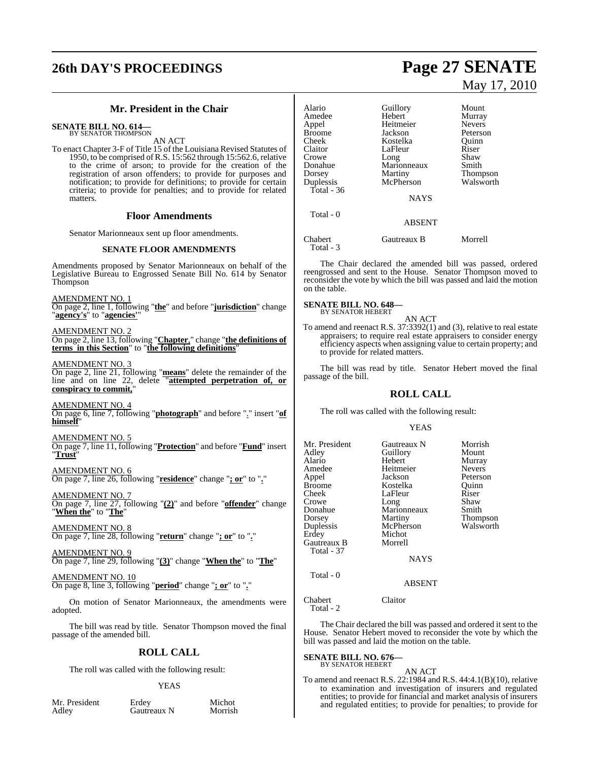## Mr. President in the Chair

**SENATE BILL NO. 614—**
BY SENATOR THOMPSON

AN ACT

To enact Chapter 3-F of Title 15 of the Louisiana Revised Statutes of 1950, to be comprised of R.S. 15:562 through 15:562.6, relative to the crime of arson; to provide for the creation of the registration of arson offenders; to provide for purposes and notification; to provide for definitions; to provide for certain criteria; to provide for penalties; and to provide for related matters.

### Floor Amendments

Senator Marionneaux sent up floor amendments.

#### SENATE FLOOR AMENDMENTS

Amendments proposed by Senator Marionneaux on behalf of the Legislative Bureau to Engrossed Senate Bill No. 614 by Senator Thompson

AMENDMENT NO. 1
On page 2, line 1, following "**the**" and before "**jurisdiction**" change "**agency's**" to "**agencies'**"

AMENDMENT NO. 2
On page 2, line 13, following "**Chapter,**" change "**the definitions of terms in this Section**" to "**the following definitions**"

AMENDMENT NO. 3
On page 2, line 21, following "**means**" delete the remainder of the line and on line 22, delete "**attempted perpetration of, or conspiracy to commit,**"

AMENDMENT NO. 4
On page 6, line 7, following "**photograph**" and before "**.**" insert "**of himself**"

AMENDMENT NO. 5
On page 7, line 11, following "**Protection**" and before "**Fund**" insert "**Trust**"

AMENDMENT NO. 6
On page 7, line 26, following "**residence**" change "**; or**" to "**.**"

AMENDMENT NO. 7
On page 7, line 27, following "**(2)**" and before "**offender**" change "**When the**" to "**The**"

AMENDMENT NO. 8
On page 7, line 28, following "**return**" change "**; or**" to "**.**"

AMENDMENT NO. 9
On page 7, line 29, following "**(3)**" change "**When the**" to "**The**"

AMENDMENT NO. 10
On page 8, line 3, following "**period**" change "**; or**" to "**.**"

On motion of Senator Marionneaux, the amendments were adopted.

The bill was read by title. Senator Thompson moved the final passage of the amended bill.

### ROLL CALL

The roll was called with the following result:

YEAS

| | | |
|---|---|---|
| Mr. President | Erdey | Michot |
| Adley | Gautreaux N | Morrish |
| Alario | Guillory | Mount |
| Amedee | Hebert | Murray |
| Appel | Heitmeier | Nevers |
| Broome | Jackson | Peterson |
| Cheek | Kostelka | Quinn |
| Claitor | LaFleur | Riser |
| Crowe | Long | Shaw |
| Donahue | Marionneaux | Smith |
| Dorsey | Martiny | Thompson |
| Duplessis | McPherson | Walsworth |
| Total - 36 | | |

NAYS

Total - 0

ABSENT

| | | |
|---|---|---|
| Chabert | Gautreaux B | Morrell |
| Total - 3 | | |

The Chair declared the amended bill was passed, ordered reengrossed and sent to the House. Senator Thompson moved to reconsider the vote by which the bill was passed and laid the motion on the table.

**SENATE BILL NO. 648—**
BY SENATOR HEBERT

AN ACT

To amend and reenact R.S. 37:3392(1) and (3), relative to real estate appraisers; to require real estate appraisers to consider energy efficiency aspects when assigning value to certain property; and to provide for related matters.

The bill was read by title. Senator Hebert moved the final passage of the bill.

### ROLL CALL

The roll was called with the following result:

YEAS

| | | |
|---|---|---|
| Mr. President | Gautreaux N | Morrish |
| Adley | Guillory | Mount |
| Alario | Hebert | Murray |
| Amedee | Heitmeier | Nevers |
| Appel | Jackson | Peterson |
| Broome | Kostelka | Quinn |
| Cheek | LaFleur | Riser |
| Crowe | Long | Shaw |
| Donahue | Marionneaux | Smith |
| Dorsey | Martiny | Thompson |
| Duplessis | McPherson | Walsworth |
| Erdey | Michot | |
| Gautreaux B | Morrell | |
| Total - 37 | | |

NAYS

Total - 0

ABSENT

| | |
|---|---|
| Chabert | Claitor |
| Total - 2 | |

The Chair declared the bill was passed and ordered it sent to the House. Senator Hebert moved to reconsider the vote by which the bill was passed and laid the motion on the table.

**SENATE BILL NO. 676—**
BY SENATOR HEBERT

AN ACT

To amend and reenact R.S. 22:1984 and R.S. 44:4.1(B)(10), relative to examination and investigation of insurers and regulated entities; to provide for financial and market analysis of insurers and regulated entities; to provide for penalties; to provide for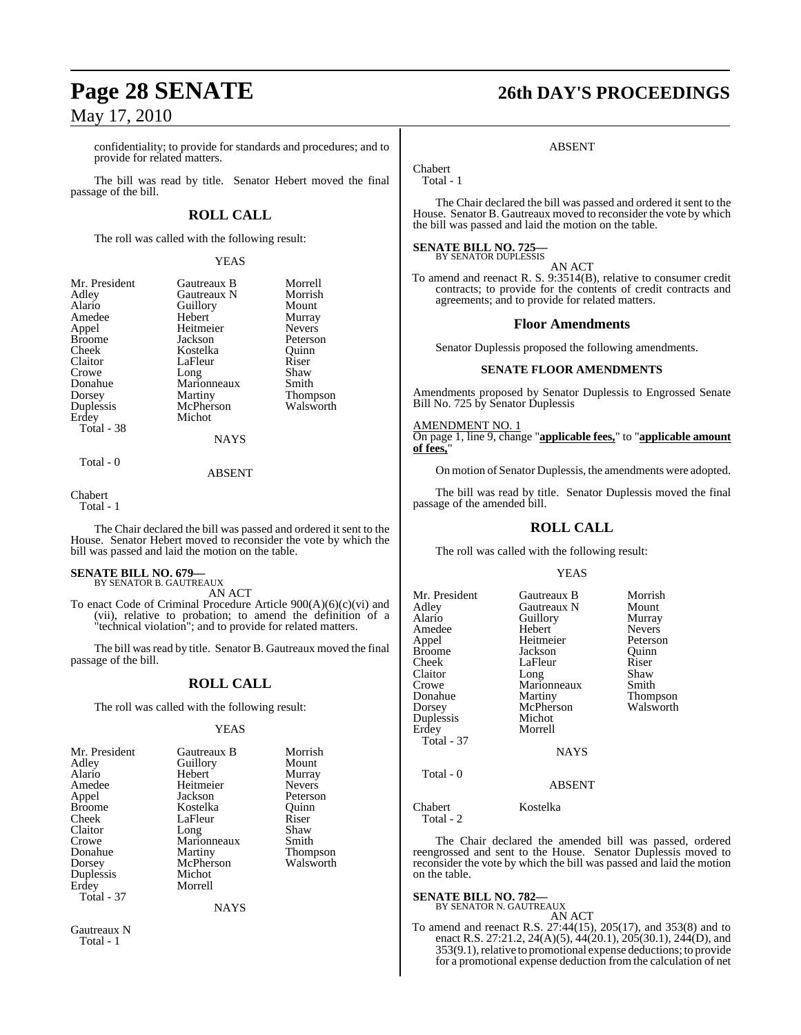confidentiality; to provide for standards and procedures; and to provide for related matters.

The bill was read by title. Senator Hebert moved the final passage of the bill.

## ROLL CALL

The roll was called with the following result:

YEAS

| | | |
|---|---|---|
| Mr. President | Gautreaux B | Morrell |
| Adley | Gautreaux N | Morrish |
| Alario | Guillory | Mount |
| Amedee | Hebert | Murray |
| Appel | Heitmeier | Nevers |
| Broome | Jackson | Peterson |
| Cheek | Kostelka | Quinn |
| Claitor | LaFleur | Riser |
| Crowe | Long | Shaw |
| Donahue | Marionneaux | Smith |
| Dorsey | Martiny | Thompson |
| Duplessis | McPherson | Walsworth |
| Erdey | Michot | |

Total - 38

NAYS

Total - 0

ABSENT

Chabert

Total - 1

The Chair declared the bill was passed and ordered it sent to the House. Senator Hebert moved to reconsider the vote by which the bill was passed and laid the motion on the table.

**SENATE BILL NO. 679—**
BY SENATOR B. GAUTREAUX

AN ACT

To enact Code of Criminal Procedure Article 900(A)(6)(c)(vi) and (vii), relative to probation; to amend the definition of a "technical violation"; and to provide for related matters.

The bill was read by title. Senator B. Gautreaux moved the final passage of the bill.

## ROLL CALL

The roll was called with the following result:

YEAS

| | | |
|---|---|---|
| Mr. President | Gautreaux B | Morrish |
| Adley | Guillory | Mount |
| Alario | Hebert | Murray |
| Amedee | Heitmeier | Nevers |
| Appel | Jackson | Peterson |
| Broome | Kostelka | Quinn |
| Cheek | LaFleur | Riser |
| Claitor | Long | Shaw |
| Crowe | Marionneaux | Smith |
| Donahue | Martiny | Thompson |
| Dorsey | McPherson | Walsworth |
| Duplessis | Michot | |
| Erdey | Morrell | |

Total - 37

NAYS

Gautreaux N

Total - 1

ABSENT

Chabert

Total - 1

The Chair declared the bill was passed and ordered it sent to the House. Senator B. Gautreaux moved to reconsider the vote by which the bill was passed and laid the motion on the table.

**SENATE BILL NO. 725—**
BY SENATOR DUPLESSIS

AN ACT

To amend and reenact R. S. 9:3514(B), relative to consumer credit contracts; to provide for the contents of credit contracts and agreements; and to provide for related matters.

### Floor Amendments

Senator Duplessis proposed the following amendments.

#### SENATE FLOOR AMENDMENTS

Amendments proposed by Senator Duplessis to Engrossed Senate Bill No. 725 by Senator Duplessis

AMENDMENT NO. 1

On page 1, line 9, change "**applicable fees,**" to "**applicable amount of fees,**"

On motion of Senator Duplessis, the amendments were adopted.

The bill was read by title. Senator Duplessis moved the final passage of the amended bill.

## ROLL CALL

The roll was called with the following result:

YEAS

| | | |
|---|---|---|
| Mr. President | Gautreaux B | Morrish |
| Adley | Gautreaux N | Mount |
| Alario | Guillory | Murray |
| Amedee | Hebert | Nevers |
| Appel | Heitmeier | Peterson |
| Broome | Jackson | Quinn |
| Cheek | LaFleur | Riser |
| Claitor | Long | Shaw |
| Crowe | Marionneaux | Smith |
| Donahue | Martiny | Thompson |
| Dorsey | McPherson | Walsworth |
| Duplessis | Michot | |
| Erdey | Morrell | |

Total - 37

NAYS

Total - 0

ABSENT

Chabert Kostelka

Total - 2

The Chair declared the amended bill was passed, ordered reengrossed and sent to the House. Senator Duplessis moved to reconsider the vote by which the bill was passed and laid the motion on the table.

**SENATE BILL NO. 782—**
BY SENATOR N. GAUTREAUX

AN ACT

To amend and reenact R.S. 27:44(15), 205(17), and 353(8) and to enact R.S. 27:21.2, 24(A)(5), 44(20.1), 205(30.1), 244(D), and 353(9.1), relative to promotional expense deductions; to provide for a promotional expense deduction from the calculation of net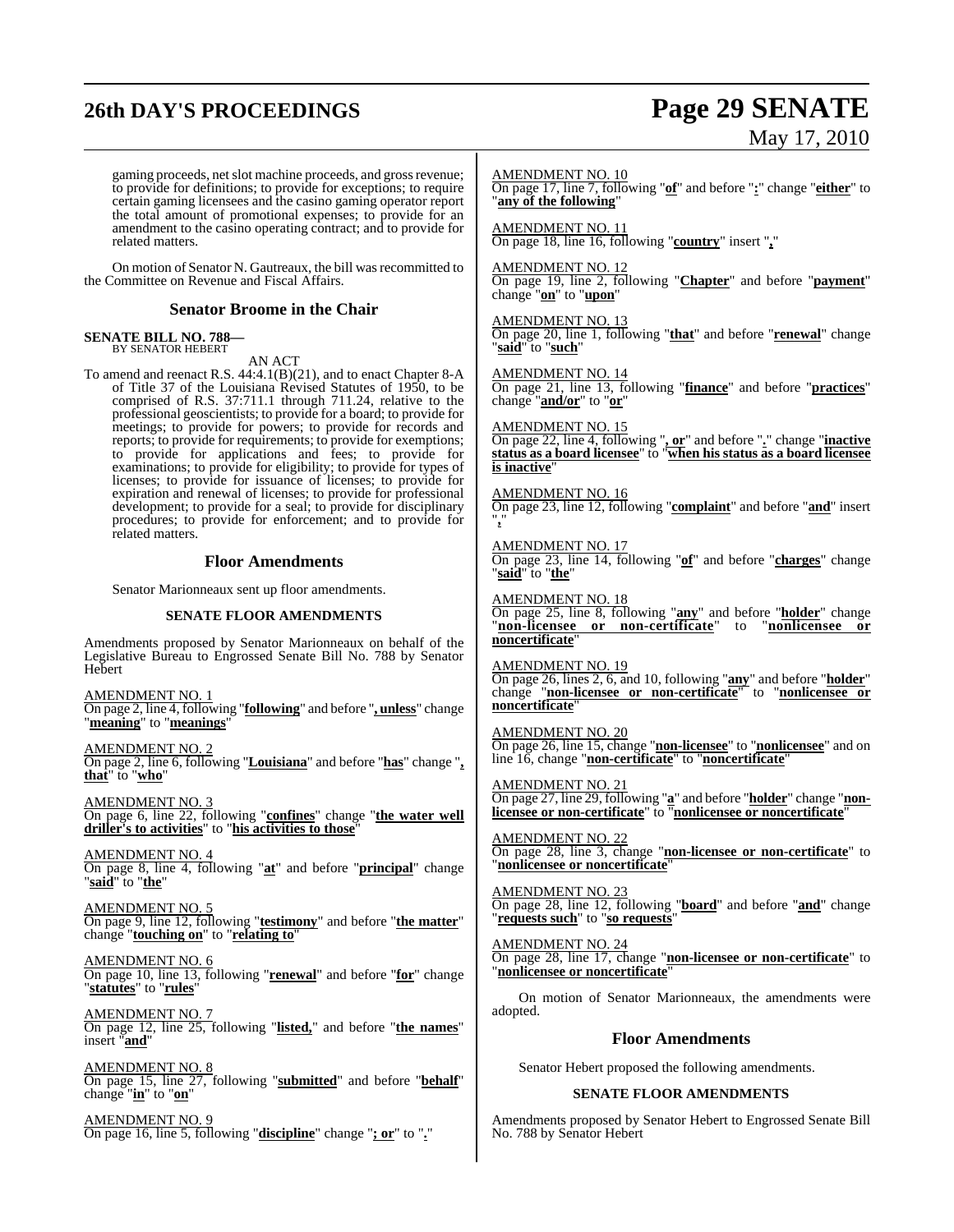gaming proceeds, net slot machine proceeds, and gross revenue; to provide for definitions; to provide for exceptions; to require certain gaming licensees and the casino gaming operator report the total amount of promotional expenses; to provide for an amendment to the casino operating contract; and to provide for related matters.

On motion of Senator N. Gautreaux, the bill was recommitted to the Committee on Revenue and Fiscal Affairs.

## Senator Broome in the Chair

**SENATE BILL NO. 788—**
BY SENATOR HEBERT

AN ACT

To amend and reenact R.S. 44:4.1(B)(21), and to enact Chapter 8-A of Title 37 of the Louisiana Revised Statutes of 1950, to be comprised of R.S. 37:711.1 through 711.24, relative to the professional geoscientists; to provide for a board; to provide for meetings; to provide for powers; to provide for records and reports; to provide for requirements; to provide for exemptions; to provide for applications and fees; to provide for examinations; to provide for eligibility; to provide for types of licenses; to provide for issuance of licenses; to provide for expiration and renewal of licenses; to provide for professional development; to provide for a seal; to provide for disciplinary procedures; to provide for enforcement; and to provide for related matters.

## Floor Amendments

Senator Marionneaux sent up floor amendments.

### SENATE FLOOR AMENDMENTS

Amendments proposed by Senator Marionneaux on behalf of the Legislative Bureau to Engrossed Senate Bill No. 788 by Senator Hebert

AMENDMENT NO. 1
On page 2, line 4, following "**following**" and before "**, unless**" change "**meaning**" to "**meanings**"

AMENDMENT NO. 2
On page 2, line 6, following "**Louisiana**" and before "**has**" change "**, that**" to "**who**"

AMENDMENT NO. 3
On page 6, line 22, following "**confines**" change "**the water well driller's to activities**" to "**his activities to those**"

AMENDMENT NO. 4
On page 8, line 4, following "**at**" and before "**principal**" change "**said**" to "**the**"

AMENDMENT NO. 5
On page 9, line 12, following "**testimony**" and before "**the matter**" change "**touching on**" to "**relating to**"

AMENDMENT NO. 6
On page 10, line 13, following "**renewal**" and before "**for**" change "**statutes**" to "**rules**"

AMENDMENT NO. 7
On page 12, line 25, following "**listed,**" and before "**the names**" insert "**and**"

AMENDMENT NO. 8
On page 15, line 27, following "**submitted**" and before "**behalf**" change "**in**" to "**on**"

AMENDMENT NO. 9
On page 16, line 5, following "**discipline**" change "**; or**" to "**.**"

AMENDMENT NO. 10
On page 17, line 7, following "**of**" and before "**:**" change "**either**" to "**any of the following**"

AMENDMENT NO. 11
On page 18, line 16, following "**country**" insert "**,**"

AMENDMENT NO. 12
On page 19, line 2, following "**Chapter**" and before "**payment**" change "**on**" to "**upon**"

AMENDMENT NO. 13
On page 20, line 1, following "**that**" and before "**renewal**" change "**said**" to "**such**"

AMENDMENT NO. 14
On page 21, line 13, following "**finance**" and before "**practices**" change "**and/or**" to "**or**"

AMENDMENT NO. 15
On page 22, line 4, following "**, or**" and before "**.**" change "**inactive status as a board licensee**" to "**when his status as a board licensee is inactive**"

AMENDMENT NO. 16
On page 23, line 12, following "**complaint**" and before "**and**" insert "**,**"

AMENDMENT NO. 17
On page 23, line 14, following "**of**" and before "**charges**" change "**said**" to "**the**"

AMENDMENT NO. 18
On page 25, line 8, following "**any**" and before "**holder**" change "**non-licensee or non-certificate**" to "**nonlicensee or noncertificate**"

AMENDMENT NO. 19
On page 26, lines 2, 6, and 10, following "**any**" and before "**holder**" change "**non-licensee or non-certificate**" to "**nonlicensee or noncertificate**"

AMENDMENT NO. 20
On page 26, line 15, change "**non-licensee**" to "**nonlicensee**" and on line 16, change "**non-certificate**" to "**noncertificate**"

AMENDMENT NO. 21
On page 27, line 29, following "**a**" and before "**holder**" change "**non-licensee or non-certificate**" to "**nonlicensee or noncertificate**"

AMENDMENT NO. 22
On page 28, line 3, change "**non-licensee or non-certificate**" to "**nonlicensee or noncertificate**"

AMENDMENT NO. 23
On page 28, line 12, following "**board**" and before "**and**" change "**requests such**" to "**so requests**"

AMENDMENT NO. 24
On page 28, line 17, change "**non-licensee or non-certificate**" to "**nonlicensee or noncertificate**"

On motion of Senator Marionneaux, the amendments were adopted.

## Floor Amendments

Senator Hebert proposed the following amendments.

### SENATE FLOOR AMENDMENTS

Amendments proposed by Senator Hebert to Engrossed Senate Bill No. 788 by Senator Hebert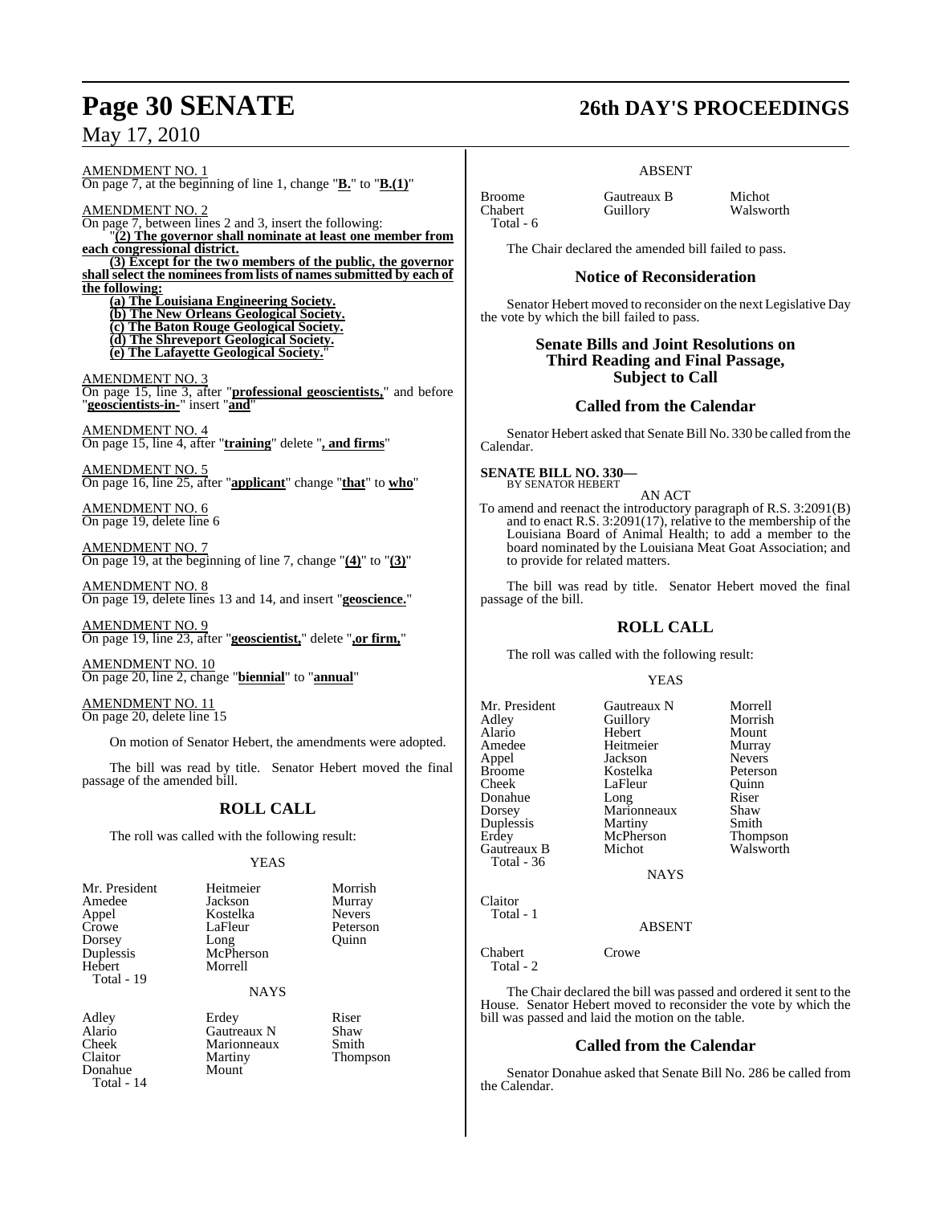AMENDMENT NO. 1
On page 7, at the beginning of line 1, change "**B.**" to "**B.(1)**"

AMENDMENT NO. 2
On page 7, between lines 2 and 3, insert the following:

"**(2) The governor shall nominate at least one member from each congressional district.**

**(3) Except for the two members of the public, the governor shall select the nominees from lists of names submitted by each of the following:**

**(a) The Louisiana Engineering Society.**

**(b) The New Orleans Geological Society.**

**(c) The Baton Rouge Geological Society.**

**(d) The Shreveport Geological Society.**

**(e) The Lafayette Geological Society.**"

AMENDMENT NO. 3
On page 15, line 3, after "**professional geoscientists,**" and before "**geoscientists-in-**" insert "**and**"

AMENDMENT NO. 4
On page 15, line 4, after "**training**" delete "**, and firms**"

AMENDMENT NO. 5
On page 16, line 25, after "**applicant**" change "**that**" to **who**"

AMENDMENT NO. 6
On page 19, delete line 6

AMENDMENT NO. 7
On page 19, at the beginning of line 7, change "**(4)**" to "**(3)**"

AMENDMENT NO. 8
On page 19, delete lines 13 and 14, and insert "**geoscience.**"

AMENDMENT NO. 9
On page 19, line 23, after "**geoscientist,**" delete "**,or firm,**"

AMENDMENT NO. 10
On page 20, line 2, change "**biennial**" to "**annual**"

AMENDMENT NO. 11
On page 20, delete line 15

On motion of Senator Hebert, the amendments were adopted.

The bill was read by title. Senator Hebert moved the final passage of the amended bill.

## ROLL CALL

The roll was called with the following result:

YEAS

| | | |
|---|---|---|
| Mr. President | Heitmeier | Morrish |
| Amedee | Jackson | Murray |
| Appel | Kostelka | Nevers |
| Crowe | LaFleur | Peterson |
| Dorsey | Long | Quinn |
| Duplessis | McPherson | |
| Hebert | Morrell | |
| Total - 19 | | |

NAYS

| | | |
|---|---|---|
| Adley | Erdey | Riser |
| Alario | Gautreaux N | Shaw |
| Cheek | Marionneaux | Smith |
| Claitor | Martiny | Thompson |
| Donahue | Mount | |
| Total - 14 | | |

ABSENT

| | | |
|---|---|---|
| Broome | Gautreaux B | Michot |
| Chabert | Guillory | Walsworth |
| Total - 6 | | |

The Chair declared the amended bill failed to pass.

### Notice of Reconsideration

Senator Hebert moved to reconsider on the next Legislative Day the vote by which the bill failed to pass.

### Senate Bills and Joint Resolutions on Third Reading and Final Passage, Subject to Call

### Called from the Calendar

Senator Hebert asked that Senate Bill No. 330 be called from the Calendar.

**SENATE BILL NO. 330—**
BY SENATOR HEBERT

AN ACT

To amend and reenact the introductory paragraph of R.S. 3:2091(B) and to enact R.S. 3:2091(17), relative to the membership of the Louisiana Board of Animal Health; to add a member to the board nominated by the Louisiana Meat Goat Association; and to provide for related matters.

The bill was read by title. Senator Hebert moved the final passage of the bill.

## ROLL CALL

The roll was called with the following result:

YEAS

| | | |
|---|---|---|
| Mr. President | Gautreaux N | Morrell |
| Adley | Guillory | Morrish |
| Alario | Hebert | Mount |
| Amedee | Heitmeier | Murray |
| Appel | Jackson | Nevers |
| Broome | Kostelka | Peterson |
| Cheek | LaFleur | Quinn |
| Donahue | Long | Riser |
| Dorsey | Marionneaux | Shaw |
| Duplessis | Martiny | Smith |
| Erdey | McPherson | Thompson |
| Gautreaux B | Michot | Walsworth |
| Total - 36 | | |

NAYS

| |
|---|
| Claitor |
| Total - 1 |

ABSENT

| | |
|---|---|
| Chabert | Crowe |
| Total - 2 | |

The Chair declared the bill was passed and ordered it sent to the House. Senator Hebert moved to reconsider the vote by which the bill was passed and laid the motion on the table.

### Called from the Calendar

Senator Donahue asked that Senate Bill No. 286 be called from the Calendar.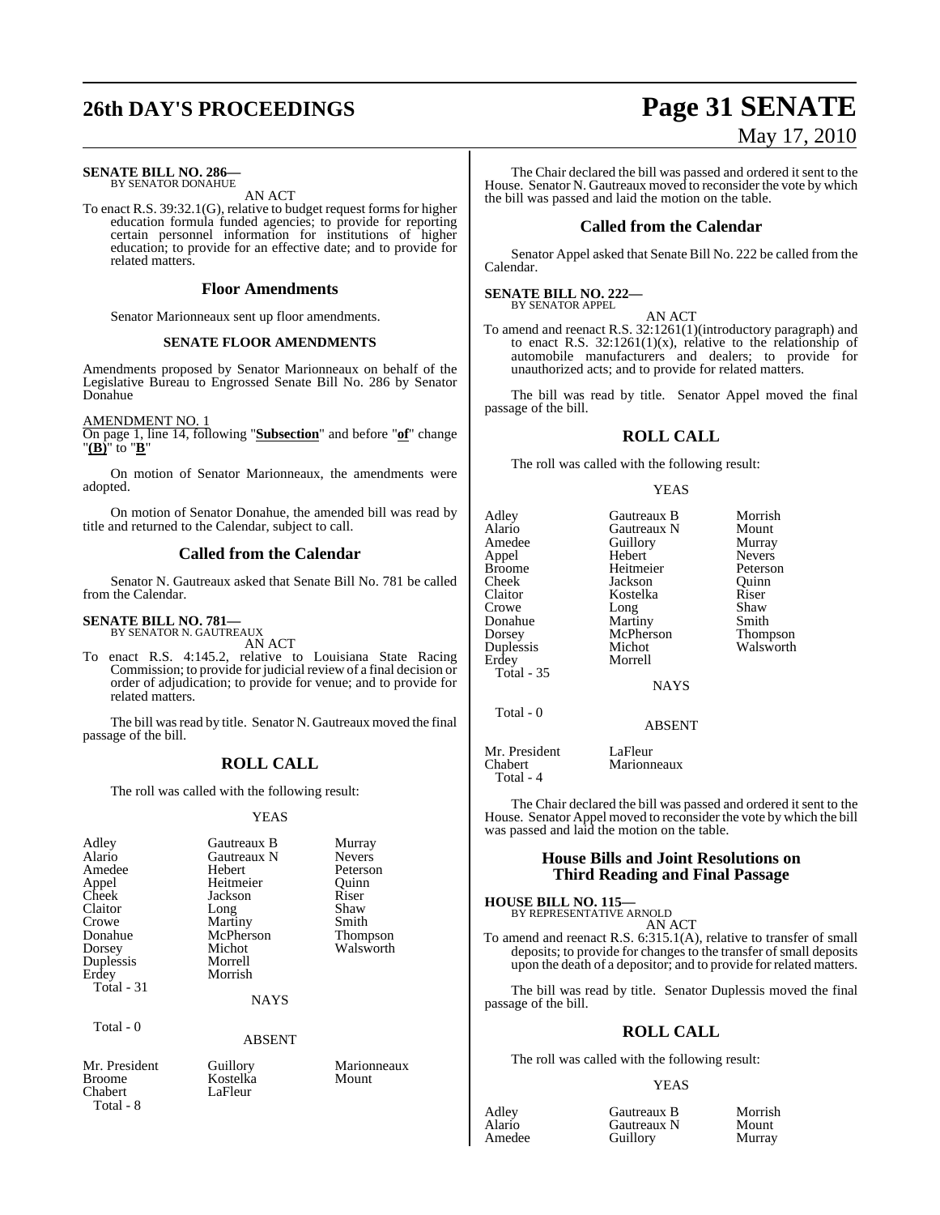**SENATE BILL NO. 286—**
BY SENATOR DONAHUE

AN ACT

To enact R.S. 39:32.1(G), relative to budget request forms for higher education formula funded agencies; to provide for reporting certain personnel information for institutions of higher education; to provide for an effective date; and to provide for related matters.

## Floor Amendments

Senator Marionneaux sent up floor amendments.

### SENATE FLOOR AMENDMENTS

Amendments proposed by Senator Marionneaux on behalf of the Legislative Bureau to Engrossed Senate Bill No. 286 by Senator Donahue

AMENDMENT NO. 1
On page 1, line 14, following "**Subsection**" and before "**of**" change "**(B)**" to "**B**"

On motion of Senator Marionneaux, the amendments were adopted.

On motion of Senator Donahue, the amended bill was read by title and returned to the Calendar, subject to call.

## Called from the Calendar

Senator N. Gautreaux asked that Senate Bill No. 781 be called from the Calendar.

**SENATE BILL NO. 781—**
BY SENATOR N. GAUTREAUX

AN ACT

To enact R.S. 4:145.2, relative to Louisiana State Racing Commission; to provide for judicial review of a final decision or order of adjudication; to provide for venue; and to provide for related matters.

The bill was read by title. Senator N. Gautreaux moved the final passage of the bill.

## ROLL CALL

The roll was called with the following result:

YEAS

| | | |
|---|---|---|
| Adley | Gautreaux B | Murray |
| Alario | Gautreaux N | Nevers |
| Amedee | Hebert | Peterson |
| Appel | Heitmeier | Quinn |
| Cheek | Jackson | Riser |
| Claitor | Long | Shaw |
| Crowe | Martiny | Smith |
| Donahue | McPherson | Thompson |
| Dorsey | Michot | Walsworth |
| Duplessis | Morrell | |
| Erdey | Morrish | |
| Total - 31 | | |

NAYS

Total - 0

ABSENT

| | | |
|---|---|---|
| Mr. President | Guillory | Marionneaux |
| Broome | Kostelka | Mount |
| Chabert | LaFleur | |
| Total - 8 | | |

The Chair declared the bill was passed and ordered it sent to the House. Senator N. Gautreaux moved to reconsider the vote by which the bill was passed and laid the motion on the table.

## Called from the Calendar

Senator Appel asked that Senate Bill No. 222 be called from the Calendar.

**SENATE BILL NO. 222—**
BY SENATOR APPEL

AN ACT

To amend and reenact R.S. 32:1261(1)(introductory paragraph) and to enact R.S. 32:1261(1)(x), relative to the relationship of automobile manufacturers and dealers; to provide for unauthorized acts; and to provide for related matters.

The bill was read by title. Senator Appel moved the final passage of the bill.

## ROLL CALL

The roll was called with the following result:

YEAS

| | | |
|---|---|---|
| Adley | Gautreaux B | Morrish |
| Alario | Gautreaux N | Mount |
| Amedee | Guillory | Murray |
| Appel | Hebert | Nevers |
| Broome | Heitmeier | Peterson |
| Cheek | Jackson | Quinn |
| Claitor | Kostelka | Riser |
| Crowe | Long | Shaw |
| Donahue | Martiny | Smith |
| Dorsey | McPherson | Thompson |
| Duplessis | Michot | Walsworth |
| Erdey | Morrell | |
| Total - 35 | | |

NAYS

Total - 0

ABSENT

| | |
|---|---|
| Mr. President | LaFleur |
| Chabert | Marionneaux |
| Total - 4 | |

The Chair declared the bill was passed and ordered it sent to the House. Senator Appel moved to reconsider the vote by which the bill was passed and laid the motion on the table.

## House Bills and Joint Resolutions on Third Reading and Final Passage

**HOUSE BILL NO. 115—**
BY REPRESENTATIVE ARNOLD

AN ACT

To amend and reenact R.S. 6:315.1(A), relative to transfer of small deposits; to provide for changes to the transfer of small deposits upon the death of a depositor; and to provide for related matters.

The bill was read by title. Senator Duplessis moved the final passage of the bill.

## ROLL CALL

The roll was called with the following result:

YEAS

| | | |
|---|---|---|
| Adley | Gautreaux B | Morrish |
| Alario | Gautreaux N | Mount |
| Amedee | Guillory | Murray |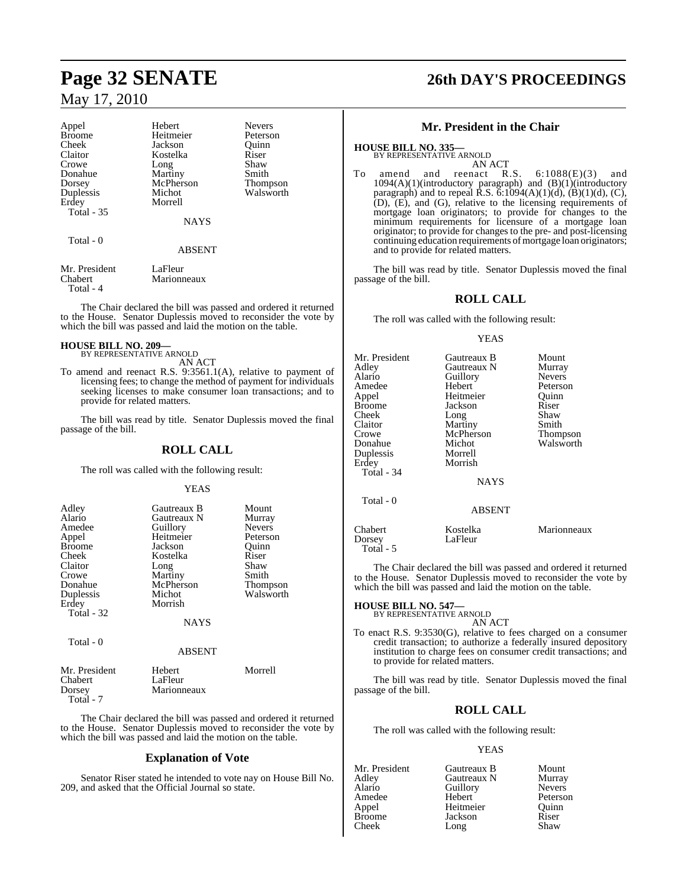| | | |
|---|---|---|
| Appel | Hebert | Nevers |
| Broome | Heitmeier | Peterson |
| Cheek | Jackson | Quinn |
| Claitor | Kostelka | Riser |
| Crowe | Long | Shaw |
| Donahue | Martiny | Smith |
| Dorsey | McPherson | Thompson |
| Duplessis | Michot | Walsworth |
| Erdey | Morrell | |
| Total - 35 | | |

NAYS

Total - 0

ABSENT

| | |
|---|---|
| Mr. President | LaFleur |
| Chabert | Marionneaux |
| Total - 4 | |

The Chair declared the bill was passed and ordered it returned to the House. Senator Duplessis moved to reconsider the vote by which the bill was passed and laid the motion on the table.

**HOUSE BILL NO. 209—**
BY REPRESENTATIVE ARNOLD

AN ACT

To amend and reenact R.S. 9:3561.1(A), relative to payment of licensing fees; to change the method of payment for individuals seeking licenses to make consumer loan transactions; and to provide for related matters.

The bill was read by title. Senator Duplessis moved the final passage of the bill.

## ROLL CALL

The roll was called with the following result:

YEAS

| | | |
|---|---|---|
| Adley | Gautreaux B | Mount |
| Alario | Gautreaux N | Murray |
| Amedee | Guillory | Nevers |
| Appel | Heitmeier | Peterson |
| Broome | Jackson | Quinn |
| Cheek | Kostelka | Riser |
| Claitor | Long | Shaw |
| Crowe | Martiny | Smith |
| Donahue | McPherson | Thompson |
| Duplessis | Michot | Walsworth |
| Erdey | Morrish | |
| Total - 32 | | |

NAYS

Total - 0

ABSENT

| | | |
|---|---|---|
| Mr. President | Hebert | Morrell |
| Chabert | LaFleur | |
| Dorsey | Marionneaux | |
| Total - 7 | | |

The Chair declared the bill was passed and ordered it returned to the House. Senator Duplessis moved to reconsider the vote by which the bill was passed and laid the motion on the table.

## Explanation of Vote

Senator Riser stated he intended to vote nay on House Bill No. 209, and asked that the Official Journal so state.

## Mr. President in the Chair

**HOUSE BILL NO. 335—**
BY REPRESENTATIVE ARNOLD

AN ACT

To amend and reenact R.S. 6:1088(E)(3) and 1094(A)(1)(introductory paragraph) and (B)(1)(introductory paragraph) and to repeal R.S. 6:1094(A)(1)(d), (B)(1)(d), (C), (D), (E), and (G), relative to the licensing requirements of mortgage loan originators; to provide for changes to the minimum requirements for licensure of a mortgage loan originator; to provide for changes to the pre- and post-licensing continuing education requirements of mortgage loan originators; and to provide for related matters.

The bill was read by title. Senator Duplessis moved the final passage of the bill.

## ROLL CALL

The roll was called with the following result:

YEAS

| | | |
|---|---|---|
| Mr. President | Gautreaux B | Mount |
| Adley | Gautreaux N | Murray |
| Alario | Guillory | Nevers |
| Amedee | Hebert | Peterson |
| Appel | Heitmeier | Quinn |
| Broome | Jackson | Riser |
| Cheek | Long | Shaw |
| Claitor | Martiny | Smith |
| Crowe | McPherson | Thompson |
| Donahue | Michot | Walsworth |
| Duplessis | Morrell | |
| Erdey | Morrish | |
| Total - 34 | | |

NAYS

Total - 0

ABSENT

| | | |
|---|---|---|
| Chabert | Kostelka | Marionneaux |
| Dorsey | LaFleur | |
| Total - 5 | | |

The Chair declared the bill was passed and ordered it returned to the House. Senator Duplessis moved to reconsider the vote by which the bill was passed and laid the motion on the table.

**HOUSE BILL NO. 547—**
BY REPRESENTATIVE ARNOLD

AN ACT

To enact R.S. 9:3530(G), relative to fees charged on a consumer credit transaction; to authorize a federally insured depository institution to charge fees on consumer credit transactions; and to provide for related matters.

The bill was read by title. Senator Duplessis moved the final passage of the bill.

## ROLL CALL

The roll was called with the following result:

YEAS

| | | |
|---|---|---|
| Mr. President | Gautreaux B | Mount |
| Adley | Gautreaux N | Murray |
| Alario | Guillory | Nevers |
| Amedee | Hebert | Peterson |
| Appel | Heitmeier | Quinn |
| Broome | Jackson | Riser |
| Cheek | Long | Shaw |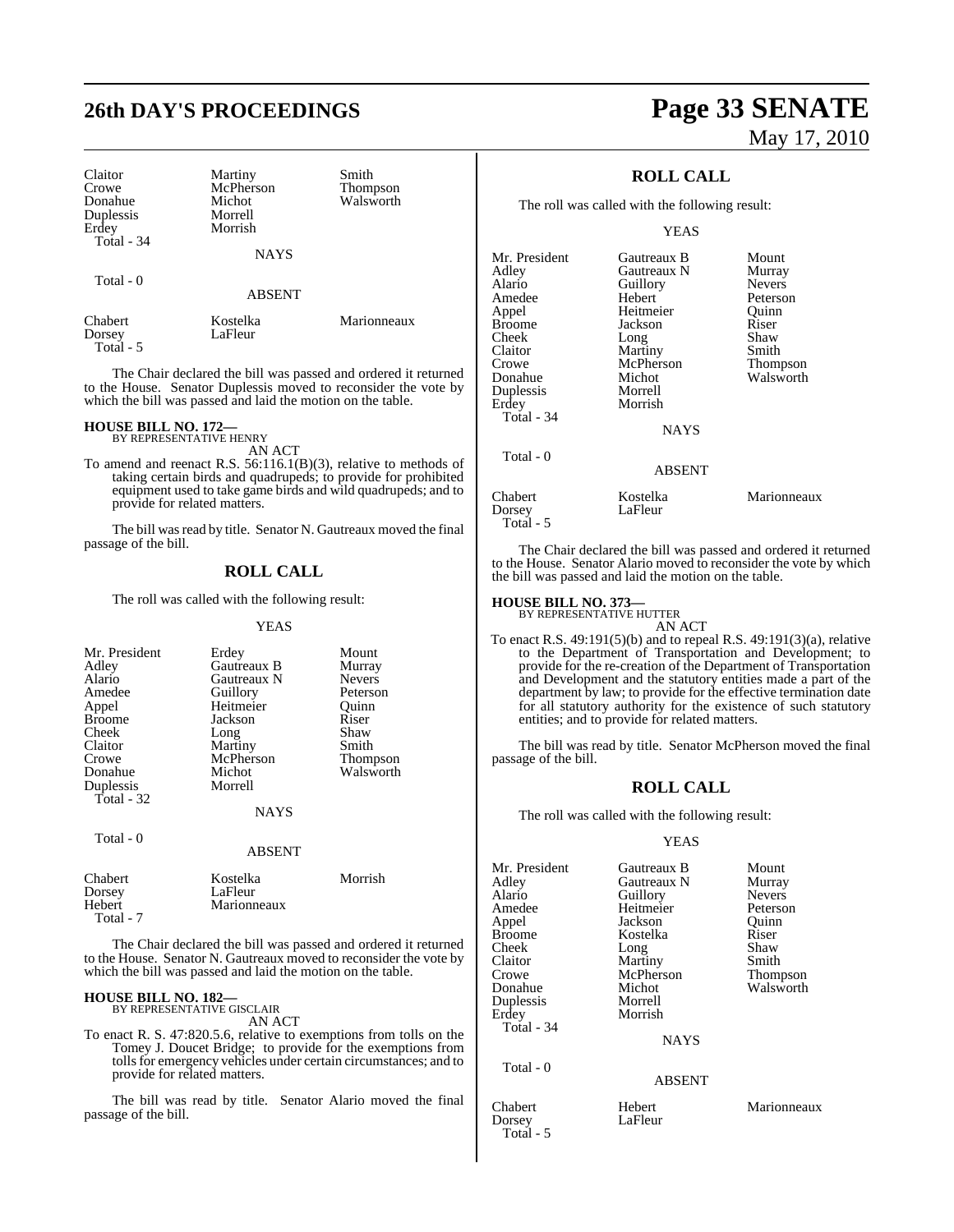| | | |
|---|---|---|
| Claitor | Martiny | Smith |
| Crowe | McPherson | Thompson |
| Donahue | Michot | Walsworth |
| Duplessis | Morrell | |
| Erdey | Morrish | |
| Total - 34 | | |

NAYS

Total - 0

ABSENT

| | | |
|---|---|---|
| Chabert | Kostelka | Marionneaux |
| Dorsey | LaFleur | |
| Total - 5 | | |

The Chair declared the bill was passed and ordered it returned to the House. Senator Duplessis moved to reconsider the vote by which the bill was passed and laid the motion on the table.

**HOUSE BILL NO. 172—**
BY REPRESENTATIVE HENRY

AN ACT

To amend and reenact R.S. 56:116.1(B)(3), relative to methods of taking certain birds and quadrupeds; to provide for prohibited equipment used to take game birds and wild quadrupeds; and to provide for related matters.

The bill was read by title. Senator N. Gautreaux moved the final passage of the bill.

## ROLL CALL

The roll was called with the following result:

YEAS

| | | |
|---|---|---|
| Mr. President | Erdey | Mount |
| Adley | Gautreaux B | Murray |
| Alario | Gautreaux N | Nevers |
| Amedee | Guillory | Peterson |
| Appel | Heitmeier | Quinn |
| Broome | Jackson | Riser |
| Cheek | Long | Shaw |
| Claitor | Martiny | Smith |
| Crowe | McPherson | Thompson |
| Donahue | Michot | Walsworth |
| Duplessis | Morrell | |
| Total - 32 | | |

NAYS

Total - 0

ABSENT

| | | |
|---|---|---|
| Chabert | Kostelka | Morrish |
| Dorsey | LaFleur | |
| Hebert | Marionneaux | |
| Total - 7 | | |

The Chair declared the bill was passed and ordered it returned to the House. Senator N. Gautreaux moved to reconsider the vote by which the bill was passed and laid the motion on the table.

**HOUSE BILL NO. 182—**
BY REPRESENTATIVE GISCLAIR

AN ACT

To enact R. S. 47:820.5.6, relative to exemptions from tolls on the Tomey J. Doucet Bridge; to provide for the exemptions from tolls for emergency vehicles under certain circumstances; and to provide for related matters.

The bill was read by title. Senator Alario moved the final passage of the bill.

## ROLL CALL

The roll was called with the following result:

YEAS

| | | |
|---|---|---|
| Mr. President | Gautreaux B | Mount |
| Adley | Gautreaux N | Murray |
| Alario | Guillory | Nevers |
| Amedee | Hebert | Peterson |
| Appel | Heitmeier | Quinn |
| Broome | Jackson | Riser |
| Cheek | Long | Shaw |
| Claitor | Martiny | Smith |
| Crowe | McPherson | Thompson |
| Donahue | Michot | Walsworth |
| Duplessis | Morrell | |
| Erdey | Morrish | |
| Total - 34 | | |

NAYS

Total - 0

ABSENT

| | | |
|---|---|---|
| Chabert | Kostelka | Marionneaux |
| Dorsey | LaFleur | |
| Total - 5 | | |

The Chair declared the bill was passed and ordered it returned to the House. Senator Alario moved to reconsider the vote by which the bill was passed and laid the motion on the table.

**HOUSE BILL NO. 373—**
BY REPRESENTATIVE HUTTER

AN ACT

To enact R.S. 49:191(5)(b) and to repeal R.S. 49:191(3)(a), relative to the Department of Transportation and Development; to provide for the re-creation of the Department of Transportation and Development and the statutory entities made a part of the department by law; to provide for the effective termination date for all statutory authority for the existence of such statutory entities; and to provide for related matters.

The bill was read by title. Senator McPherson moved the final passage of the bill.

## ROLL CALL

The roll was called with the following result:

YEAS

| | | |
|---|---|---|
| Mr. President | Gautreaux B | Mount |
| Adley | Gautreaux N | Murray |
| Alario | Guillory | Nevers |
| Amedee | Heitmeier | Peterson |
| Appel | Jackson | Quinn |
| Broome | Kostelka | Riser |
| Cheek | Long | Shaw |
| Claitor | Martiny | Smith |
| Crowe | McPherson | Thompson |
| Donahue | Michot | Walsworth |
| Duplessis | Morrell | |
| Erdey | Morrish | |
| Total - 34 | | |

NAYS

Total - 0

ABSENT

| | | |
|---|---|---|
| Chabert | Hebert | Marionneaux |
| Dorsey | LaFleur | |
| Total - 5 | | |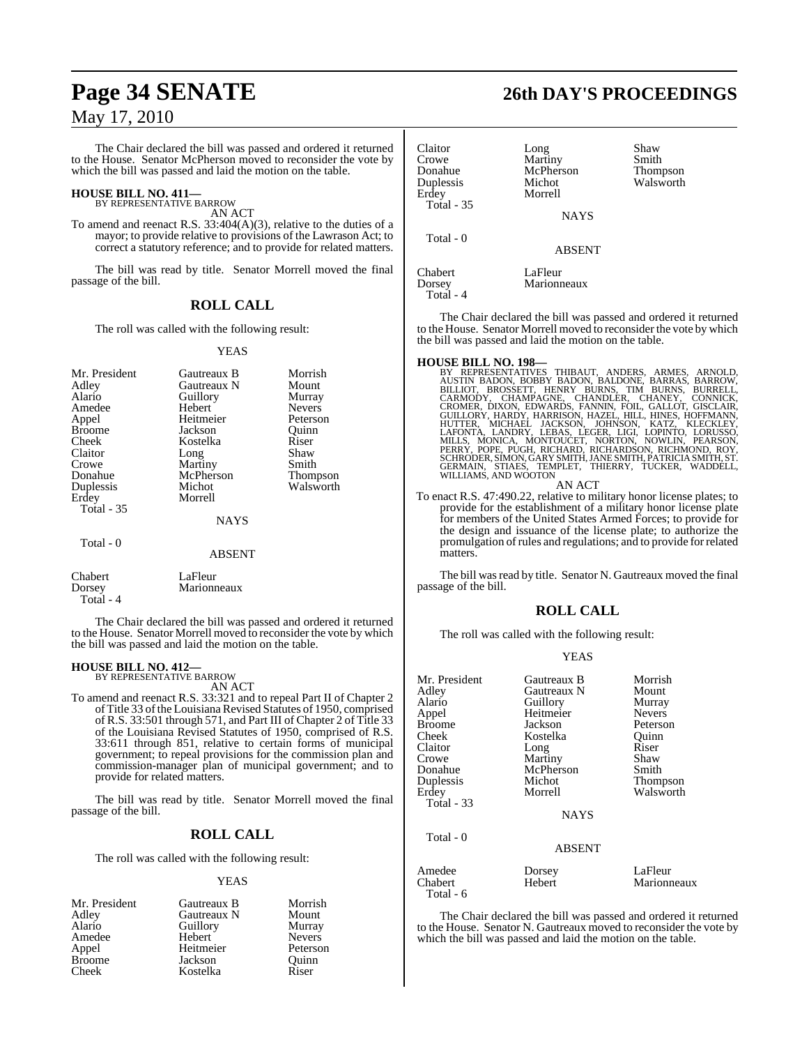The Chair declared the bill was passed and ordered it returned to the House. Senator McPherson moved to reconsider the vote by which the bill was passed and laid the motion on the table.

**HOUSE BILL NO. 411—**
BY REPRESENTATIVE BARROW
AN ACT

To amend and reenact R.S. 33:404(A)(3), relative to the duties of a mayor; to provide relative to provisions of the Lawrason Act; to correct a statutory reference; and to provide for related matters.

The bill was read by title. Senator Morrell moved the final passage of the bill.

## ROLL CALL

The roll was called with the following result:

YEAS

| | | |
|---|---|---|
| Mr. President | Gautreaux B | Morrish |
| Adley | Gautreaux N | Mount |
| Alario | Guillory | Murray |
| Amedee | Hebert | Nevers |
| Appel | Heitmeier | Peterson |
| Broome | Jackson | Quinn |
| Cheek | Kostelka | Riser |
| Claitor | Long | Shaw |
| Crowe | Martiny | Smith |
| Donahue | McPherson | Thompson |
| Duplessis | Michot | Walsworth |
| Erdey | Morrell | |

Total - 35

NAYS

Total - 0

ABSENT

| | |
|---|---|
| Chabert | LaFleur |
| Dorsey | Marionneaux |

Total - 4

The Chair declared the bill was passed and ordered it returned to the House. Senator Morrell moved to reconsider the vote by which the bill was passed and laid the motion on the table.

**HOUSE BILL NO. 412—**
BY REPRESENTATIVE BARROW
AN ACT

To amend and reenact R.S. 33:321 and to repeal Part II of Chapter 2 of Title 33 of the Louisiana Revised Statutes of 1950, comprised of R.S. 33:501 through 571, and Part III of Chapter 2 of Title 33 of the Louisiana Revised Statutes of 1950, comprised of R.S. 33:611 through 851, relative to certain forms of municipal government; to repeal provisions for the commission plan and commission-manager plan of municipal government; and to provide for related matters.

The bill was read by title. Senator Morrell moved the final passage of the bill.

## ROLL CALL

The roll was called with the following result:

YEAS

| | | |
|---|---|---|
| Mr. President | Gautreaux B | Morrish |
| Adley | Gautreaux N | Mount |
| Alario | Guillory | Murray |
| Amedee | Hebert | Nevers |
| Appel | Heitmeier | Peterson |
| Broome | Jackson | Quinn |
| Cheek | Kostelka | Riser |
| Claitor | Long | Shaw |
| Crowe | Martiny | Smith |
| Donahue | McPherson | Thompson |
| Duplessis | Michot | Walsworth |
| Erdey | Morrell | |

Total - 35

NAYS

Total - 0

ABSENT

| | |
|---|---|
| Chabert | LaFleur |
| Dorsey | Marionneaux |

Total - 4

The Chair declared the bill was passed and ordered it returned to the House. Senator Morrell moved to reconsider the vote by which the bill was passed and laid the motion on the table.

**HOUSE BILL NO. 198—**
BY REPRESENTATIVES THIBAUT, ANDERS, ARMES, ARNOLD, AUSTIN BADON, BOBBY BADON, BALDONE, BARRAS, BARROW, BILLIOT, BROSSETT, HENRY BURNS, TIM BURNS, BURRELL, CARMODY, CHAMPAGNE, CHANDLER, CHANEY, CONNICK, CROMER, DIXON, EDWARDS, FANNIN, FOIL, GALLOT, GISCLAIR, GUILLORY, HARDY, HARRISON, HAZEL, HILL, HINES, HOFFMANN, HUTTER, MICHAEL JACKSON, JOHNSON, KATZ, KLECKLEY, LAFONTA, LANDRY, LEBAS, LEGER, LIGI, LOPINTO, LORUSSO, MILLS, MONICA, MONTOUCET, NORTON, NOWLIN, PEARSON, PERRY, POPE, PUGH, RICHARD, RICHARDSON, RICHMOND, ROY, SCHRODER, SIMON, GARY SMITH, JANE SMITH, PATRICIA SMITH, ST. GERMAIN, STIAES, TEMPLET, THIERRY, TUCKER, WADDELL, WILLIAMS, AND WOOTON
AN ACT

To enact R.S. 47:490.22, relative to military honor license plates; to provide for the establishment of a military honor license plate for members of the United States Armed Forces; to provide for the design and issuance of the license plate; to authorize the promulgation of rules and regulations; and to provide for related matters.

The bill was read by title. Senator N. Gautreaux moved the final passage of the bill.

## ROLL CALL

The roll was called with the following result:

YEAS

| | | |
|---|---|---|
| Mr. President | Gautreaux B | Morrish |
| Adley | Gautreaux N | Mount |
| Alario | Guillory | Murray |
| Appel | Heitmeier | Nevers |
| Broome | Jackson | Peterson |
| Cheek | Kostelka | Quinn |
| Claitor | Long | Riser |
| Crowe | Martiny | Shaw |
| Donahue | McPherson | Smith |
| Duplessis | Michot | Thompson |
| Erdey | Morrell | Walsworth |

Total - 33

NAYS

Total - 0

ABSENT

| | | |
|---|---|---|
| Amedee | Dorsey | LaFleur |
| Chabert | Hebert | Marionneaux |

Total - 6

The Chair declared the bill was passed and ordered it returned to the House. Senator N. Gautreaux moved to reconsider the vote by which the bill was passed and laid the motion on the table.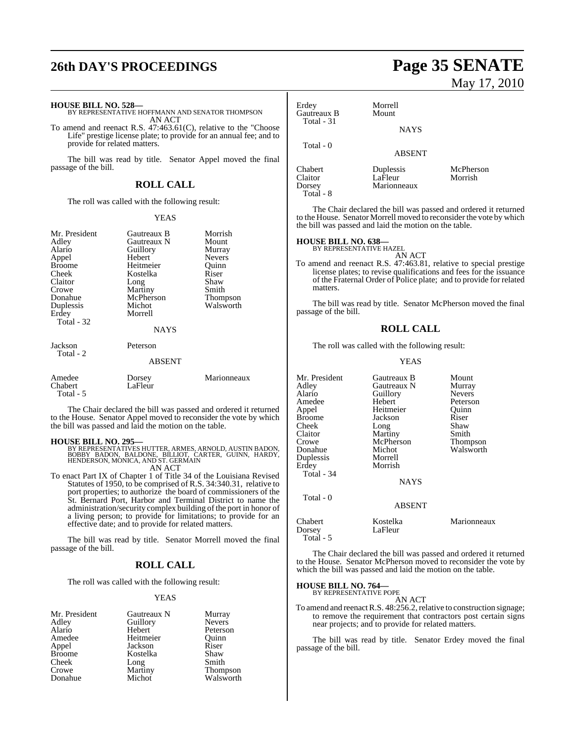**HOUSE BILL NO. 528—**
BY REPRESENTATIVE HOFFMANN AND SENATOR THOMPSON
AN ACT

To amend and reenact R.S. 47:463.61(C), relative to the "Choose Life" prestige license plate; to provide for an annual fee; and to provide for related matters.

The bill was read by title. Senator Appel moved the final passage of the bill.

## ROLL CALL

The roll was called with the following result:

YEAS

| | | |
|---|---|---|
| Mr. President | Gautreaux B | Morrish |
| Adley | Gautreaux N | Mount |
| Alario | Guillory | Murray |
| Appel | Hebert | Nevers |
| Broome | Heitmeier | Quinn |
| Cheek | Kostelka | Riser |
| Claitor | Long | Shaw |
| Crowe | Martiny | Smith |
| Donahue | McPherson | Thompson |
| Duplessis | Michot | Walsworth |
| Erdey | Morrell | |
| Total - 32 | | |

NAYS

| | |
|---|---|
| Jackson | Peterson |
| Total - 2 | |

ABSENT

| | | |
|---|---|---|
| Amedee | Dorsey | Marionneaux |
| Chabert | LaFleur | |
| Total - 5 | | |

The Chair declared the bill was passed and ordered it returned to the House. Senator Appel moved to reconsider the vote by which the bill was passed and laid the motion on the table.

**HOUSE BILL NO. 295—**
BY REPRESENTATIVES HUTTER, ARMES, ARNOLD, AUSTIN BADON, BOBBY BADON, BALDONE, BILLIOT, CARTER, GUINN, HARDY, HENDERSON, MONICA, AND ST. GERMAIN
AN ACT

To enact Part IX of Chapter 1 of Title 34 of the Louisiana Revised Statutes of 1950, to be comprised of R.S. 34:340.31, relative to port properties; to authorize the board of commissioners of the St. Bernard Port, Harbor and Terminal District to name the administration/security complex building of the port in honor of a living person; to provide for limitations; to provide for an effective date; and to provide for related matters.

The bill was read by title. Senator Morrell moved the final passage of the bill.

## ROLL CALL

The roll was called with the following result:

YEAS

| | | |
|---|---|---|
| Mr. President | Gautreaux N | Murray |
| Adley | Guillory | Nevers |
| Alario | Hebert | Peterson |
| Amedee | Heitmeier | Quinn |
| Appel | Jackson | Riser |
| Broome | Kostelka | Shaw |
| Cheek | Long | Smith |
| Crowe | Martiny | Thompson |
| Donahue | Michot | Walsworth |
| Erdey | Morrell | |
| Gautreaux B | Mount | |
| Total - 31 | | |

NAYS

Total - 0

ABSENT

| | | |
|---|---|---|
| Chabert | Duplessis | McPherson |
| Claitor | LaFleur | Morrish |
| Dorsey | Marionneaux | |
| Total - 8 | | |

The Chair declared the bill was passed and ordered it returned to the House. Senator Morrell moved to reconsider the vote by which the bill was passed and laid the motion on the table.

**HOUSE BILL NO. 638—**
BY REPRESENTATIVE HAZEL
AN ACT

To amend and reenact R.S. 47:463.81, relative to special prestige license plates; to revise qualifications and fees for the issuance of the Fraternal Order of Police plate; and to provide for related matters.

The bill was read by title. Senator McPherson moved the final passage of the bill.

## ROLL CALL

The roll was called with the following result:

YEAS

| | | |
|---|---|---|
| Mr. President | Gautreaux B | Mount |
| Adley | Gautreaux N | Murray |
| Alario | Guillory | Nevers |
| Amedee | Hebert | Peterson |
| Appel | Heitmeier | Quinn |
| Broome | Jackson | Riser |
| Cheek | Long | Shaw |
| Claitor | Martiny | Smith |
| Crowe | McPherson | Thompson |
| Donahue | Michot | Walsworth |
| Duplessis | Morrell | |
| Erdey | Morrish | |
| Total - 34 | | |

NAYS

Total - 0

ABSENT

| | | |
|---|---|---|
| Chabert | Kostelka | Marionneaux |
| Dorsey | LaFleur | |
| Total - 5 | | |

The Chair declared the bill was passed and ordered it returned to the House. Senator McPherson moved to reconsider the vote by which the bill was passed and laid the motion on the table.

**HOUSE BILL NO. 764—**
BY REPRESENTATIVE POPE
AN ACT

To amend and reenact R.S. 48:256.2, relative to construction signage; to remove the requirement that contractors post certain signs near projects; and to provide for related matters.

The bill was read by title. Senator Erdey moved the final passage of the bill.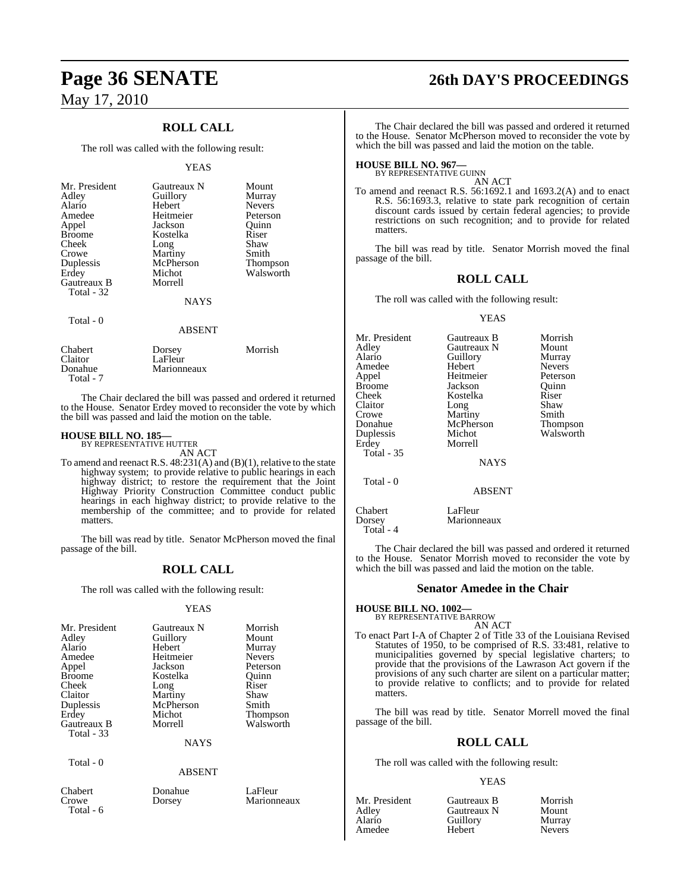## ROLL CALL

The roll was called with the following result:

YEAS

| | | |
|---|---|---|
| Mr. President | Gautreaux N | Mount |
| Adley | Guillory | Murray |
| Alario | Hebert | Nevers |
| Amedee | Heitmeier | Peterson |
| Appel | Jackson | Quinn |
| Broome | Kostelka | Riser |
| Cheek | Long | Shaw |
| Crowe | Martiny | Smith |
| Duplessis | McPherson | Thompson |
| Erdey | Michot | Walsworth |
| Gautreaux B | Morrell | |
| Total - 32 | | |

NAYS

Total - 0

ABSENT

| | | |
|---|---|---|
| Chabert | Dorsey | Morrish |
| Claitor | LaFleur | |
| Donahue | Marionneaux | |
| Total - 7 | | |

The Chair declared the bill was passed and ordered it returned to the House. Senator Erdey moved to reconsider the vote by which the bill was passed and laid the motion on the table.

**HOUSE BILL NO. 185—**
BY REPRESENTATIVE HUTTER
AN ACT

To amend and reenact R.S. 48:231(A) and (B)(1), relative to the state highway system; to provide relative to public hearings in each highway district; to restore the requirement that the Joint Highway Priority Construction Committee conduct public hearings in each highway district; to provide relative to the membership of the committee; and to provide for related matters.

The bill was read by title. Senator McPherson moved the final passage of the bill.

## ROLL CALL

The roll was called with the following result:

YEAS

| | | |
|---|---|---|
| Mr. President | Gautreaux N | Morrish |
| Adley | Guillory | Mount |
| Alario | Hebert | Murray |
| Amedee | Heitmeier | Nevers |
| Appel | Jackson | Peterson |
| Broome | Kostelka | Quinn |
| Cheek | Long | Riser |
| Claitor | Martiny | Shaw |
| Duplessis | McPherson | Smith |
| Erdey | Michot | Thompson |
| Gautreaux B | Morrell | Walsworth |
| Total - 33 | | |

NAYS

Total - 0

ABSENT

| | | |
|---|---|---|
| Chabert | Donahue | LaFleur |
| Crowe | Dorsey | Marionneaux |
| Total - 6 | | |

The Chair declared the bill was passed and ordered it returned to the House. Senator McPherson moved to reconsider the vote by which the bill was passed and laid the motion on the table.

**HOUSE BILL NO. 967—**
BY REPRESENTATIVE GUINN
AN ACT

To amend and reenact R.S. 56:1692.1 and 1693.2(A) and to enact R.S. 56:1693.3, relative to state park recognition of certain discount cards issued by certain federal agencies; to provide restrictions on such recognition; and to provide for related matters.

The bill was read by title. Senator Morrish moved the final passage of the bill.

## ROLL CALL

The roll was called with the following result:

YEAS

| | | |
|---|---|---|
| Mr. President | Gautreaux B | Morrish |
| Adley | Gautreaux N | Mount |
| Alario | Guillory | Murray |
| Amedee | Hebert | Nevers |
| Appel | Heitmeier | Peterson |
| Broome | Jackson | Quinn |
| Cheek | Kostelka | Riser |
| Claitor | Long | Shaw |
| Crowe | Martiny | Smith |
| Donahue | McPherson | Thompson |
| Duplessis | Michot | Walsworth |
| Erdey | Morrell | |
| Total - 35 | | |

NAYS

Total - 0

ABSENT

| | |
|---|---|
| Chabert | LaFleur |
| Dorsey | Marionneaux |
| Total - 4 | |

The Chair declared the bill was passed and ordered it returned to the House. Senator Morrish moved to reconsider the vote by which the bill was passed and laid the motion on the table.

### Senator Amedee in the Chair

**HOUSE BILL NO. 1002—**
BY REPRESENTATIVE BARROW
AN ACT

To enact Part I-A of Chapter 2 of Title 33 of the Louisiana Revised Statutes of 1950, to be comprised of R.S. 33:481, relative to municipalities governed by special legislative charters; to provide that the provisions of the Lawrason Act govern if the provisions of any such charter are silent on a particular matter; to provide relative to conflicts; and to provide for related matters.

The bill was read by title. Senator Morrell moved the final passage of the bill.

## ROLL CALL

The roll was called with the following result:

YEAS

| | | |
|---|---|---|
| Mr. President | Gautreaux B | Morrish |
| Adley | Gautreaux N | Mount |
| Alario | Guillory | Murray |
| Amedee | Hebert | Nevers |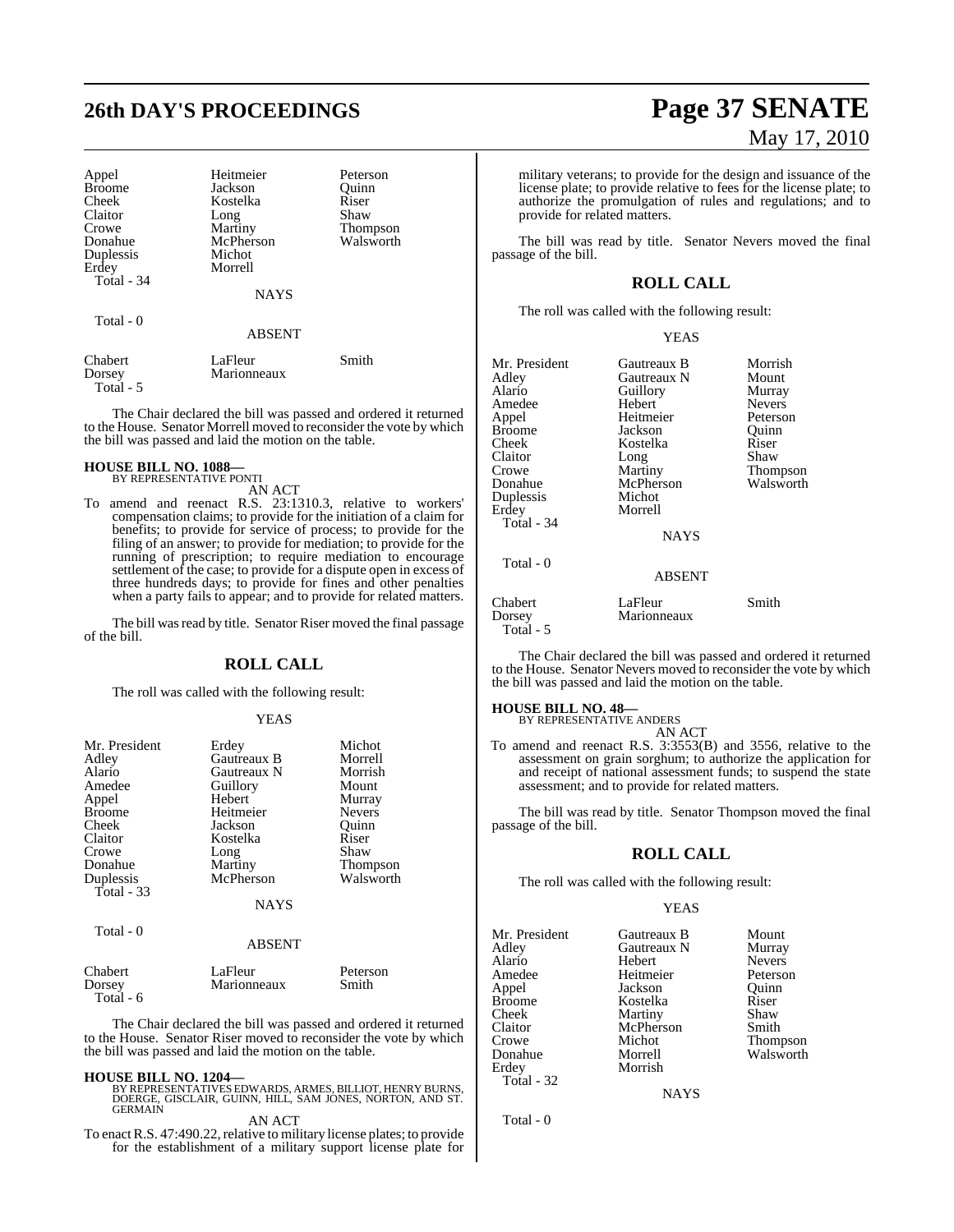| | | |
|---|---|---|
| Appel | Heitmeier | Peterson |
| Broome | Jackson | Quinn |
| Cheek | Kostelka | Riser |
| Claitor | Long | Shaw |
| Crowe | Martiny | Thompson |
| Donahue | McPherson | Walsworth |
| Duplessis | Michot | |
| Erdey | Morrell | |
| Total - 34 | | |

NAYS

Total - 0

ABSENT

| | | |
|---|---|---|
| Chabert | LaFleur | Smith |
| Dorsey | Marionneaux | |
| Total - 5 | | |

The Chair declared the bill was passed and ordered it returned to the House. Senator Morrell moved to reconsider the vote by which the bill was passed and laid the motion on the table.

**HOUSE BILL NO. 1088—**
BY REPRESENTATIVE PONTI
AN ACT

To amend and reenact R.S. 23:1310.3, relative to workers' compensation claims; to provide for the initiation of a claim for benefits; to provide for service of process; to provide for the filing of an answer; to provide for mediation; to provide for the running of prescription; to require mediation to encourage settlement of the case; to provide for a dispute open in excess of three hundreds days; to provide for fines and other penalties when a party fails to appear; and to provide for related matters.

The bill was read by title. Senator Riser moved the final passage of the bill.

## ROLL CALL

The roll was called with the following result:

YEAS

| | | |
|---|---|---|
| Mr. President | Erdey | Michot |
| Adley | Gautreaux B | Morrell |
| Alario | Gautreaux N | Morrish |
| Amedee | Guillory | Mount |
| Appel | Hebert | Murray |
| Broome | Heitmeier | Nevers |
| Cheek | Jackson | Quinn |
| Claitor | Kostelka | Riser |
| Crowe | Long | Shaw |
| Donahue | Martiny | Thompson |
| Duplessis | McPherson | Walsworth |
| Total - 33 | | |

NAYS

Total - 0

ABSENT

| | | |
|---|---|---|
| Chabert | LaFleur | Peterson |
| Dorsey | Marionneaux | Smith |
| Total - 6 | | |

The Chair declared the bill was passed and ordered it returned to the House. Senator Riser moved to reconsider the vote by which the bill was passed and laid the motion on the table.

**HOUSE BILL NO. 1204—**
BY REPRESENTATIVES EDWARDS, ARMES, BILLIOT, HENRY BURNS, DOERGE, GISCLAIR, GUINN, HILL, SAM JONES, NORTON, AND ST. GERMAIN
AN ACT

To enact R.S. 47:490.22, relative to military license plates; to provide for the establishment of a military support license plate for military veterans; to provide for the design and issuance of the license plate; to provide relative to fees for the license plate; to authorize the promulgation of rules and regulations; and to provide for related matters.

The bill was read by title. Senator Nevers moved the final passage of the bill.

## ROLL CALL

The roll was called with the following result:

YEAS

| | | |
|---|---|---|
| Mr. President | Gautreaux B | Morrish |
| Adley | Gautreaux N | Mount |
| Alario | Guillory | Murray |
| Amedee | Hebert | Nevers |
| Appel | Heitmeier | Peterson |
| Broome | Jackson | Quinn |
| Cheek | Kostelka | Riser |
| Claitor | Long | Shaw |
| Crowe | Martiny | Thompson |
| Donahue | McPherson | Walsworth |
| Duplessis | Michot | |
| Erdey | Morrell | |
| Total - 34 | | |

NAYS

Total - 0

ABSENT

| | | |
|---|---|---|
| Chabert | LaFleur | Smith |
| Dorsey | Marionneaux | |
| Total - 5 | | |

The Chair declared the bill was passed and ordered it returned to the House. Senator Nevers moved to reconsider the vote by which the bill was passed and laid the motion on the table.

**HOUSE BILL NO. 48—**
BY REPRESENTATIVE ANDERS
AN ACT

To amend and reenact R.S. 3:3553(B) and 3556, relative to the assessment on grain sorghum; to authorize the application for and receipt of national assessment funds; to suspend the state assessment; and to provide for related matters.

The bill was read by title. Senator Thompson moved the final passage of the bill.

## ROLL CALL

The roll was called with the following result:

YEAS

| | | |
|---|---|---|
| Mr. President | Gautreaux B | Mount |
| Adley | Gautreaux N | Murray |
| Alario | Hebert | Nevers |
| Amedee | Heitmeier | Peterson |
| Appel | Jackson | Quinn |
| Broome | Kostelka | Riser |
| Cheek | Martiny | Shaw |
| Claitor | McPherson | Smith |
| Crowe | Michot | Thompson |
| Donahue | Morrell | Walsworth |
| Erdey | Morrish | |
| Total - 32 | | |

NAYS

Total - 0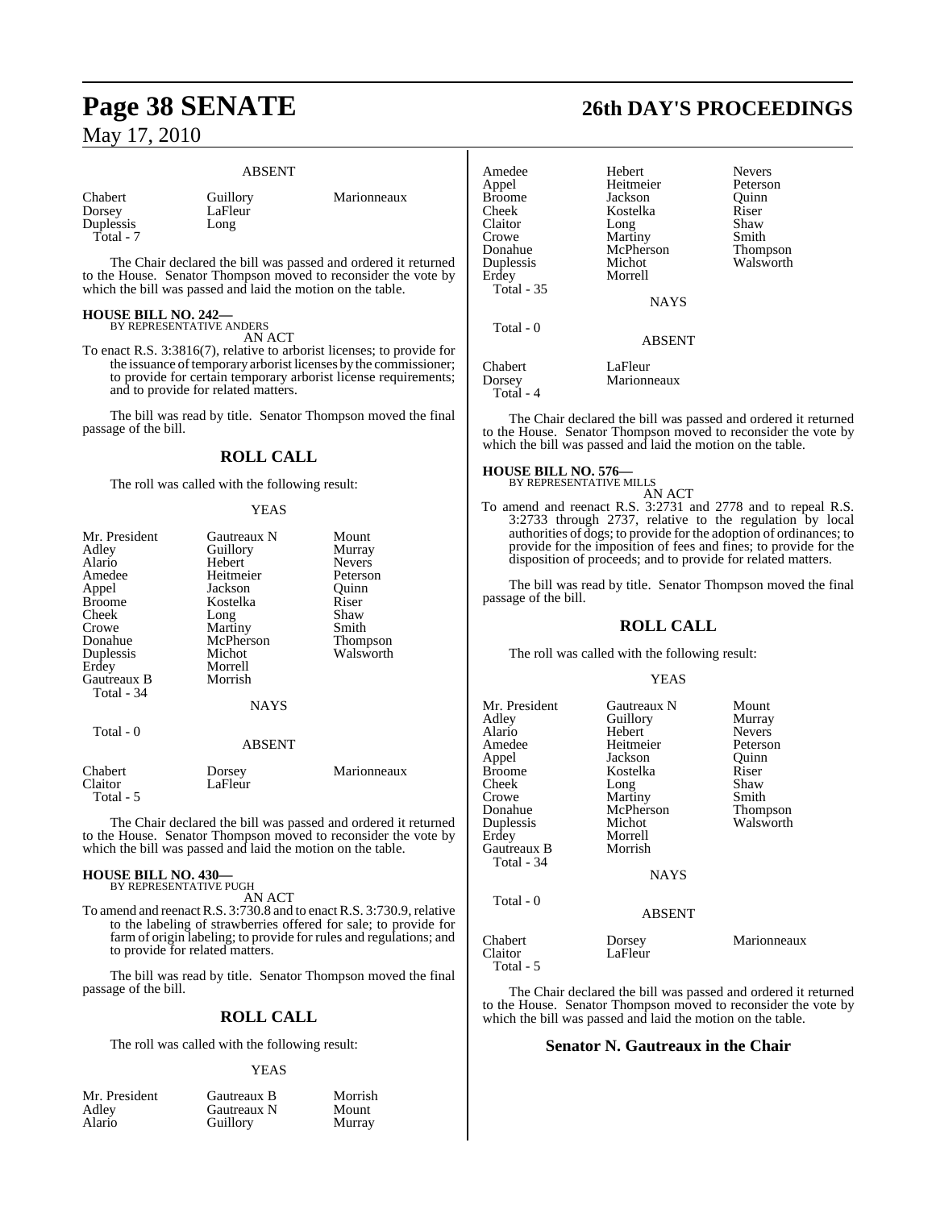ABSENT

| | | |
|---|---|---|
| Chabert | Guillory | Marionneaux |
| Dorsey | LaFleur | |
| Duplessis | Long | |
| Total - 7 | | |

The Chair declared the bill was passed and ordered it returned to the House. Senator Thompson moved to reconsider the vote by which the bill was passed and laid the motion on the table.

**HOUSE BILL NO. 242—**
BY REPRESENTATIVE ANDERS

AN ACT

To enact R.S. 3:3816(7), relative to arborist licenses; to provide for the issuance of temporary arborist licenses by the commissioner; to provide for certain temporary arborist license requirements; and to provide for related matters.

The bill was read by title. Senator Thompson moved the final passage of the bill.

## ROLL CALL

The roll was called with the following result:

YEAS

| | | |
|---|---|---|
| Mr. President | Gautreaux N | Mount |
| Adley | Guillory | Murray |
| Alario | Hebert | Nevers |
| Amedee | Heitmeier | Peterson |
| Appel | Jackson | Quinn |
| Broome | Kostelka | Riser |
| Cheek | Long | Shaw |
| Crowe | Martiny | Smith |
| Donahue | McPherson | Thompson |
| Duplessis | Michot | Walsworth |
| Erdey | Morrell | |
| Gautreaux B | Morrish | |
| Total - 34 | | |

NAYS

Total - 0

ABSENT

| | | |
|---|---|---|
| Chabert | Dorsey | Marionneaux |
| Claitor | LaFleur | |
| Total - 5 | | |

The Chair declared the bill was passed and ordered it returned to the House. Senator Thompson moved to reconsider the vote by which the bill was passed and laid the motion on the table.

**HOUSE BILL NO. 430—**
BY REPRESENTATIVE PUGH

AN ACT

To amend and reenact R.S. 3:730.8 and to enact R.S. 3:730.9, relative to the labeling of strawberries offered for sale; to provide for farm of origin labeling; to provide for rules and regulations; and to provide for related matters.

The bill was read by title. Senator Thompson moved the final passage of the bill.

## ROLL CALL

The roll was called with the following result:

YEAS

| | | |
|---|---|---|
| Mr. President | Gautreaux B | Morrish |
| Adley | Gautreaux N | Mount |
| Alario | Guillory | Murray |
| Amedee | Hebert | Nevers |
| Appel | Heitmeier | Peterson |
| Broome | Jackson | Quinn |
| Cheek | Kostelka | Riser |
| Claitor | Long | Shaw |
| Crowe | Martiny | Smith |
| Donahue | McPherson | Thompson |
| Duplessis | Michot | Walsworth |
| Erdey | Morrell | |
| Total - 35 | | |

NAYS

Total - 0

ABSENT

| | |
|---|---|
| Chabert | LaFleur |
| Dorsey | Marionneaux |
| Total - 4 | |

The Chair declared the bill was passed and ordered it returned to the House. Senator Thompson moved to reconsider the vote by which the bill was passed and laid the motion on the table.

**HOUSE BILL NO. 576—**
BY REPRESENTATIVE MILLS

AN ACT

To amend and reenact R.S. 3:2731 and 2778 and to repeal R.S. 3:2733 through 2737, relative to the regulation by local authorities of dogs; to provide for the adoption of ordinances; to provide for the imposition of fees and fines; to provide for the disposition of proceeds; and to provide for related matters.

The bill was read by title. Senator Thompson moved the final passage of the bill.

## ROLL CALL

The roll was called with the following result:

YEAS

| | | |
|---|---|---|
| Mr. President | Gautreaux N | Mount |
| Adley | Guillory | Murray |
| Alario | Hebert | Nevers |
| Amedee | Heitmeier | Peterson |
| Appel | Jackson | Quinn |
| Broome | Kostelka | Riser |
| Cheek | Long | Shaw |
| Crowe | Martiny | Smith |
| Donahue | McPherson | Thompson |
| Duplessis | Michot | Walsworth |
| Erdey | Morrell | |
| Gautreaux B | Morrish | |
| Total - 34 | | |

NAYS

Total - 0

ABSENT

| | | |
|---|---|---|
| Chabert | Dorsey | Marionneaux |
| Claitor | LaFleur | |
| Total - 5 | | |

The Chair declared the bill was passed and ordered it returned to the House. Senator Thompson moved to reconsider the vote by which the bill was passed and laid the motion on the table.

**Senator N. Gautreaux in the Chair**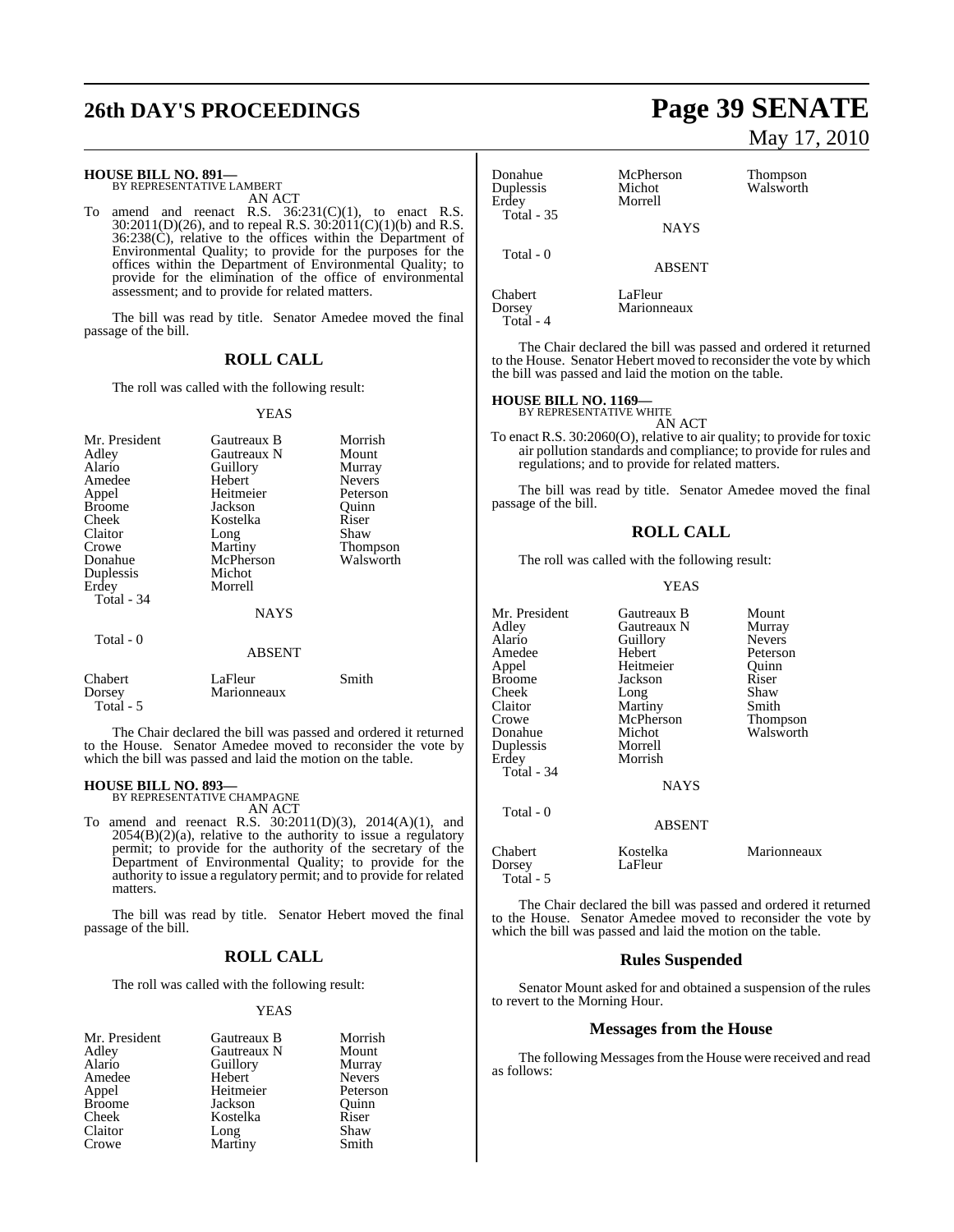**HOUSE BILL NO. 891—**
BY REPRESENTATIVE LAMBERT

AN ACT

To amend and reenact R.S. 36:231(C)(1), to enact R.S. 30:2011(D)(26), and to repeal R.S. 30:2011(C)(1)(b) and R.S. 36:238(C), relative to the offices within the Department of Environmental Quality; to provide for the purposes for the offices within the Department of Environmental Quality; to provide for the elimination of the office of environmental assessment; and to provide for related matters.

The bill was read by title. Senator Amedee moved the final passage of the bill.

## ROLL CALL

The roll was called with the following result:

YEAS

| | | |
|---|---|---|
| Mr. President | Gautreaux B | Morrish |
| Adley | Gautreaux N | Mount |
| Alario | Guillory | Murray |
| Amedee | Hebert | Nevers |
| Appel | Heitmeier | Peterson |
| Broome | Jackson | Quinn |
| Cheek | Kostelka | Riser |
| Claitor | Long | Shaw |
| Crowe | Martiny | Thompson |
| Donahue | McPherson | Walsworth |
| Duplessis | Michot | |
| Erdey | Morrell | |

Total - 34

NAYS

Total - 0

ABSENT

| | | |
|---|---|---|
| Chabert | LaFleur | Smith |
| Dorsey | Marionneaux | |

Total - 5

The Chair declared the bill was passed and ordered it returned to the House. Senator Amedee moved to reconsider the vote by which the bill was passed and laid the motion on the table.

**HOUSE BILL NO. 893—**
BY REPRESENTATIVE CHAMPAGNE

AN ACT

To amend and reenact R.S. 30:2011(D)(3), 2014(A)(1), and 2054(B)(2)(a), relative to the authority to issue a regulatory permit; to provide for the authority of the secretary of the Department of Environmental Quality; to provide for the authority to issue a regulatory permit; and to provide for related matters.

The bill was read by title. Senator Hebert moved the final passage of the bill.

## ROLL CALL

The roll was called with the following result:

YEAS

| | | |
|---|---|---|
| Mr. President | Gautreaux B | Morrish |
| Adley | Gautreaux N | Mount |
| Alario | Guillory | Murray |
| Amedee | Hebert | Nevers |
| Appel | Heitmeier | Peterson |
| Broome | Jackson | Quinn |
| Cheek | Kostelka | Riser |
| Claitor | Long | Shaw |
| Crowe | Martiny | Smith |
| Donahue | McPherson | Thompson |
| Duplessis | Michot | Walsworth |
| Erdey | Morrell | |

Total - 35

NAYS

Total - 0

ABSENT

| | |
|---|---|
| Chabert | LaFleur |
| Dorsey | Marionneaux |

Total - 4

The Chair declared the bill was passed and ordered it returned to the House. Senator Hebert moved to reconsider the vote by which the bill was passed and laid the motion on the table.

**HOUSE BILL NO. 1169—**
BY REPRESENTATIVE WHITE

AN ACT

To enact R.S. 30:2060(O), relative to air quality; to provide for toxic air pollution standards and compliance; to provide for rules and regulations; and to provide for related matters.

The bill was read by title. Senator Amedee moved the final passage of the bill.

## ROLL CALL

The roll was called with the following result:

YEAS

| | | |
|---|---|---|
| Mr. President | Gautreaux B | Mount |
| Adley | Gautreaux N | Murray |
| Alario | Guillory | Nevers |
| Amedee | Hebert | Peterson |
| Appel | Heitmeier | Quinn |
| Broome | Jackson | Riser |
| Cheek | Long | Shaw |
| Claitor | Martiny | Smith |
| Crowe | McPherson | Thompson |
| Donahue | Michot | Walsworth |
| Duplessis | Morrell | |
| Erdey | Morrish | |

Total - 34

NAYS

Total - 0

ABSENT

| | | |
|---|---|---|
| Chabert | Kostelka | Marionneaux |
| Dorsey | LaFleur | |

Total - 5

The Chair declared the bill was passed and ordered it returned to the House. Senator Amedee moved to reconsider the vote by which the bill was passed and laid the motion on the table.

## Rules Suspended

Senator Mount asked for and obtained a suspension of the rules to revert to the Morning Hour.

## Messages from the House

The following Messages from the House were received and read as follows: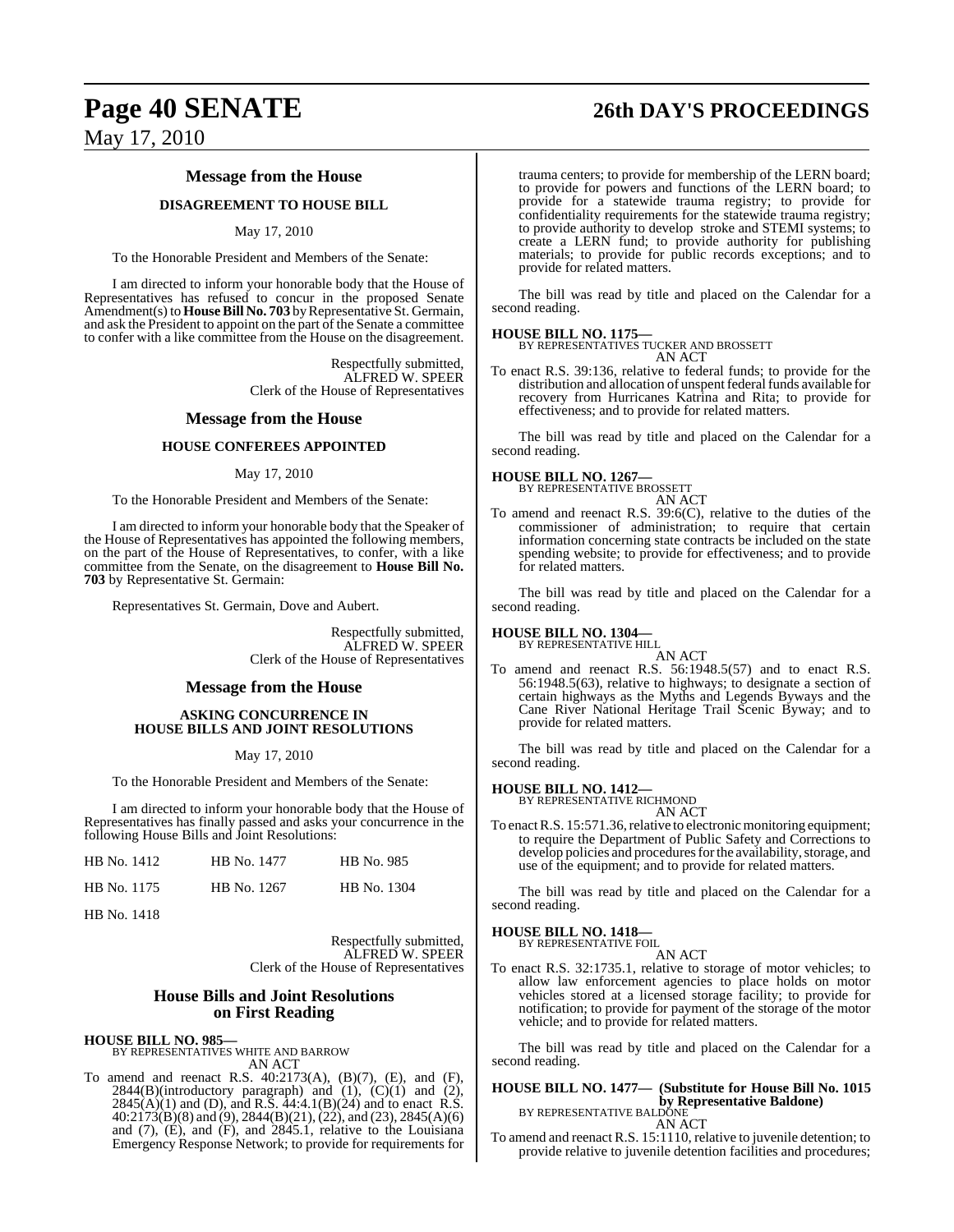## Message from the House

### DISAGREEMENT TO HOUSE BILL

May 17, 2010

To the Honorable President and Members of the Senate:

I am directed to inform your honorable body that the House of Representatives has refused to concur in the proposed Senate Amendment(s) to **House Bill No. 703** by Representative St. Germain, and ask the President to appoint on the part of the Senate a committee to confer with a like committee from the House on the disagreement.

Respectfully submitted,
ALFRED W. SPEER
Clerk of the House of Representatives

## Message from the House

### HOUSE CONFEREES APPOINTED

May 17, 2010

To the Honorable President and Members of the Senate:

I am directed to inform your honorable body that the Speaker of the House of Representatives has appointed the following members, on the part of the House of Representatives, to confer, with a like committee from the Senate, on the disagreement to **House Bill No. 703** by Representative St. Germain:

Representatives St. Germain, Dove and Aubert.

Respectfully submitted,
ALFRED W. SPEER
Clerk of the House of Representatives

## Message from the House

### ASKING CONCURRENCE IN HOUSE BILLS AND JOINT RESOLUTIONS

May 17, 2010

To the Honorable President and Members of the Senate:

I am directed to inform your honorable body that the House of Representatives has finally passed and asks your concurrence in the following House Bills and Joint Resolutions:

| | | |
|---|---|---|
| HB No. 1412 | HB No. 1477 | HB No. 985 |
| HB No. 1175 | HB No. 1267 | HB No. 1304 |
| HB No. 1418 | | |

Respectfully submitted,
ALFRED W. SPEER
Clerk of the House of Representatives

## House Bills and Joint Resolutions on First Reading

**HOUSE BILL NO. 985—**
BY REPRESENTATIVES WHITE AND BARROW
AN ACT

To amend and reenact R.S. 40:2173(A), (B)(7), (E), and (F), 2844(B)(introductory paragraph) and (1), (C)(1) and (2), 2845(A)(1) and (D), and R.S. 44:4.1(B)(24) and to enact R.S. 40:2173(B)(8) and (9), 2844(B)(21), (22), and (23), 2845(A)(6) and (7), (E), and (F), and 2845.1, relative to the Louisiana Emergency Response Network; to provide for requirements for trauma centers; to provide for membership of the LERN board; to provide for powers and functions of the LERN board; to provide for a statewide trauma registry; to provide for confidentiality requirements for the statewide trauma registry; to provide authority to develop stroke and STEMI systems; to create a LERN fund; to provide authority for publishing materials; to provide for public records exceptions; and to provide for related matters.

The bill was read by title and placed on the Calendar for a second reading.

**HOUSE BILL NO. 1175—**
BY REPRESENTATIVES TUCKER AND BROSSETT
AN ACT

To enact R.S. 39:136, relative to federal funds; to provide for the distribution and allocation of unspent federal funds available for recovery from Hurricanes Katrina and Rita; to provide for effectiveness; and to provide for related matters.

The bill was read by title and placed on the Calendar for a second reading.

**HOUSE BILL NO. 1267—**
BY REPRESENTATIVE BROSSETT
AN ACT

To amend and reenact R.S. 39:6(C), relative to the duties of the commissioner of administration; to require that certain information concerning state contracts be included on the state spending website; to provide for effectiveness; and to provide for related matters.

The bill was read by title and placed on the Calendar for a second reading.

**HOUSE BILL NO. 1304—**
BY REPRESENTATIVE HILL
AN ACT

To amend and reenact R.S. 56:1948.5(57) and to enact R.S. 56:1948.5(63), relative to highways; to designate a section of certain highways as the Myths and Legends Byways and the Cane River National Heritage Trail Scenic Byway; and to provide for related matters.

The bill was read by title and placed on the Calendar for a second reading.

**HOUSE BILL NO. 1412—**
BY REPRESENTATIVE RICHMOND
AN ACT

To enact R.S. 15:571.36, relative to electronic monitoring equipment; to require the Department of Public Safety and Corrections to develop policies and procedures for the availability, storage, and use of the equipment; and to provide for related matters.

The bill was read by title and placed on the Calendar for a second reading.

**HOUSE BILL NO. 1418—**
BY REPRESENTATIVE FOIL
AN ACT

To enact R.S. 32:1735.1, relative to storage of motor vehicles; to allow law enforcement agencies to place holds on motor vehicles stored at a licensed storage facility; to provide for notification; to provide for payment of the storage of the motor vehicle; and to provide for related matters.

The bill was read by title and placed on the Calendar for a second reading.

**HOUSE BILL NO. 1477— (Substitute for House Bill No. 1015 by Representative Baldone)**
BY REPRESENTATIVE BALDONE
AN ACT

To amend and reenact R.S. 15:1110, relative to juvenile detention; to provide relative to juvenile detention facilities and procedures;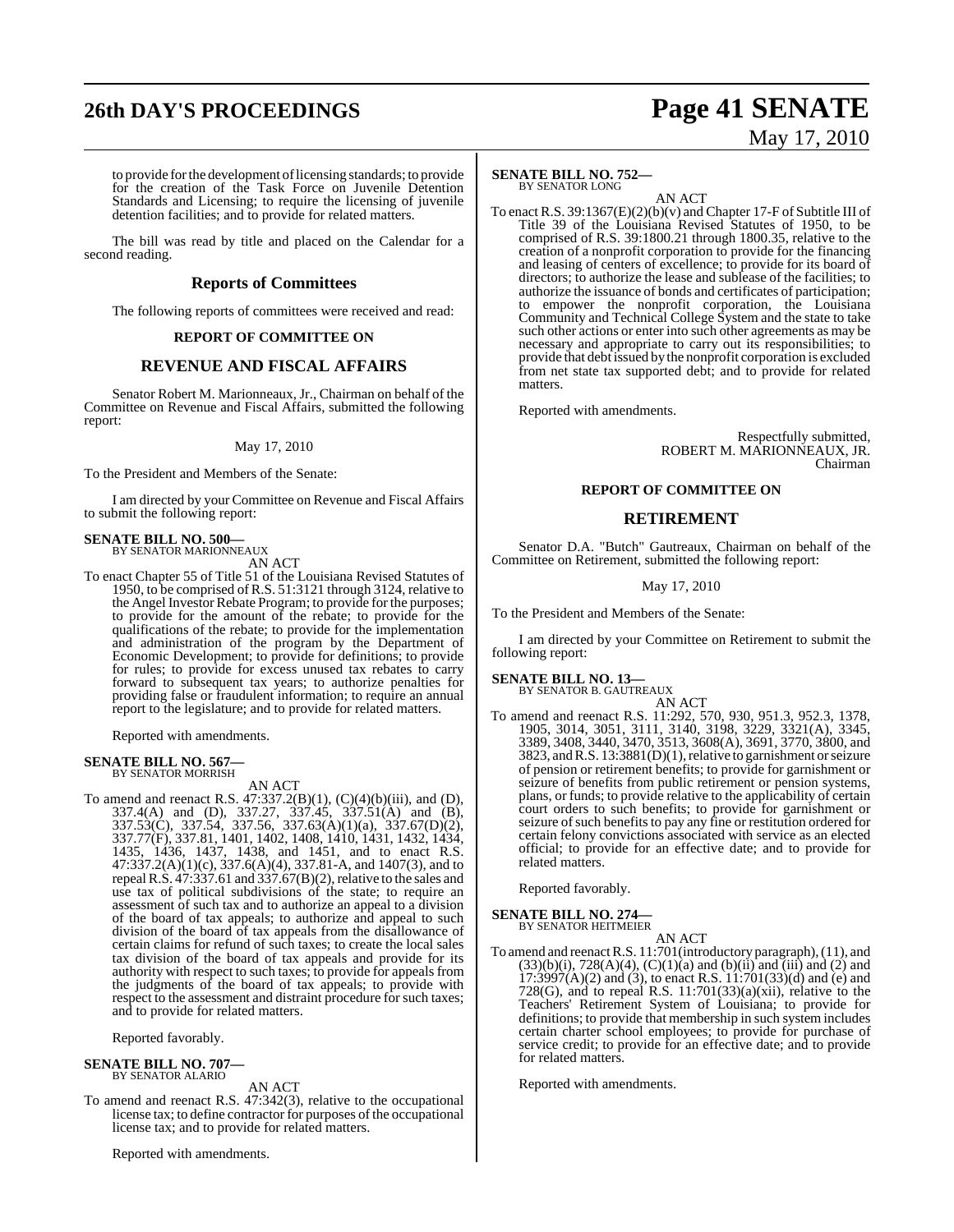to provide for the development of licensing standards; to provide for the creation of the Task Force on Juvenile Detention Standards and Licensing; to require the licensing of juvenile detention facilities; and to provide for related matters.

The bill was read by title and placed on the Calendar for a second reading.

## Reports of Committees

The following reports of committees were received and read:

### REPORT OF COMMITTEE ON

## REVENUE AND FISCAL AFFAIRS

Senator Robert M. Marionneaux, Jr., Chairman on behalf of the Committee on Revenue and Fiscal Affairs, submitted the following report:

May 17, 2010

To the President and Members of the Senate:

I am directed by your Committee on Revenue and Fiscal Affairs to submit the following report:

**SENATE BILL NO. 500—**
BY SENATOR MARIONNEAUX

AN ACT

To enact Chapter 55 of Title 51 of the Louisiana Revised Statutes of 1950, to be comprised of R.S. 51:3121 through 3124, relative to the Angel Investor Rebate Program; to provide for the purposes; to provide for the amount of the rebate; to provide for the qualifications of the rebate; to provide for the implementation and administration of the program by the Department of Economic Development; to provide for definitions; to provide for rules; to provide for excess unused tax rebates to carry forward to subsequent tax years; to authorize penalties for providing false or fraudulent information; to require an annual report to the legislature; and to provide for related matters.

Reported with amendments.

**SENATE BILL NO. 567—**
BY SENATOR MORRISH

AN ACT

To amend and reenact R.S. 47:337.2(B)(1), (C)(4)(b)(iii), and (D), 337.4(A) and (D), 337.27, 337.45, 337.51(A) and (B), 337.53(C), 337.54, 337.56, 337.63(A)(1)(a), 337.67(D)(2), 337.77(F), 337.81, 1401, 1402, 1408, 1410, 1431, 1432, 1434, 1435, 1436, 1437, 1438, and 1451, and to enact R.S. 47:337.2(A)(1)(c), 337.6(A)(4), 337.81-A, and 1407(3), and to repeal R.S. 47:337.61 and 337.67(B)(2), relative to the sales and use tax of political subdivisions of the state; to require an assessment of such tax and to authorize an appeal to a division of the board of tax appeals; to authorize and appeal to such division of the board of tax appeals from the disallowance of certain claims for refund of such taxes; to create the local sales tax division of the board of tax appeals and provide for its authority with respect to such taxes; to provide for appeals from the judgments of the board of tax appeals; to provide with respect to the assessment and distraint procedure for such taxes; and to provide for related matters.

Reported favorably.

**SENATE BILL NO. 707—**
BY SENATOR ALARIO

AN ACT

To amend and reenact R.S. 47:342(3), relative to the occupational license tax; to define contractor for purposes of the occupational license tax; and to provide for related matters.

Reported with amendments.

**SENATE BILL NO. 752—**
BY SENATOR LONG

AN ACT

To enact R.S. 39:1367(E)(2)(b)(v) and Chapter 17-F of Subtitle III of Title 39 of the Louisiana Revised Statutes of 1950, to be comprised of R.S. 39:1800.21 through 1800.35, relative to the creation of a nonprofit corporation to provide for the financing and leasing of centers of excellence; to provide for its board of directors; to authorize the lease and sublease of the facilities; to authorize the issuance of bonds and certificates of participation; to empower the nonprofit corporation, the Louisiana Community and Technical College System and the state to take such other actions or enter into such other agreements as may be necessary and appropriate to carry out its responsibilities; to provide that debt issued by the nonprofit corporation is excluded from net state tax supported debt; and to provide for related matters.

Reported with amendments.

Respectfully submitted,
ROBERT M. MARIONNEAUX, JR.
Chairman

### REPORT OF COMMITTEE ON

## RETIREMENT

Senator D.A. "Butch" Gautreaux, Chairman on behalf of the Committee on Retirement, submitted the following report:

May 17, 2010

To the President and Members of the Senate:

I am directed by your Committee on Retirement to submit the following report:

**SENATE BILL NO. 13—**
BY SENATOR B. GAUTREAUX

AN ACT

To amend and reenact R.S. 11:292, 570, 930, 951.3, 952.3, 1378, 1905, 3014, 3051, 3111, 3140, 3198, 3229, 3321(A), 3345, 3389, 3408, 3440, 3470, 3513, 3608(A), 3691, 3770, 3800, and 3823, and R.S. 13:3881(D)(1), relative to garnishment or seizure of pension or retirement benefits; to provide for garnishment or seizure of benefits from public retirement or pension systems, plans, or funds; to provide relative to the applicability of certain court orders to such benefits; to provide for garnishment or seizure of such benefits to pay any fine or restitution ordered for certain felony convictions associated with service as an elected official; to provide for an effective date; and to provide for related matters.

Reported favorably.

**SENATE BILL NO. 274—**
BY SENATOR HEITMEIER

AN ACT

To amend and reenact R.S. 11:701(introductory paragraph), (11), and (33)(b)(i), 728(A)(4), (C)(1)(a) and (b)(ii) and (iii) and (2) and 17:3997(A)(2) and (3), to enact R.S. 11:701(33)(d) and (e) and 728(G), and to repeal R.S. 11:701(33)(a)(xii), relative to the Teachers' Retirement System of Louisiana; to provide for definitions; to provide that membership in such system includes certain charter school employees; to provide for purchase of service credit; to provide for an effective date; and to provide for related matters.

Reported with amendments.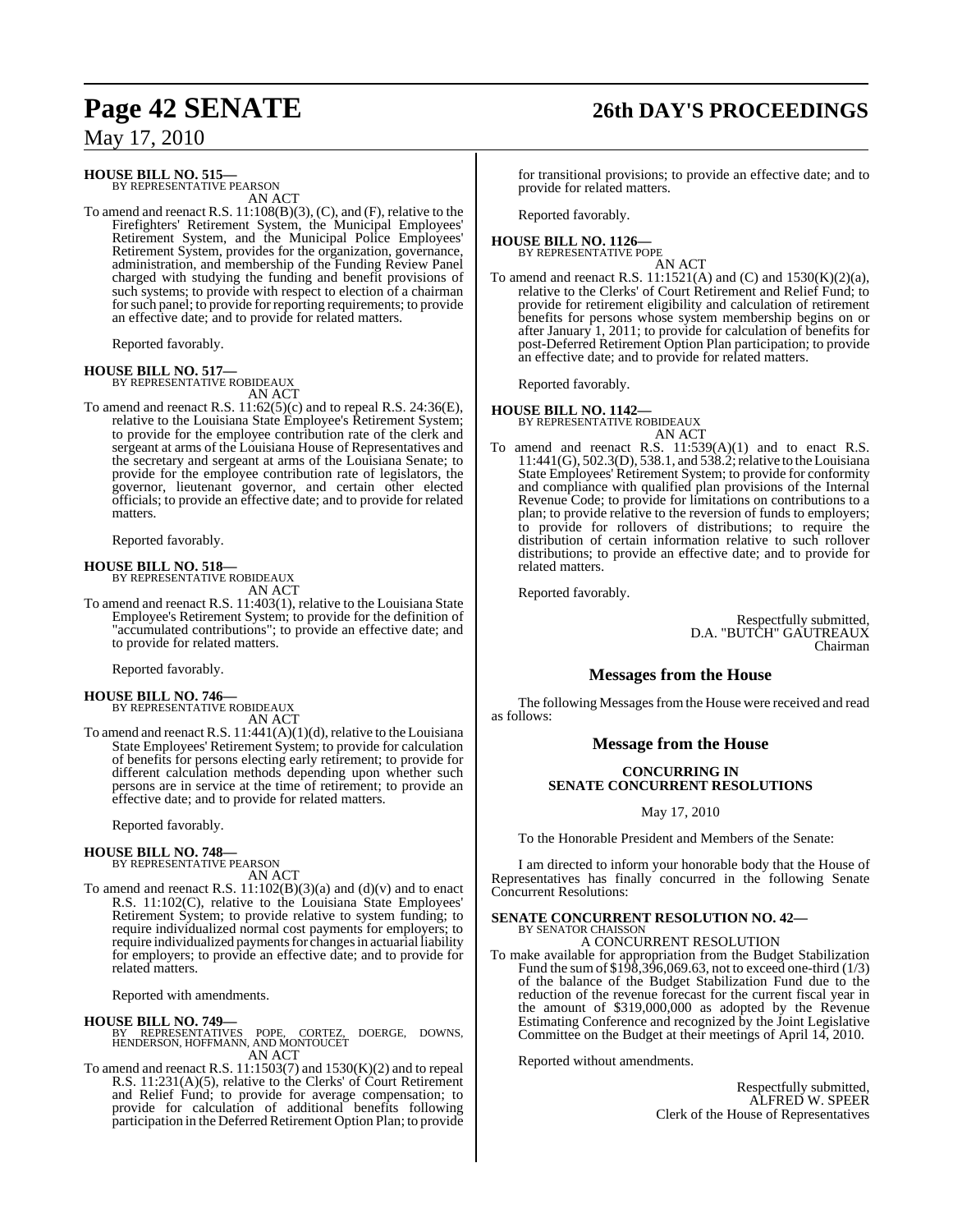**HOUSE BILL NO. 515—**
BY REPRESENTATIVE PEARSON
AN ACT

To amend and reenact R.S. 11:108(B)(3), (C), and (F), relative to the Firefighters' Retirement System, the Municipal Employees' Retirement System, and the Municipal Police Employees' Retirement System, provides for the organization, governance, administration, and membership of the Funding Review Panel charged with studying the funding and benefit provisions of such systems; to provide with respect to election of a chairman for such panel; to provide for reporting requirements; to provide an effective date; and to provide for related matters.

Reported favorably.

**HOUSE BILL NO. 517—**
BY REPRESENTATIVE ROBIDEAUX
AN ACT

To amend and reenact R.S. 11:62(5)(c) and to repeal R.S. 24:36(E), relative to the Louisiana State Employee's Retirement System; to provide for the employee contribution rate of the clerk and sergeant at arms of the Louisiana House of Representatives and the secretary and sergeant at arms of the Louisiana Senate; to provide for the employee contribution rate of legislators, the governor, lieutenant governor, and certain other elected officials; to provide an effective date; and to provide for related matters.

Reported favorably.

**HOUSE BILL NO. 518—**
BY REPRESENTATIVE ROBIDEAUX
AN ACT

To amend and reenact R.S. 11:403(1), relative to the Louisiana State Employee's Retirement System; to provide for the definition of "accumulated contributions"; to provide an effective date; and to provide for related matters.

Reported favorably.

**HOUSE BILL NO. 746—**
BY REPRESENTATIVE ROBIDEAUX
AN ACT

To amend and reenact R.S. 11:441(A)(1)(d), relative to the Louisiana State Employees' Retirement System; to provide for calculation of benefits for persons electing early retirement; to provide for different calculation methods depending upon whether such persons are in service at the time of retirement; to provide an effective date; and to provide for related matters.

Reported favorably.

**HOUSE BILL NO. 748—**
BY REPRESENTATIVE PEARSON
AN ACT

To amend and reenact R.S. 11:102(B)(3)(a) and (d)(v) and to enact R.S. 11:102(C), relative to the Louisiana State Employees' Retirement System; to provide relative to system funding; to require individualized normal cost payments for employers; to require individualized payments for changes in actuarial liability for employers; to provide an effective date; and to provide for related matters.

Reported with amendments.

**HOUSE BILL NO. 749—**
BY REPRESENTATIVES POPE, CORTEZ, DOERGE, DOWNS, HENDERSON, HOFFMANN, AND MONTOUCET
AN ACT

To amend and reenact R.S. 11:1503(7) and 1530(K)(2) and to repeal R.S. 11:231(A)(5), relative to the Clerks' of Court Retirement and Relief Fund; to provide for average compensation; to provide for calculation of additional benefits following participation in the Deferred Retirement Option Plan; to provide for transitional provisions; to provide an effective date; and to provide for related matters.

Reported favorably.

**HOUSE BILL NO. 1126—**
BY REPRESENTATIVE POPE
AN ACT

To amend and reenact R.S. 11:1521(A) and (C) and 1530(K)(2)(a), relative to the Clerks' of Court Retirement and Relief Fund; to provide for retirement eligibility and calculation of retirement benefits for persons whose system membership begins on or after January 1, 2011; to provide for calculation of benefits for post-Deferred Retirement Option Plan participation; to provide an effective date; and to provide for related matters.

Reported favorably.

**HOUSE BILL NO. 1142—**
BY REPRESENTATIVE ROBIDEAUX
AN ACT

To amend and reenact R.S. 11:539(A)(1) and to enact R.S. 11:441(G), 502.3(D), 538.1, and 538.2; relative to the Louisiana State Employees' Retirement System; to provide for conformity and compliance with qualified plan provisions of the Internal Revenue Code; to provide for limitations on contributions to a plan; to provide relative to the reversion of funds to employers; to provide for rollovers of distributions; to require the distribution of certain information relative to such rollover distributions; to provide an effective date; and to provide for related matters.

Reported favorably.

Respectfully submitted,
D.A. "BUTCH" GAUTREAUX
Chairman

## Messages from the House

The following Messages from the House were received and read as follows:

## Message from the House

### CONCURRING IN SENATE CONCURRENT RESOLUTIONS

May 17, 2010

To the Honorable President and Members of the Senate:

I am directed to inform your honorable body that the House of Representatives has finally concurred in the following Senate Concurrent Resolutions:

**SENATE CONCURRENT RESOLUTION NO. 42—**
BY SENATOR CHAISSON
A CONCURRENT RESOLUTION

To make available for appropriation from the Budget Stabilization Fund the sum of $198,396,069.63, not to exceed one-third (1/3) of the balance of the Budget Stabilization Fund due to the reduction of the revenue forecast for the current fiscal year in the amount of $319,000,000 as adopted by the Revenue Estimating Conference and recognized by the Joint Legislative Committee on the Budget at their meetings of April 14, 2010.

Reported without amendments.

Respectfully submitted,
ALFRED W. SPEER
Clerk of the House of Representatives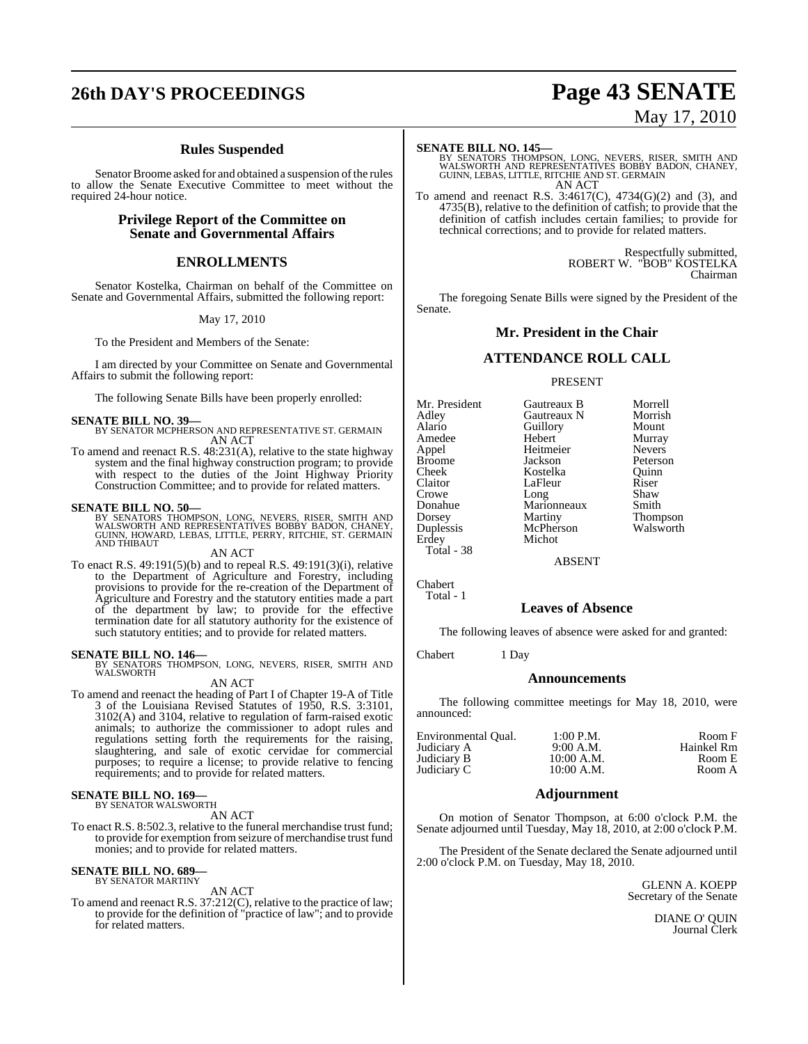## Rules Suspended

Senator Broome asked for and obtained a suspension of the rules to allow the Senate Executive Committee to meet without the required 24-hour notice.

## Privilege Report of the Committee on Senate and Governmental Affairs

## ENROLLMENTS

Senator Kostelka, Chairman on behalf of the Committee on Senate and Governmental Affairs, submitted the following report:

May 17, 2010

To the President and Members of the Senate:

I am directed by your Committee on Senate and Governmental Affairs to submit the following report:

The following Senate Bills have been properly enrolled:

**SENATE BILL NO. 39—**
BY SENATOR MCPHERSON AND REPRESENTATIVE ST. GERMAIN
AN ACT

To amend and reenact R.S. 48:231(A), relative to the state highway system and the final highway construction program; to provide with respect to the duties of the Joint Highway Priority Construction Committee; and to provide for related matters.

**SENATE BILL NO. 50—**
BY SENATORS THOMPSON, LONG, NEVERS, RISER, SMITH AND WALSWORTH AND REPRESENTATIVES BOBBY BADON, CHANEY, GUINN, HOWARD, LEBAS, LITTLE, PERRY, RITCHIE, ST. GERMAIN AND THIBAUT
AN ACT

To enact R.S. 49:191(5)(b) and to repeal R.S. 49:191(3)(i), relative to the Department of Agriculture and Forestry, including provisions to provide for the re-creation of the Department of Agriculture and Forestry and the statutory entities made a part of the department by law; to provide for the effective termination date for all statutory authority for the existence of such statutory entities; and to provide for related matters.

**SENATE BILL NO. 146—**
BY SENATORS THOMPSON, LONG, NEVERS, RISER, SMITH AND WALSWORTH
AN ACT

To amend and reenact the heading of Part I of Chapter 19-A of Title 3 of the Louisiana Revised Statutes of 1950, R.S. 3:3101, 3102(A) and 3104, relative to regulation of farm-raised exotic animals; to authorize the commissioner to adopt rules and regulations setting forth the requirements for the raising, slaughtering, and sale of exotic cervidae for commercial purposes; to require a license; to provide relative to fencing requirements; and to provide for related matters.

**SENATE BILL NO. 169—**
BY SENATOR WALSWORTH
AN ACT

To enact R.S. 8:502.3, relative to the funeral merchandise trust fund; to provide for exemption from seizure of merchandise trust fund monies; and to provide for related matters.

**SENATE BILL NO. 689—**
BY SENATOR MARTINY
AN ACT

To amend and reenact R.S. 37:212(C), relative to the practice of law; to provide for the definition of "practice of law"; and to provide for related matters.

**SENATE BILL NO. 145—**
BY SENATORS THOMPSON, LONG, NEVERS, RISER, SMITH AND WALSWORTH AND REPRESENTATIVES BOBBY BADON, CHANEY, GUINN, LEBAS, LITTLE, RITCHIE AND ST. GERMAIN
AN ACT

To amend and reenact R.S. 3:4617(C), 4734(G)(2) and (3), and 4735(B), relative to the definition of catfish; to provide that the definition of catfish includes certain families; to provide for technical corrections; and to provide for related matters.

Respectfully submitted,
ROBERT W. "BOB" KOSTELKA
Chairman

The foregoing Senate Bills were signed by the President of the Senate.

## Mr. President in the Chair

## ATTENDANCE ROLL CALL

PRESENT

| | | |
|---|---|---|
| Mr. President | Gautreaux B | Morrell |
| Adley | Gautreaux N | Morrish |
| Alario | Guillory | Mount |
| Amedee | Hebert | Murray |
| Appel | Heitmeier | Nevers |
| Broome | Jackson | Peterson |
| Cheek | Kostelka | Quinn |
| Claitor | LaFleur | Riser |
| Crowe | Long | Shaw |
| Donahue | Marionneaux | Smith |
| Dorsey | Martiny | Thompson |
| Duplessis | McPherson | Walsworth |
| Erdey | Michot | |
| Total - 38 | | |

ABSENT

Chabert
Total - 1

## Leaves of Absence

The following leaves of absence were asked for and granted:

Chabert 1 Day

## Announcements

The following committee meetings for May 18, 2010, were announced:

| | | |
|---|---|---|
| Environmental Qual. | 1:00 P.M. | Room F |
| Judiciary A | 9:00 A.M. | Hainkel Rm |
| Judiciary B | 10:00 A.M. | Room E |
| Judiciary C | 10:00 A.M. | Room A |

## Adjournment

On motion of Senator Thompson, at 6:00 o'clock P.M. the Senate adjourned until Tuesday, May 18, 2010, at 2:00 o'clock P.M.

The President of the Senate declared the Senate adjourned until 2:00 o'clock P.M. on Tuesday, May 18, 2010.

GLENN A. KOEPP
Secretary of the Senate

DIANE O' QUIN
Journal Clerk